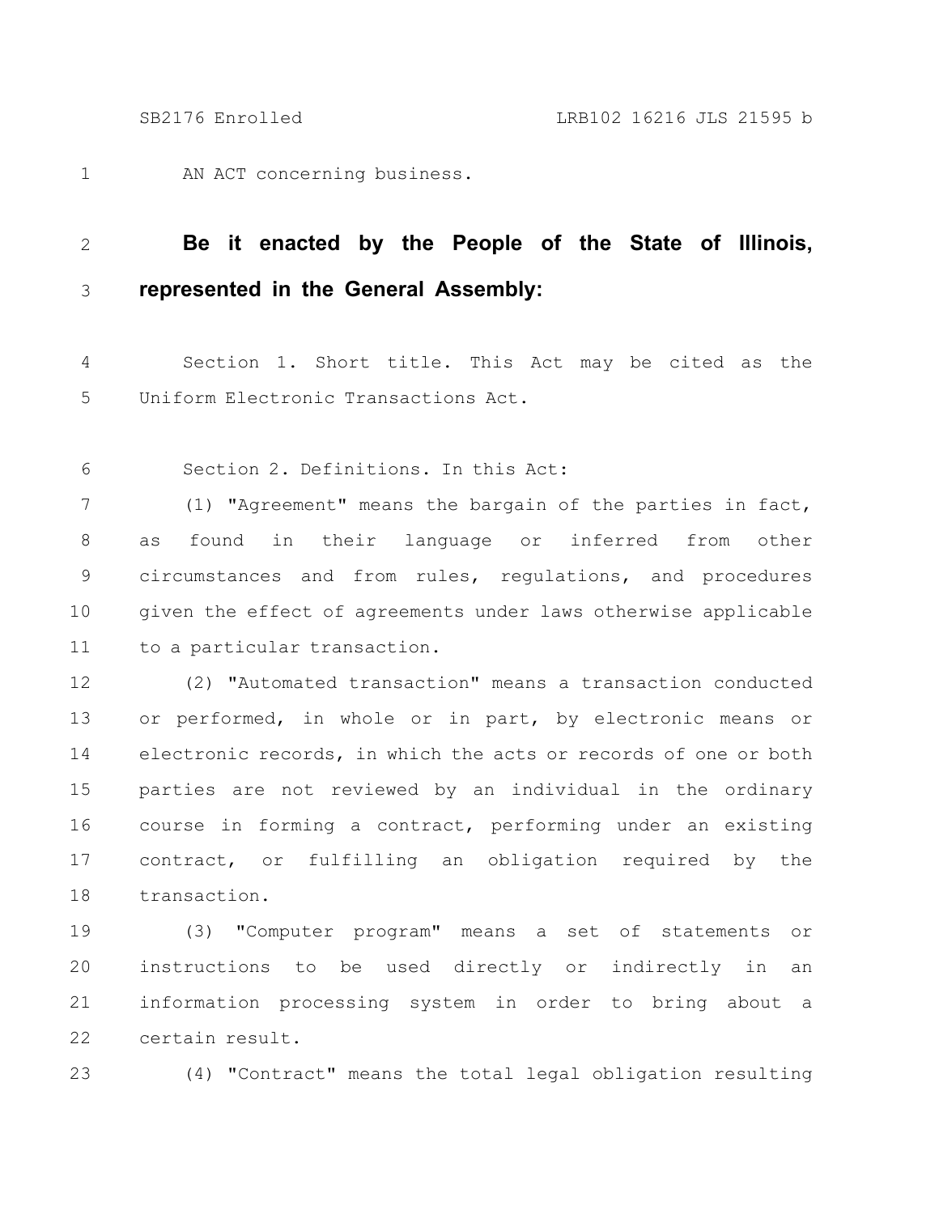AN ACT concerning business.

**Be it enacted by the People of the State of Illinois, represented in the General Assembly:**

Section 1. Short title. This Act may be cited as the Uniform Electronic Transactions Act.

Section 2. Definitions. In this Act:

(1) "Agreement" means the bargain of the parties in fact, as found in their language or inferred from other circumstances and from rules, regulations, and procedures given the effect of agreements under laws otherwise applicable to a particular transaction.

(2) "Automated transaction" means a transaction conducted or performed, in whole or in part, by electronic means or electronic records, in which the acts or records of one or both parties are not reviewed by an individual in the ordinary course in forming a contract, performing under an existing contract, or fulfilling an obligation required by the transaction.

(3) "Computer program" means a set of statements or instructions to be used directly or indirectly in an information processing system in order to bring about a certain result.

(4) "Contract" means the total legal obligation resulting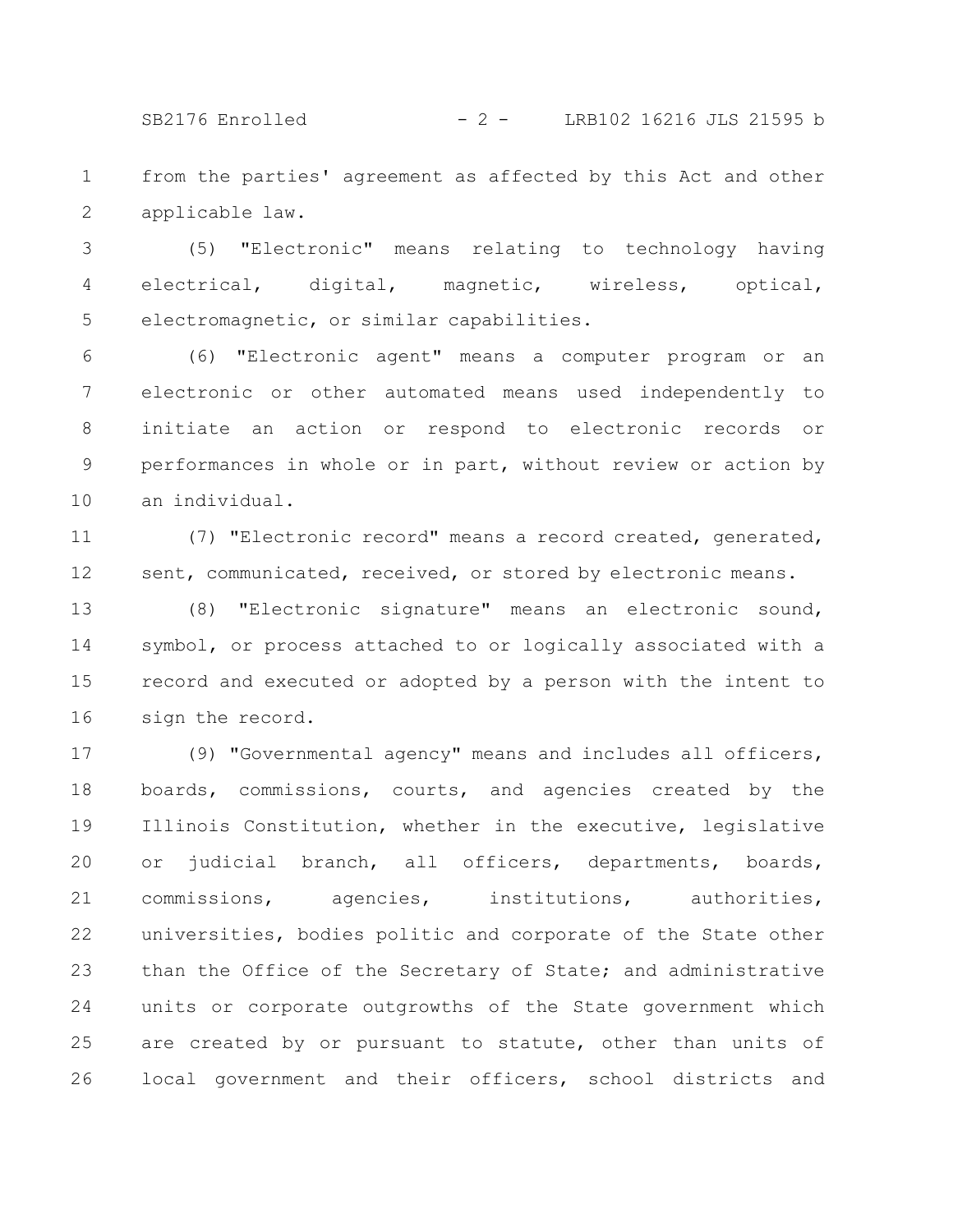from the parties' agreement as affected by this Act and other applicable law.

(5) "Electronic" means relating to technology having electrical, digital, magnetic, wireless, optical, electromagnetic, or similar capabilities.

(6) "Electronic agent" means a computer program or an electronic or other automated means used independently to initiate an action or respond to electronic records or performances in whole or in part, without review or action by an individual.

(7) "Electronic record" means a record created, generated, sent, communicated, received, or stored by electronic means.

(8) "Electronic signature" means an electronic sound, symbol, or process attached to or logically associated with a record and executed or adopted by a person with the intent to sign the record.

(9) "Governmental agency" means and includes all officers, boards, commissions, courts, and agencies created by the Illinois Constitution, whether in the executive, legislative or judicial branch, all officers, departments, boards, commissions, agencies, institutions, authorities, universities, bodies politic and corporate of the State other than the Office of the Secretary of State; and administrative units or corporate outgrowths of the State government which are created by or pursuant to statute, other than units of local government and their officers, school districts and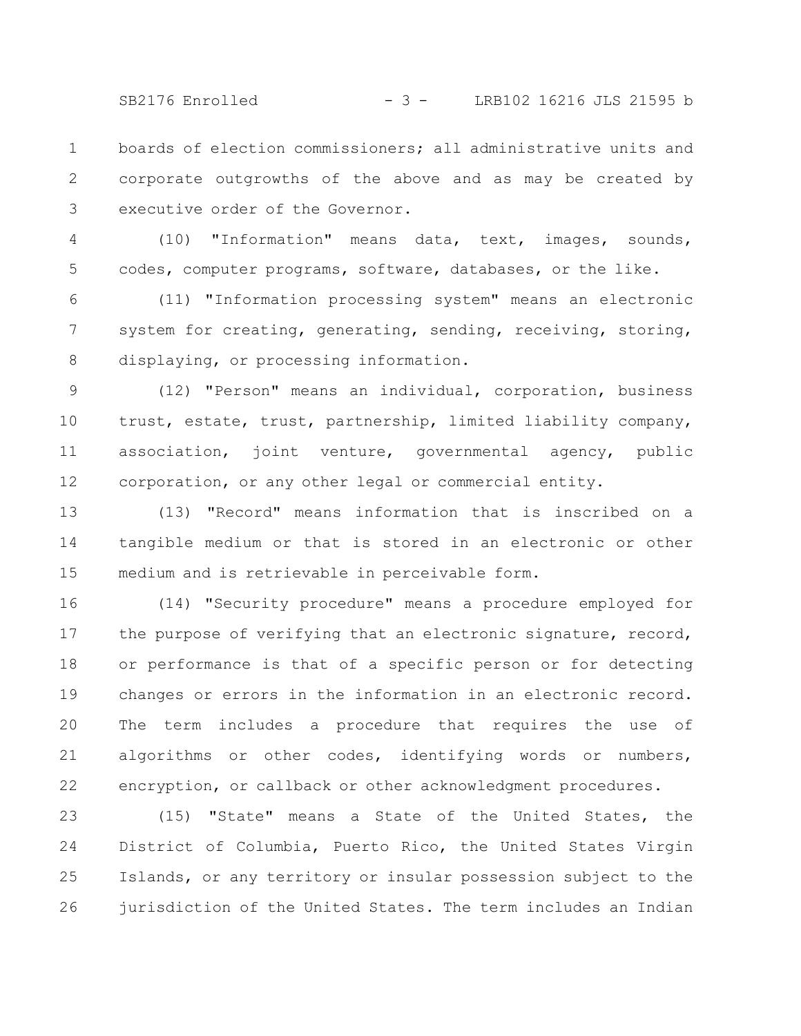boards of election commissioners; all administrative units and corporate outgrowths of the above and as may be created by executive order of the Governor.

(10) "Information" means data, text, images, sounds, codes, computer programs, software, databases, or the like.

(11) "Information processing system" means an electronic system for creating, generating, sending, receiving, storing, displaying, or processing information.

(12) "Person" means an individual, corporation, business trust, estate, trust, partnership, limited liability company, association, joint venture, governmental agency, public corporation, or any other legal or commercial entity.

(13) "Record" means information that is inscribed on a tangible medium or that is stored in an electronic or other medium and is retrievable in perceivable form.

(14) "Security procedure" means a procedure employed for the purpose of verifying that an electronic signature, record, or performance is that of a specific person or for detecting changes or errors in the information in an electronic record. The term includes a procedure that requires the use of algorithms or other codes, identifying words or numbers, encryption, or callback or other acknowledgment procedures.

(15) "State" means a State of the United States, the District of Columbia, Puerto Rico, the United States Virgin Islands, or any territory or insular possession subject to the jurisdiction of the United States. The term includes an Indian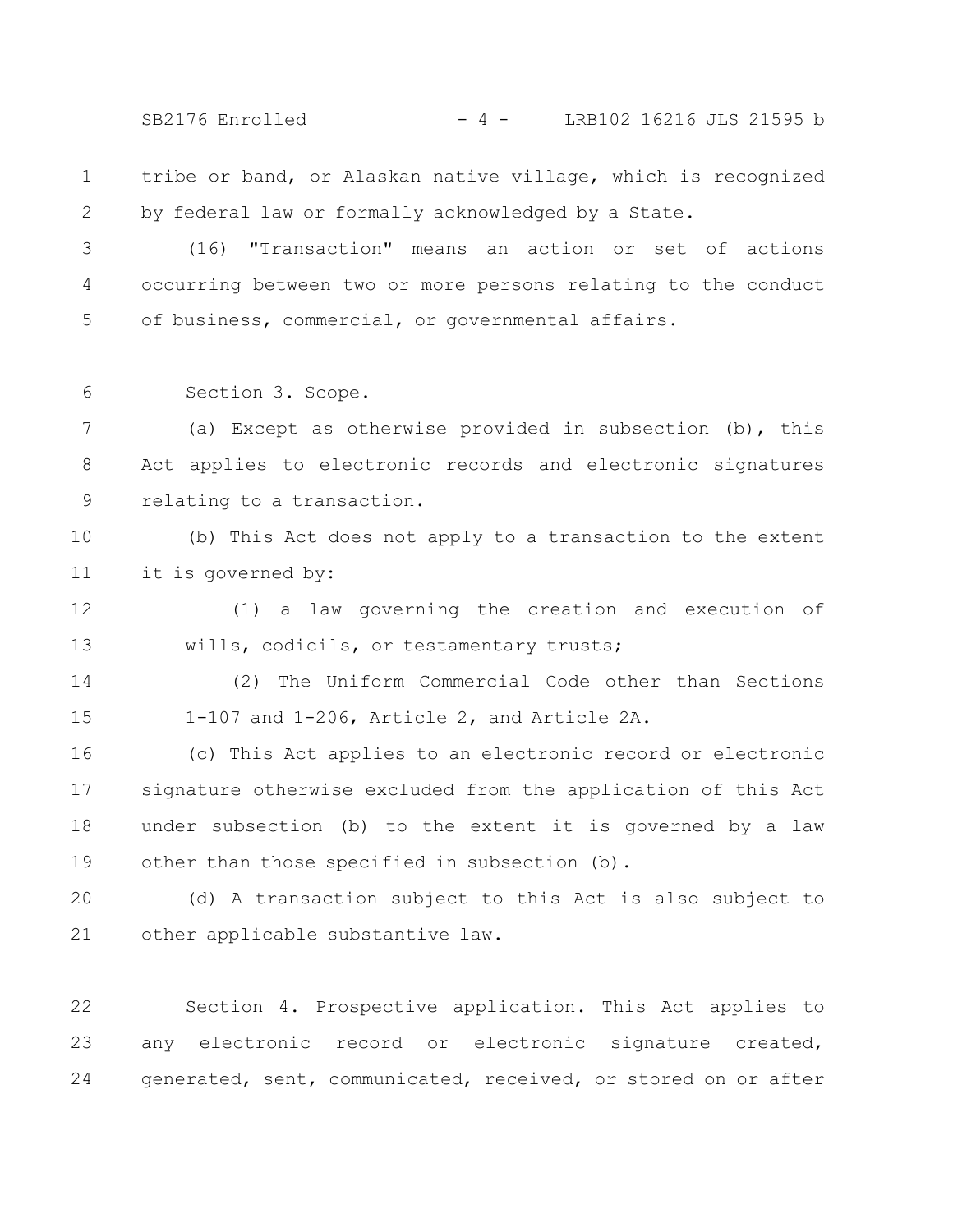tribe or band, or Alaskan native village, which is recognized by federal law or formally acknowledged by a State.

(16) "Transaction" means an action or set of actions occurring between two or more persons relating to the conduct of business, commercial, or governmental affairs.

Section 3. Scope.

(a) Except as otherwise provided in subsection (b), this Act applies to electronic records and electronic signatures relating to a transaction.

(b) This Act does not apply to a transaction to the extent it is governed by:

(1) a law governing the creation and execution of wills, codicils, or testamentary trusts;

(2) The Uniform Commercial Code other than Sections 1-107 and 1-206, Article 2, and Article 2A.

(c) This Act applies to an electronic record or electronic signature otherwise excluded from the application of this Act under subsection (b) to the extent it is governed by a law other than those specified in subsection (b).

(d) A transaction subject to this Act is also subject to other applicable substantive law.

Section 4. Prospective application. This Act applies to any electronic record or electronic signature created, generated, sent, communicated, received, or stored on or after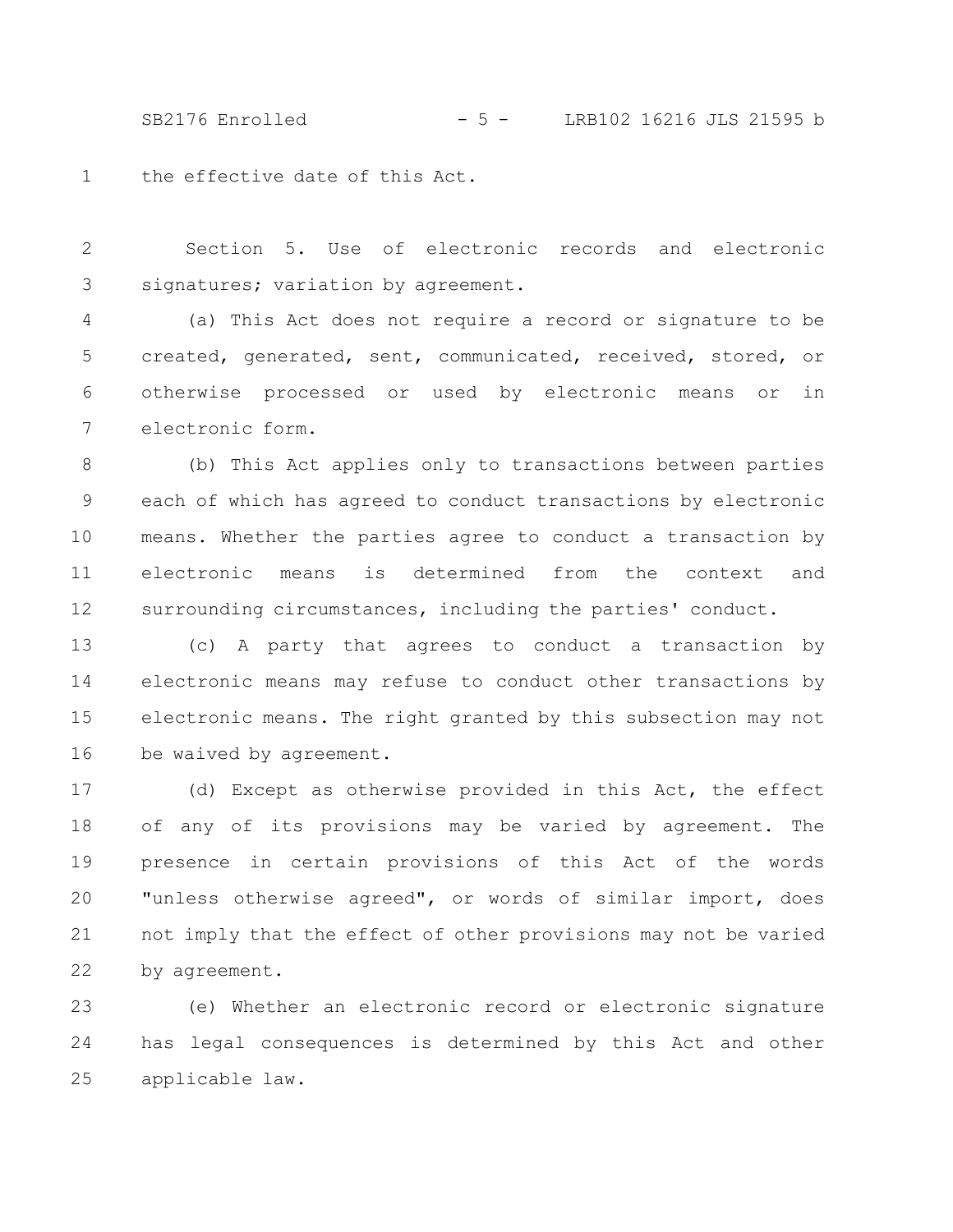the effective date of this Act.

Section 5. Use of electronic records and electronic signatures; variation by agreement.

(a) This Act does not require a record or signature to be created, generated, sent, communicated, received, stored, or otherwise processed or used by electronic means or in electronic form.

(b) This Act applies only to transactions between parties each of which has agreed to conduct transactions by electronic means. Whether the parties agree to conduct a transaction by electronic means is determined from the context and surrounding circumstances, including the parties' conduct.

(c) A party that agrees to conduct a transaction by electronic means may refuse to conduct other transactions by electronic means. The right granted by this subsection may not be waived by agreement.

(d) Except as otherwise provided in this Act, the effect of any of its provisions may be varied by agreement. The presence in certain provisions of this Act of the words "unless otherwise agreed", or words of similar import, does not imply that the effect of other provisions may not be varied by agreement.

(e) Whether an electronic record or electronic signature has legal consequences is determined by this Act and other applicable law.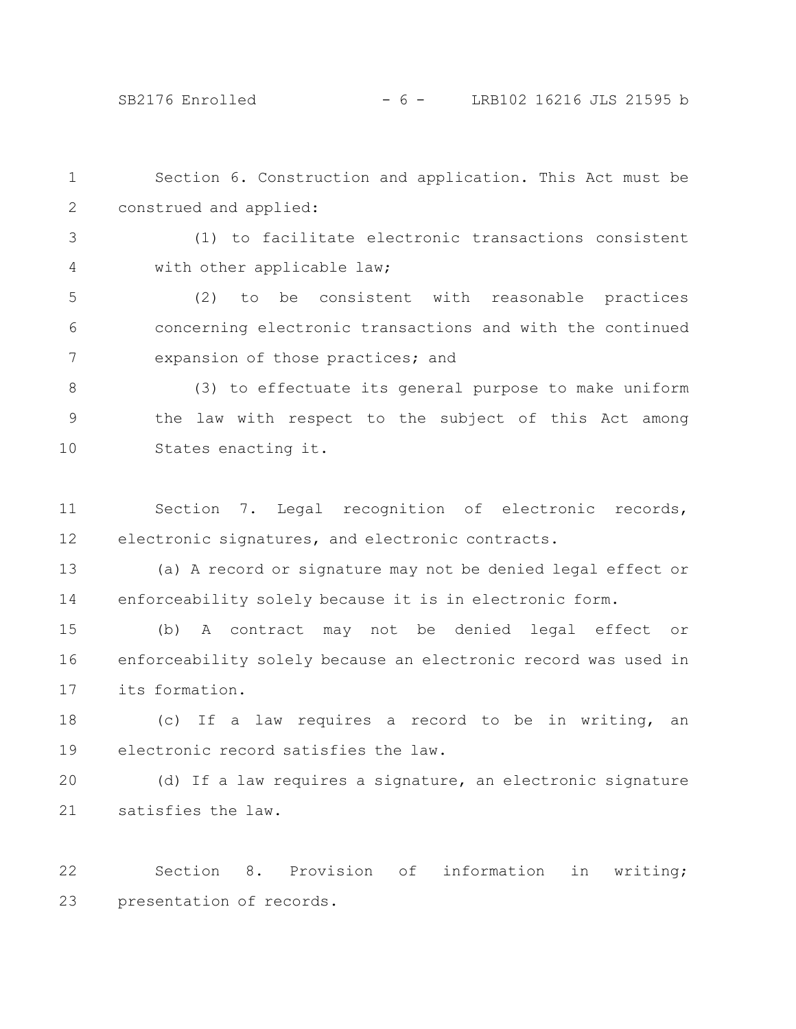Section 6. Construction and application. This Act must be construed and applied:

(1) to facilitate electronic transactions consistent with other applicable law;

(2) to be consistent with reasonable practices concerning electronic transactions and with the continued expansion of those practices; and

(3) to effectuate its general purpose to make uniform the law with respect to the subject of this Act among States enacting it.

Section 7. Legal recognition of electronic records, electronic signatures, and electronic contracts.

(a) A record or signature may not be denied legal effect or enforceability solely because it is in electronic form.

(b) A contract may not be denied legal effect or enforceability solely because an electronic record was used in its formation.

(c) If a law requires a record to be in writing, an electronic record satisfies the law.

(d) If a law requires a signature, an electronic signature satisfies the law.

Section 8. Provision of information in writing; presentation of records.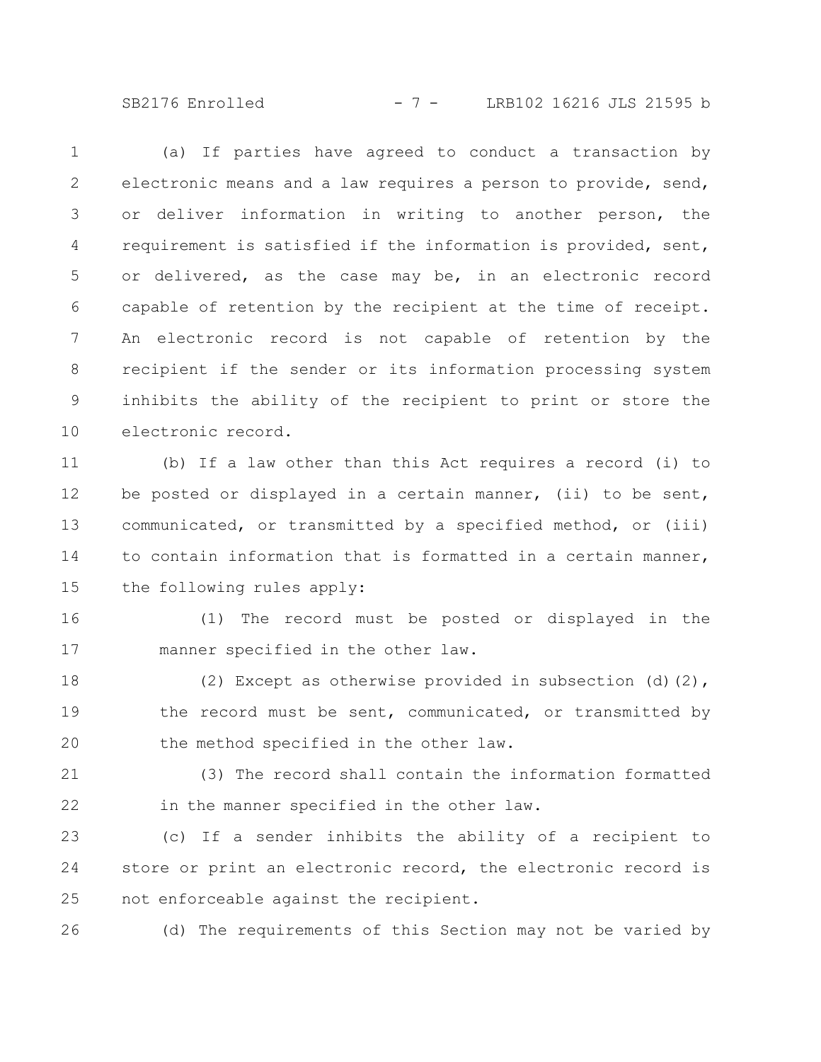(a) If parties have agreed to conduct a transaction by electronic means and a law requires a person to provide, send, or deliver information in writing to another person, the requirement is satisfied if the information is provided, sent, or delivered, as the case may be, in an electronic record capable of retention by the recipient at the time of receipt. An electronic record is not capable of retention by the recipient if the sender or its information processing system inhibits the ability of the recipient to print or store the electronic record.

(b) If a law other than this Act requires a record (i) to be posted or displayed in a certain manner, (ii) to be sent, communicated, or transmitted by a specified method, or (iii) to contain information that is formatted in a certain manner, the following rules apply:

(1) The record must be posted or displayed in the manner specified in the other law.

(2) Except as otherwise provided in subsection (d)(2), the record must be sent, communicated, or transmitted by the method specified in the other law.

(3) The record shall contain the information formatted in the manner specified in the other law.

(c) If a sender inhibits the ability of a recipient to store or print an electronic record, the electronic record is not enforceable against the recipient.

(d) The requirements of this Section may not be varied by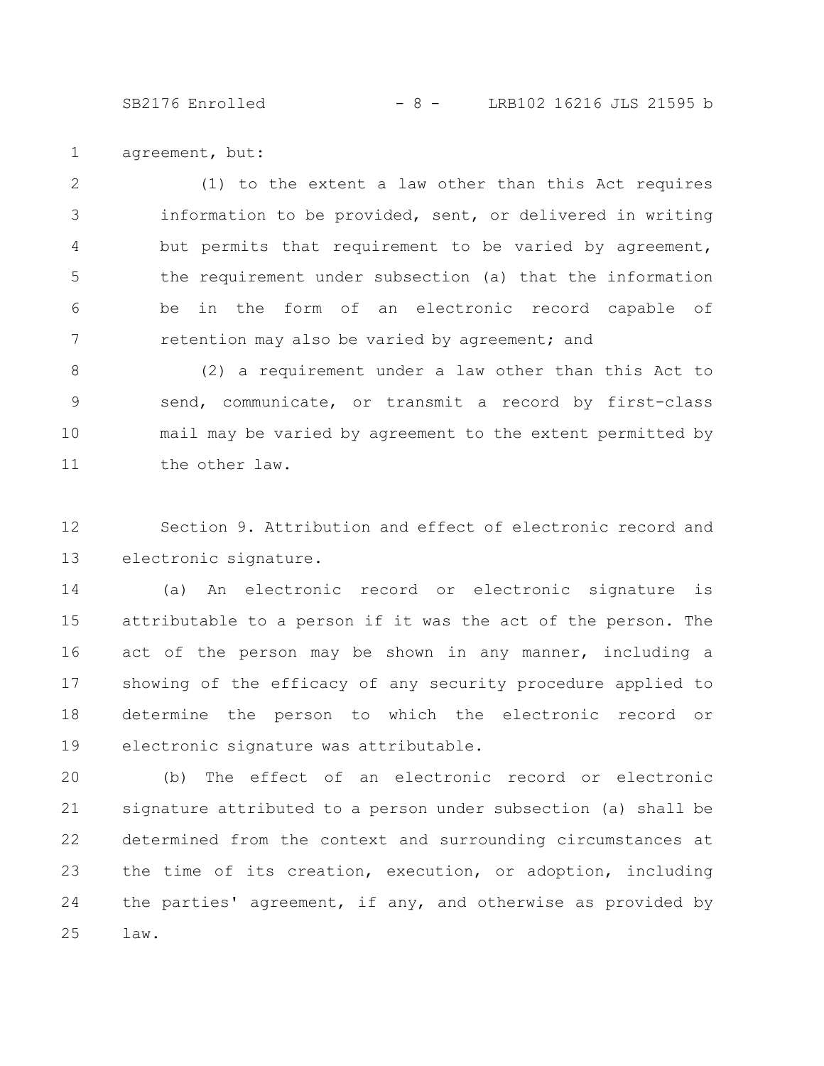agreement, but:

(1) to the extent a law other than this Act requires information to be provided, sent, or delivered in writing but permits that requirement to be varied by agreement, the requirement under subsection (a) that the information be in the form of an electronic record capable of retention may also be varied by agreement; and

(2) a requirement under a law other than this Act to send, communicate, or transmit a record by first-class mail may be varied by agreement to the extent permitted by the other law.

Section 9. Attribution and effect of electronic record and electronic signature.

(a) An electronic record or electronic signature is attributable to a person if it was the act of the person. The act of the person may be shown in any manner, including a showing of the efficacy of any security procedure applied to determine the person to which the electronic record or electronic signature was attributable.

(b) The effect of an electronic record or electronic signature attributed to a person under subsection (a) shall be determined from the context and surrounding circumstances at the time of its creation, execution, or adoption, including the parties' agreement, if any, and otherwise as provided by law.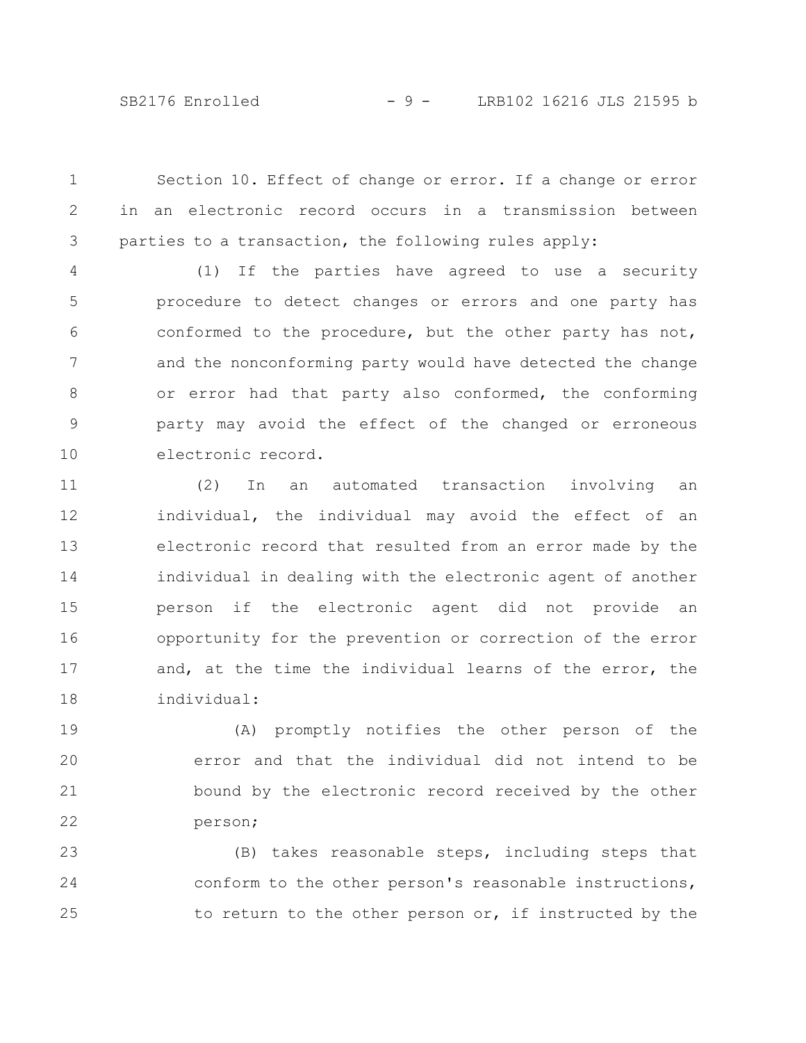Section 10. Effect of change or error. If a change or error in an electronic record occurs in a transmission between parties to a transaction, the following rules apply:

(1) If the parties have agreed to use a security procedure to detect changes or errors and one party has conformed to the procedure, but the other party has not, and the nonconforming party would have detected the change or error had that party also conformed, the conforming party may avoid the effect of the changed or erroneous electronic record.

(2) In an automated transaction involving an individual, the individual may avoid the effect of an electronic record that resulted from an error made by the individual in dealing with the electronic agent of another person if the electronic agent did not provide an opportunity for the prevention or correction of the error and, at the time the individual learns of the error, the individual:

(A) promptly notifies the other person of the error and that the individual did not intend to be bound by the electronic record received by the other person;

(B) takes reasonable steps, including steps that conform to the other person's reasonable instructions, to return to the other person or, if instructed by the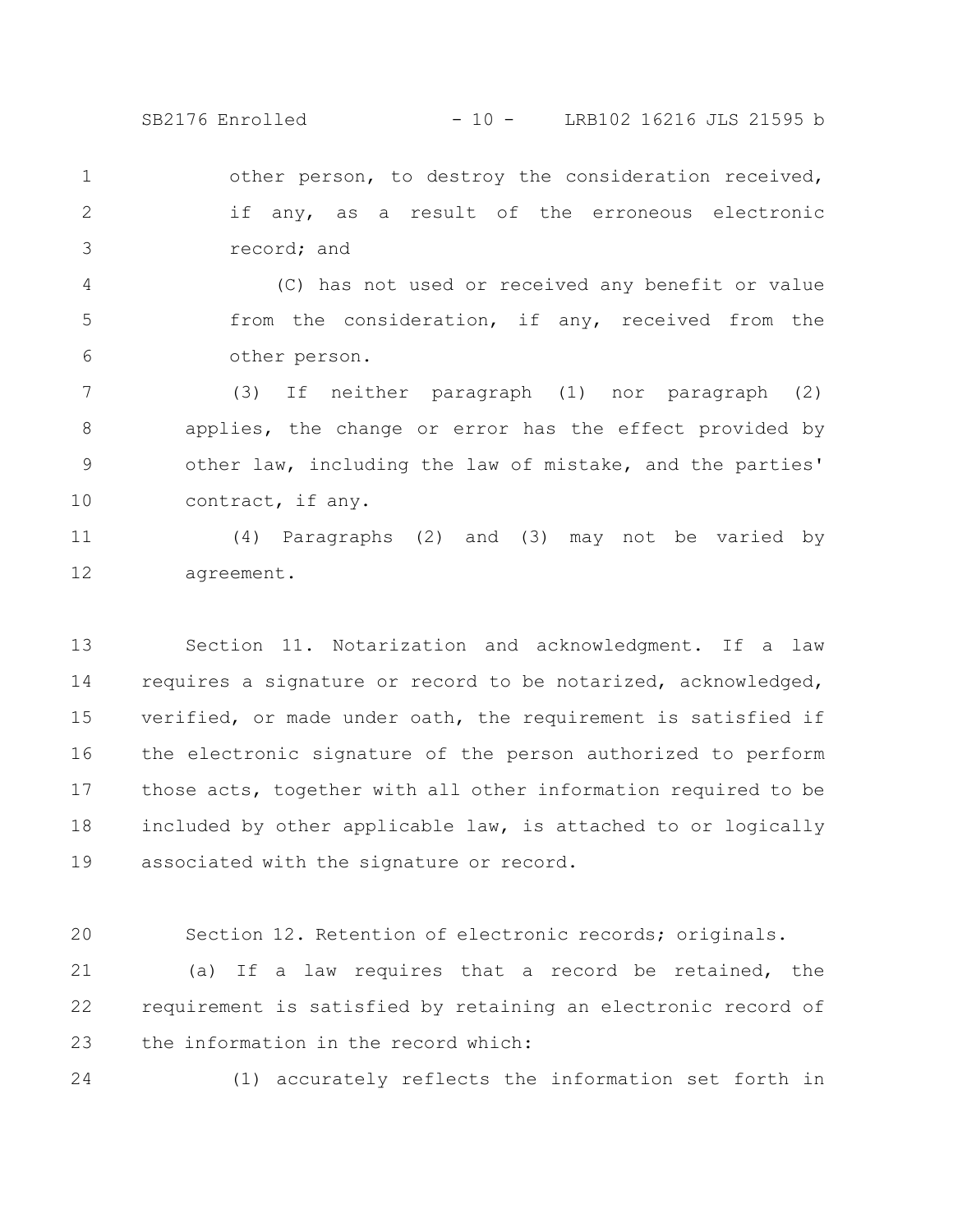other person, to destroy the consideration received, if any, as a result of the erroneous electronic record; and

(C) has not used or received any benefit or value from the consideration, if any, received from the other person.

(3) If neither paragraph (1) nor paragraph (2) applies, the change or error has the effect provided by other law, including the law of mistake, and the parties' contract, if any.

(4) Paragraphs (2) and (3) may not be varied by agreement.

Section 11. Notarization and acknowledgment. If a law requires a signature or record to be notarized, acknowledged, verified, or made under oath, the requirement is satisfied if the electronic signature of the person authorized to perform those acts, together with all other information required to be included by other applicable law, is attached to or logically associated with the signature or record.

Section 12. Retention of electronic records; originals.

(a) If a law requires that a record be retained, the requirement is satisfied by retaining an electronic record of the information in the record which:

(1) accurately reflects the information set forth in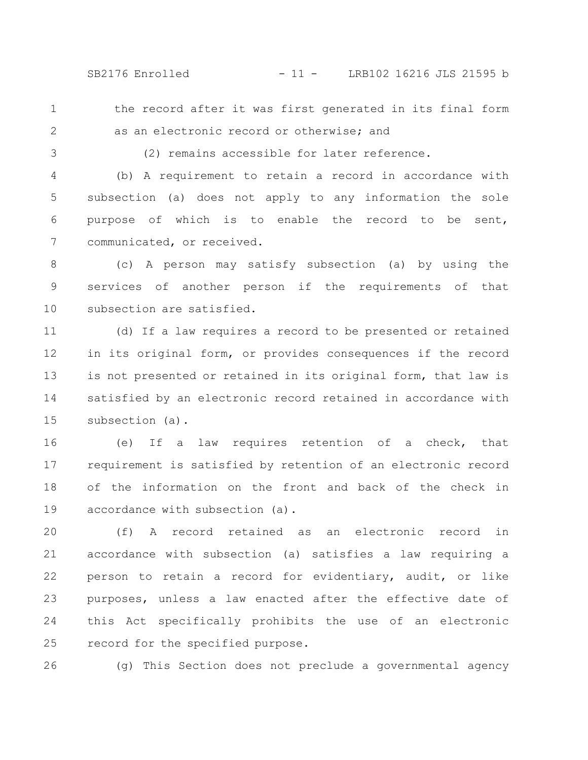the record after it was first generated in its final form as an electronic record or otherwise; and

(2) remains accessible for later reference.

(b) A requirement to retain a record in accordance with subsection (a) does not apply to any information the sole purpose of which is to enable the record to be sent, communicated, or received.

(c) A person may satisfy subsection (a) by using the services of another person if the requirements of that subsection are satisfied.

(d) If a law requires a record to be presented or retained in its original form, or provides consequences if the record is not presented or retained in its original form, that law is satisfied by an electronic record retained in accordance with subsection (a).

(e) If a law requires retention of a check, that requirement is satisfied by retention of an electronic record of the information on the front and back of the check in accordance with subsection (a).

(f) A record retained as an electronic record in accordance with subsection (a) satisfies a law requiring a person to retain a record for evidentiary, audit, or like purposes, unless a law enacted after the effective date of this Act specifically prohibits the use of an electronic record for the specified purpose.

(g) This Section does not preclude a governmental agency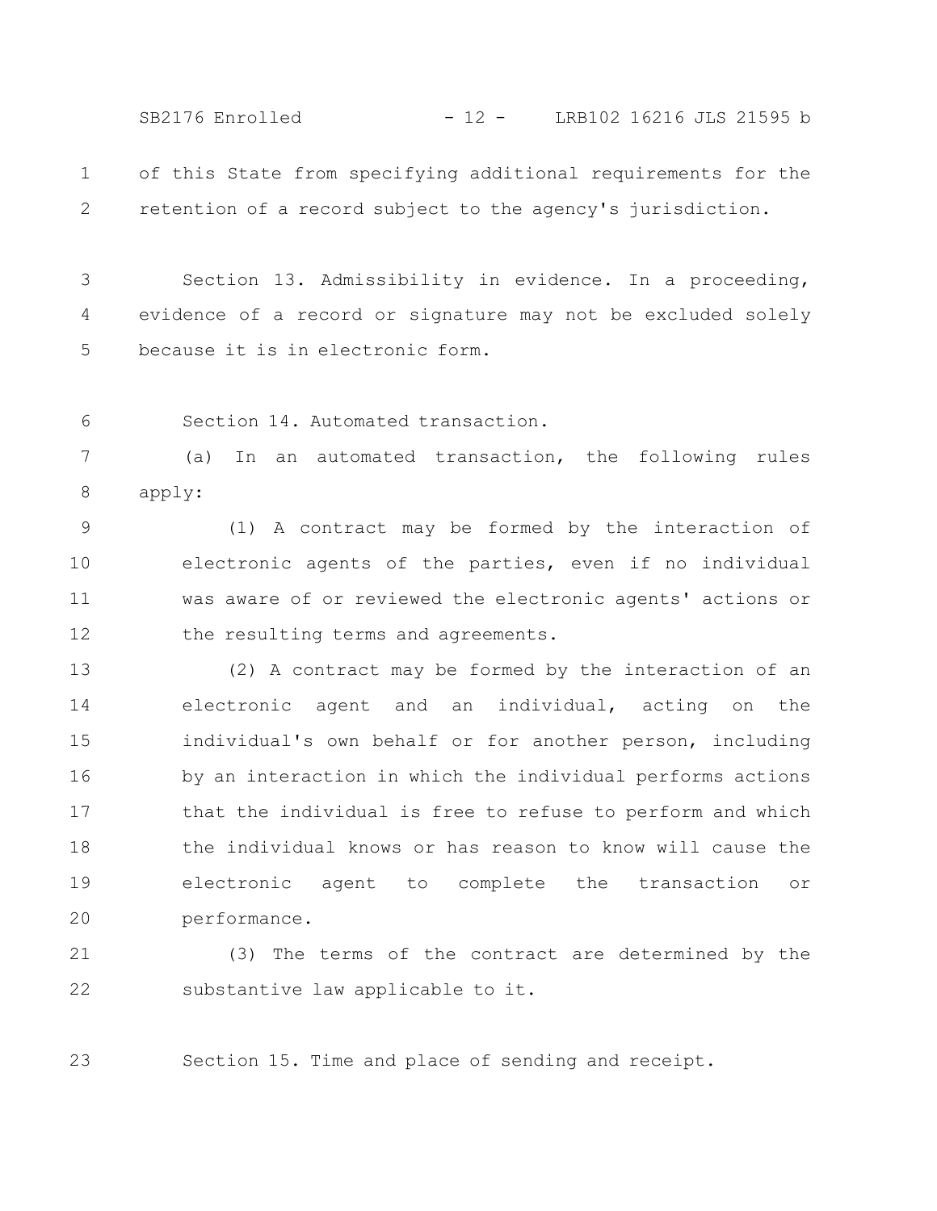of this State from specifying additional requirements for the retention of a record subject to the agency's jurisdiction.

Section 13. Admissibility in evidence. In a proceeding, evidence of a record or signature may not be excluded solely because it is in electronic form.

Section 14. Automated transaction.

(a) In an automated transaction, the following rules apply:

(1) A contract may be formed by the interaction of electronic agents of the parties, even if no individual was aware of or reviewed the electronic agents' actions or the resulting terms and agreements.

(2) A contract may be formed by the interaction of an electronic agent and an individual, acting on the individual's own behalf or for another person, including by an interaction in which the individual performs actions that the individual is free to refuse to perform and which the individual knows or has reason to know will cause the electronic agent to complete the transaction or performance.

(3) The terms of the contract are determined by the substantive law applicable to it.

Section 15. Time and place of sending and receipt.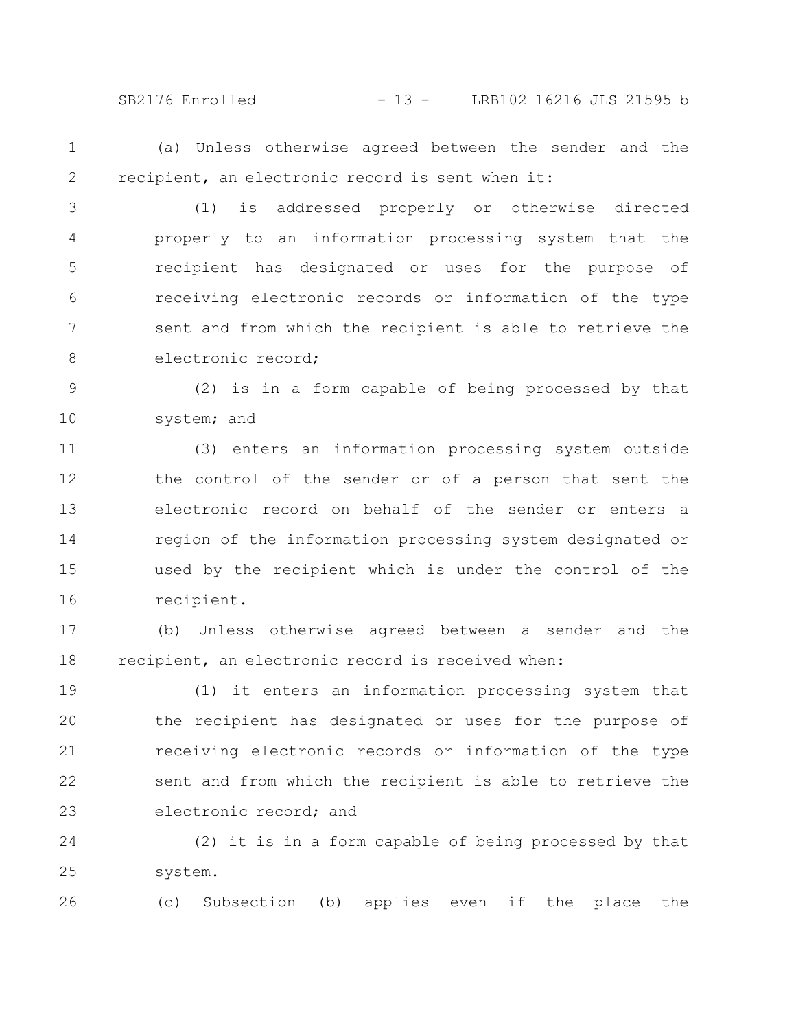(a) Unless otherwise agreed between the sender and the recipient, an electronic record is sent when it:

(1) is addressed properly or otherwise directed properly to an information processing system that the recipient has designated or uses for the purpose of receiving electronic records or information of the type sent and from which the recipient is able to retrieve the electronic record;

(2) is in a form capable of being processed by that system; and

(3) enters an information processing system outside the control of the sender or of a person that sent the electronic record on behalf of the sender or enters a region of the information processing system designated or used by the recipient which is under the control of the recipient.

(b) Unless otherwise agreed between a sender and the recipient, an electronic record is received when:

(1) it enters an information processing system that the recipient has designated or uses for the purpose of receiving electronic records or information of the type sent and from which the recipient is able to retrieve the electronic record; and

(2) it is in a form capable of being processed by that system.

(c) Subsection (b) applies even if the place the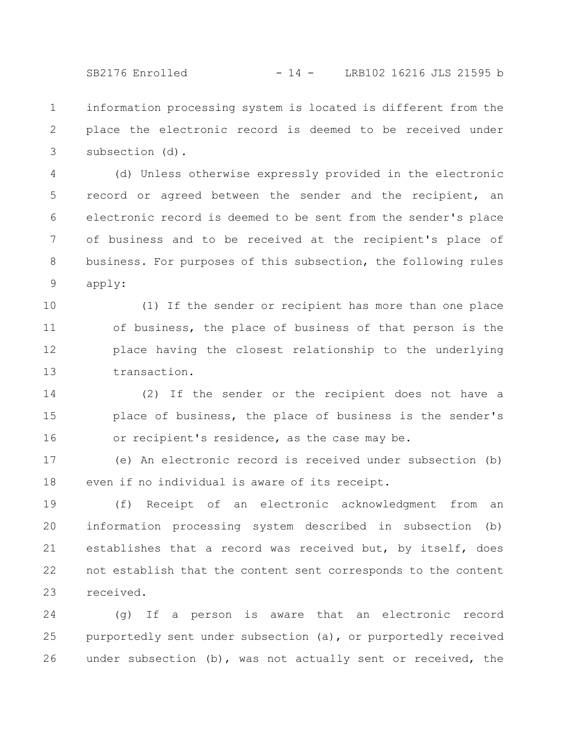information processing system is located is different from the place the electronic record is deemed to be received under subsection (d).

(d) Unless otherwise expressly provided in the electronic record or agreed between the sender and the recipient, an electronic record is deemed to be sent from the sender's place of business and to be received at the recipient's place of business. For purposes of this subsection, the following rules apply:

(1) If the sender or recipient has more than one place of business, the place of business of that person is the place having the closest relationship to the underlying transaction.

(2) If the sender or the recipient does not have a place of business, the place of business is the sender's or recipient's residence, as the case may be.

(e) An electronic record is received under subsection (b) even if no individual is aware of its receipt.

(f) Receipt of an electronic acknowledgment from an information processing system described in subsection (b) establishes that a record was received but, by itself, does not establish that the content sent corresponds to the content received.

(g) If a person is aware that an electronic record purportedly sent under subsection (a), or purportedly received under subsection (b), was not actually sent or received, the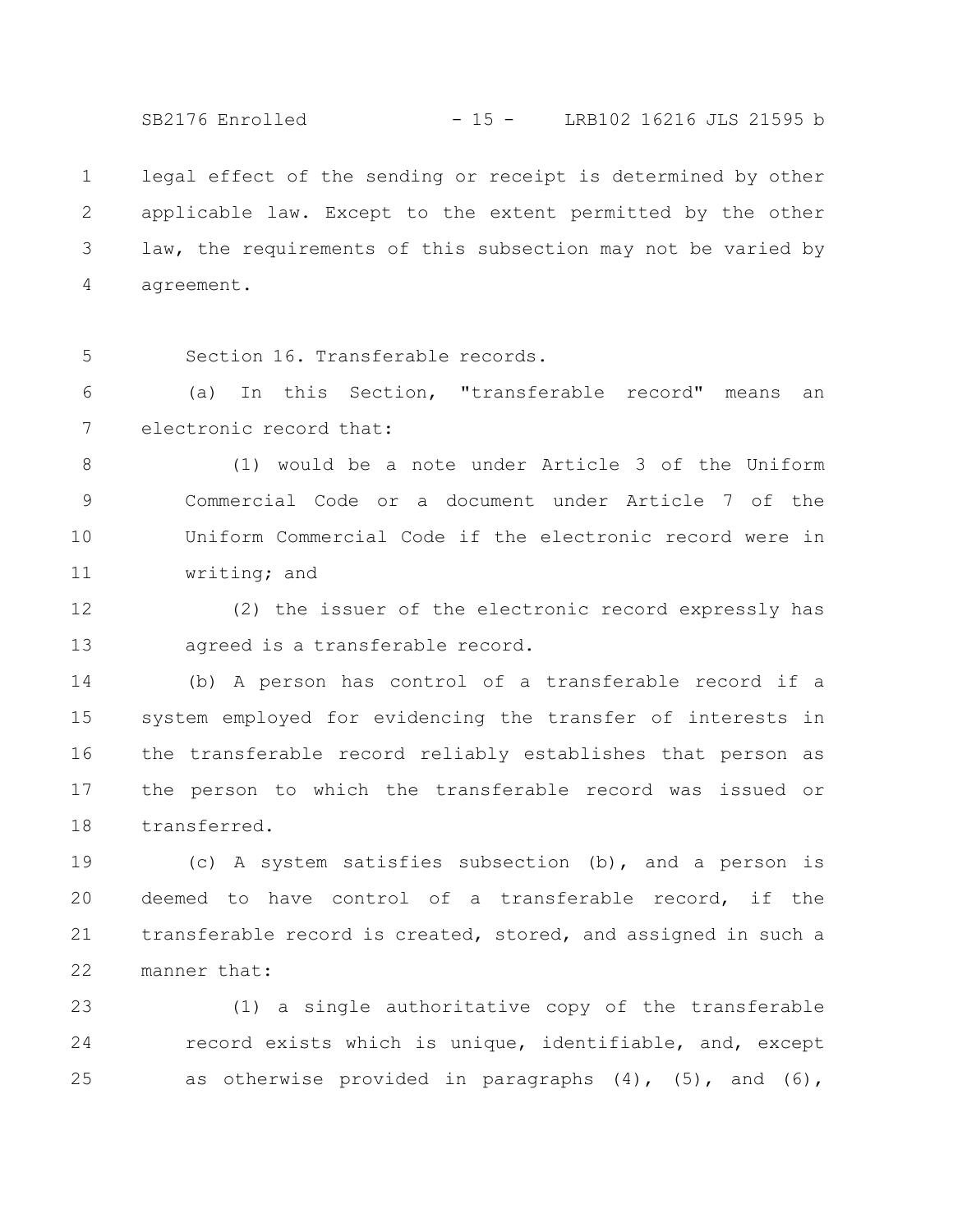legal effect of the sending or receipt is determined by other applicable law. Except to the extent permitted by the other law, the requirements of this subsection may not be varied by agreement.

Section 16. Transferable records.

(a) In this Section, "transferable record" means an electronic record that:

(1) would be a note under Article 3 of the Uniform Commercial Code or a document under Article 7 of the Uniform Commercial Code if the electronic record were in writing; and

(2) the issuer of the electronic record expressly has agreed is a transferable record.

(b) A person has control of a transferable record if a system employed for evidencing the transfer of interests in the transferable record reliably establishes that person as the person to which the transferable record was issued or transferred.

(c) A system satisfies subsection (b), and a person is deemed to have control of a transferable record, if the transferable record is created, stored, and assigned in such a manner that:

(1) a single authoritative copy of the transferable record exists which is unique, identifiable, and, except as otherwise provided in paragraphs (4), (5), and (6),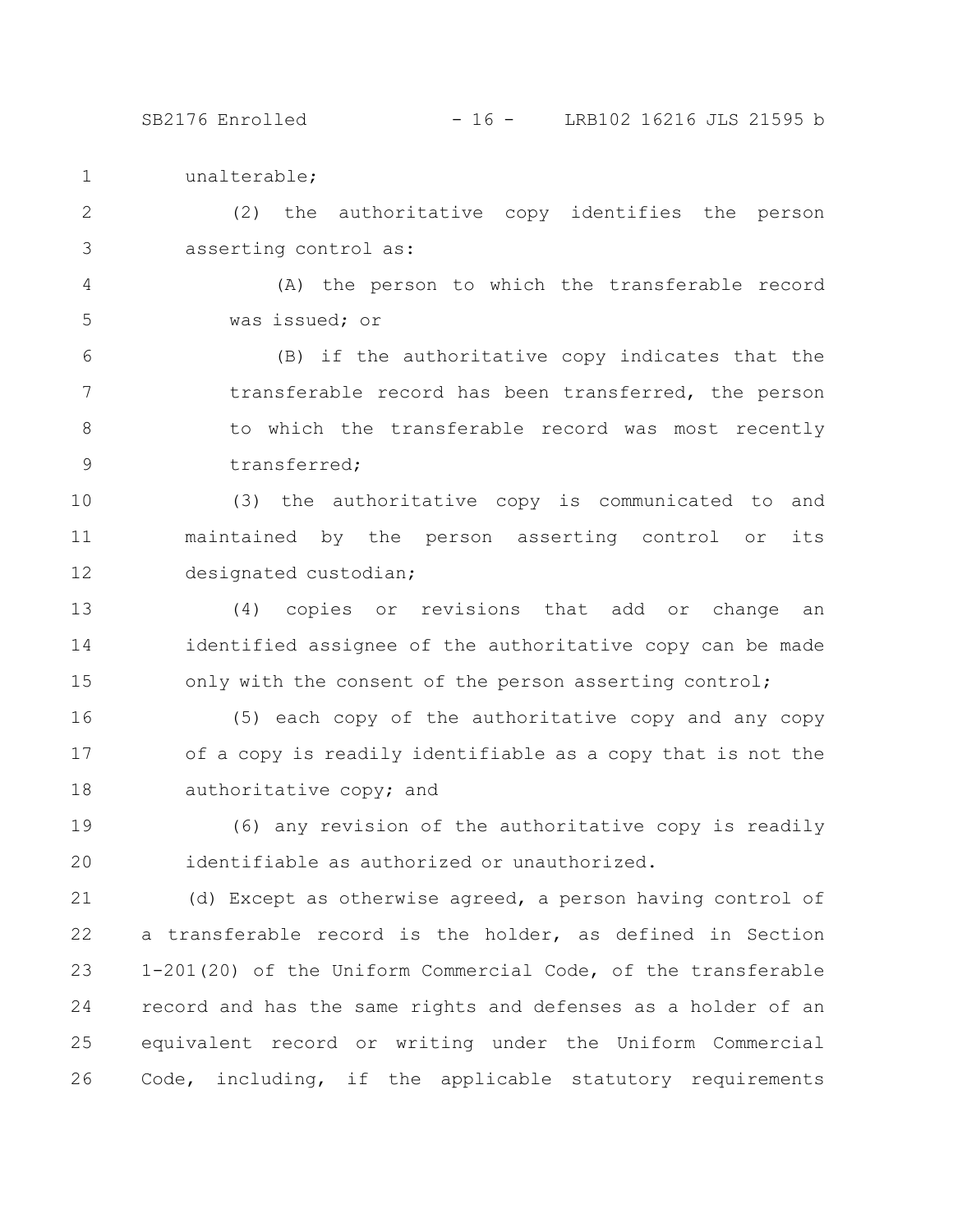unalterable;

(2) the authoritative copy identifies the person asserting control as:

(A) the person to which the transferable record was issued; or

(B) if the authoritative copy indicates that the transferable record has been transferred, the person to which the transferable record was most recently transferred;

(3) the authoritative copy is communicated to and maintained by the person asserting control or its designated custodian;

(4) copies or revisions that add or change an identified assignee of the authoritative copy can be made only with the consent of the person asserting control;

(5) each copy of the authoritative copy and any copy of a copy is readily identifiable as a copy that is not the authoritative copy; and

(6) any revision of the authoritative copy is readily identifiable as authorized or unauthorized.

(d) Except as otherwise agreed, a person having control of a transferable record is the holder, as defined in Section 1-201(20) of the Uniform Commercial Code, of the transferable record and has the same rights and defenses as a holder of an equivalent record or writing under the Uniform Commercial Code, including, if the applicable statutory requirements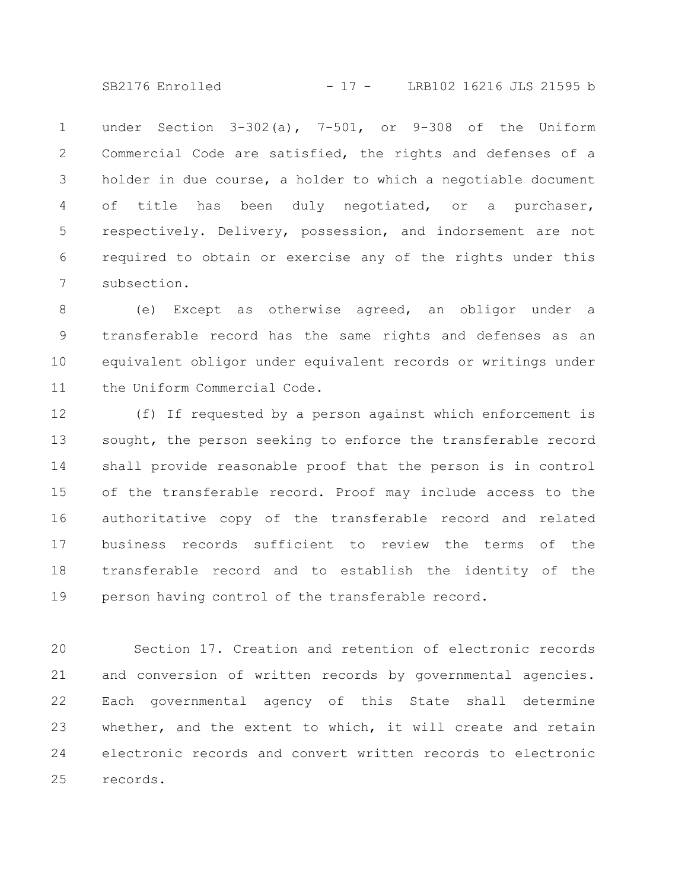under Section 3-302(a), 7-501, or 9-308 of the Uniform Commercial Code are satisfied, the rights and defenses of a holder in due course, a holder to which a negotiable document of title has been duly negotiated, or a purchaser, respectively. Delivery, possession, and indorsement are not required to obtain or exercise any of the rights under this subsection.

(e) Except as otherwise agreed, an obligor under a transferable record has the same rights and defenses as an equivalent obligor under equivalent records or writings under the Uniform Commercial Code.

(f) If requested by a person against which enforcement is sought, the person seeking to enforce the transferable record shall provide reasonable proof that the person is in control of the transferable record. Proof may include access to the authoritative copy of the transferable record and related business records sufficient to review the terms of the transferable record and to establish the identity of the person having control of the transferable record.

Section 17. Creation and retention of electronic records and conversion of written records by governmental agencies. Each governmental agency of this State shall determine whether, and the extent to which, it will create and retain electronic records and convert written records to electronic records.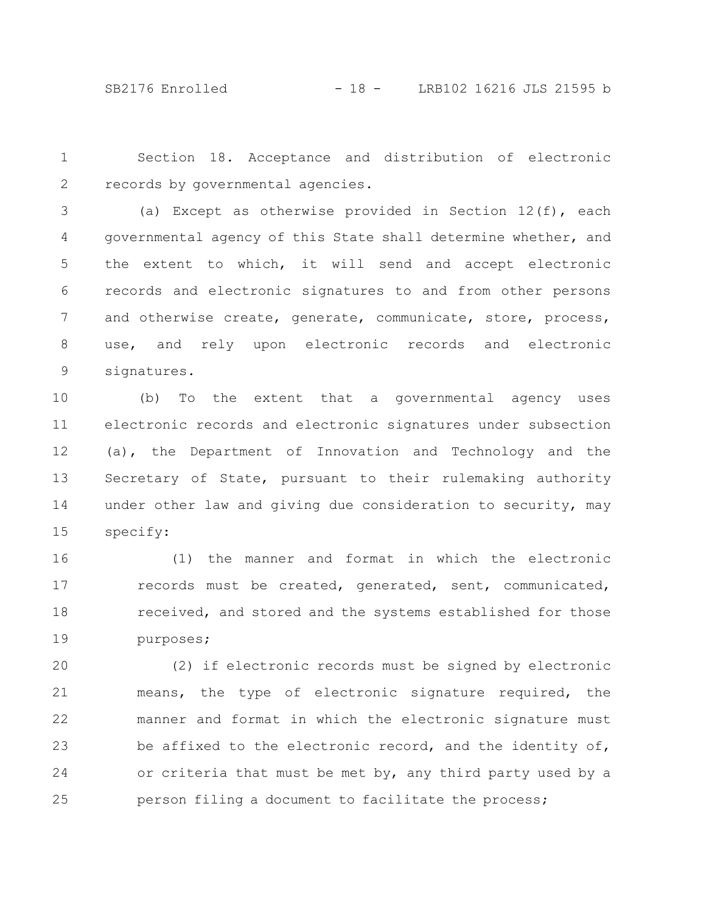Section 18. Acceptance and distribution of electronic records by governmental agencies.

(a) Except as otherwise provided in Section 12(f), each governmental agency of this State shall determine whether, and the extent to which, it will send and accept electronic records and electronic signatures to and from other persons and otherwise create, generate, communicate, store, process, use, and rely upon electronic records and electronic signatures.

(b) To the extent that a governmental agency uses electronic records and electronic signatures under subsection (a), the Department of Innovation and Technology and the Secretary of State, pursuant to their rulemaking authority under other law and giving due consideration to security, may specify:

(1) the manner and format in which the electronic records must be created, generated, sent, communicated, received, and stored and the systems established for those purposes;

(2) if electronic records must be signed by electronic means, the type of electronic signature required, the manner and format in which the electronic signature must be affixed to the electronic record, and the identity of, or criteria that must be met by, any third party used by a person filing a document to facilitate the process;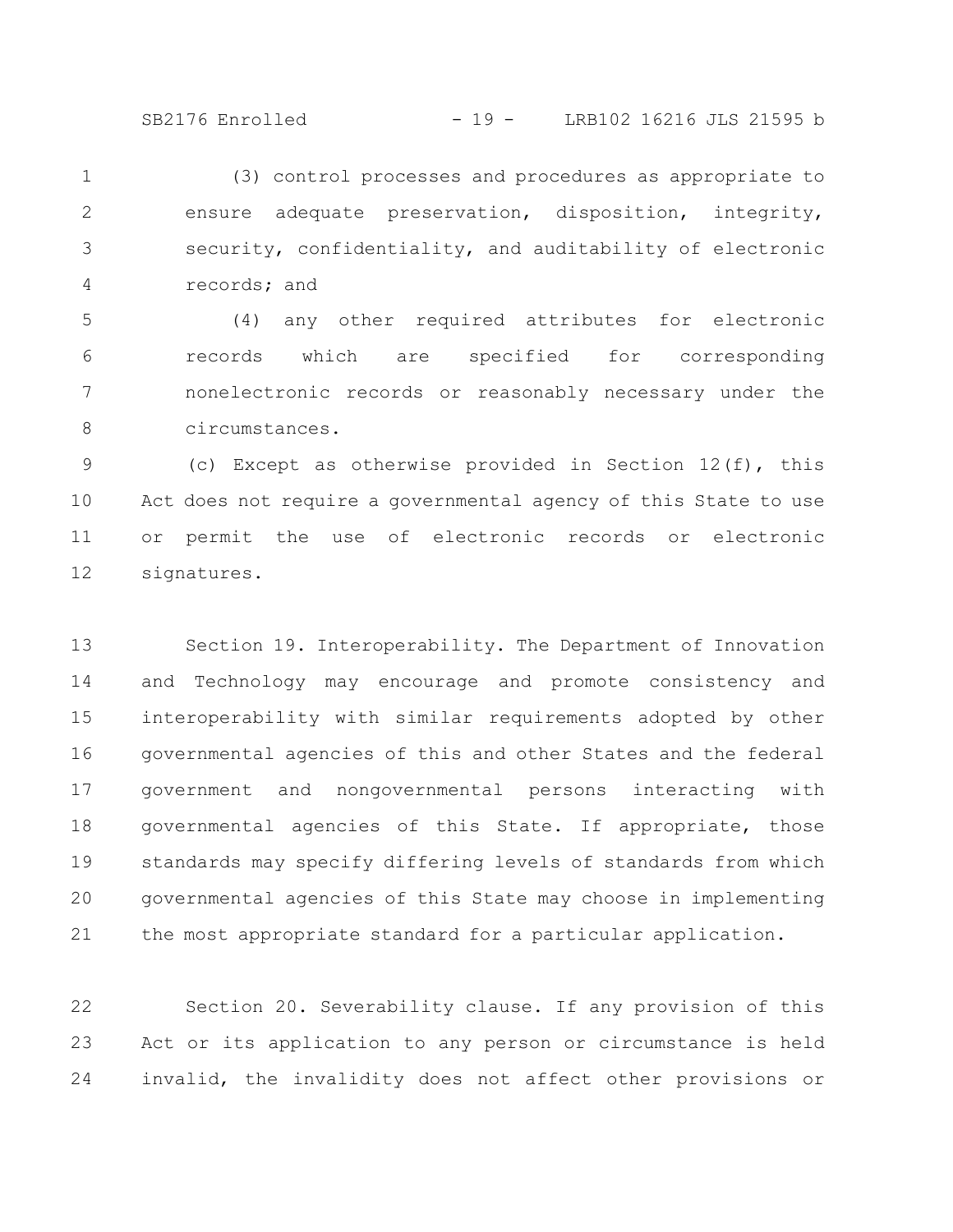(3) control processes and procedures as appropriate to ensure adequate preservation, disposition, integrity, security, confidentiality, and auditability of electronic records; and

(4) any other required attributes for electronic records which are specified for corresponding nonelectronic records or reasonably necessary under the circumstances.

(c) Except as otherwise provided in Section 12(f), this Act does not require a governmental agency of this State to use or permit the use of electronic records or electronic signatures.

Section 19. Interoperability. The Department of Innovation and Technology may encourage and promote consistency and interoperability with similar requirements adopted by other governmental agencies of this and other States and the federal government and nongovernmental persons interacting with governmental agencies of this State. If appropriate, those standards may specify differing levels of standards from which governmental agencies of this State may choose in implementing the most appropriate standard for a particular application.

Section 20. Severability clause. If any provision of this Act or its application to any person or circumstance is held invalid, the invalidity does not affect other provisions or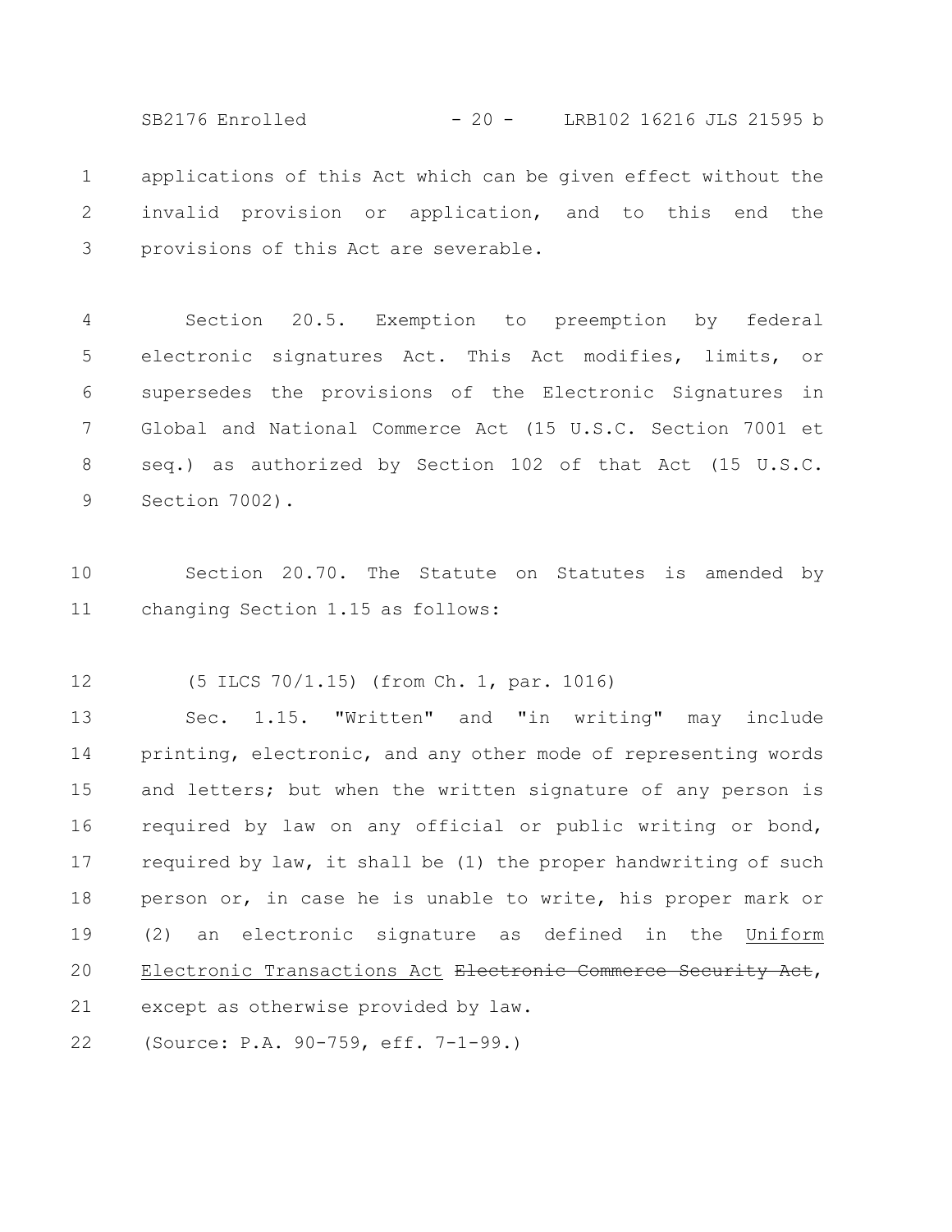applications of this Act which can be given effect without the invalid provision or application, and to this end the provisions of this Act are severable.

Section 20.5. Exemption to preemption by federal electronic signatures Act. This Act modifies, limits, or supersedes the provisions of the Electronic Signatures in Global and National Commerce Act (15 U.S.C. Section 7001 et seq.) as authorized by Section 102 of that Act (15 U.S.C. Section 7002).

Section 20.70. The Statute on Statutes is amended by changing Section 1.15 as follows:

(5 ILCS 70/1.15) (from Ch. 1, par. 1016)

Sec. 1.15. "Written" and "in writing" may include printing, electronic, and any other mode of representing words and letters; but when the written signature of any person is required by law on any official or public writing or bond, required by law, it shall be (1) the proper handwriting of such person or, in case he is unable to write, his proper mark or (2) an electronic signature as defined in the <u>Uniform Electronic Transactions Act</u> ~~Electronic Commerce Security Act~~, except as otherwise provided by law.

(Source: P.A. 90-759, eff. 7-1-99.)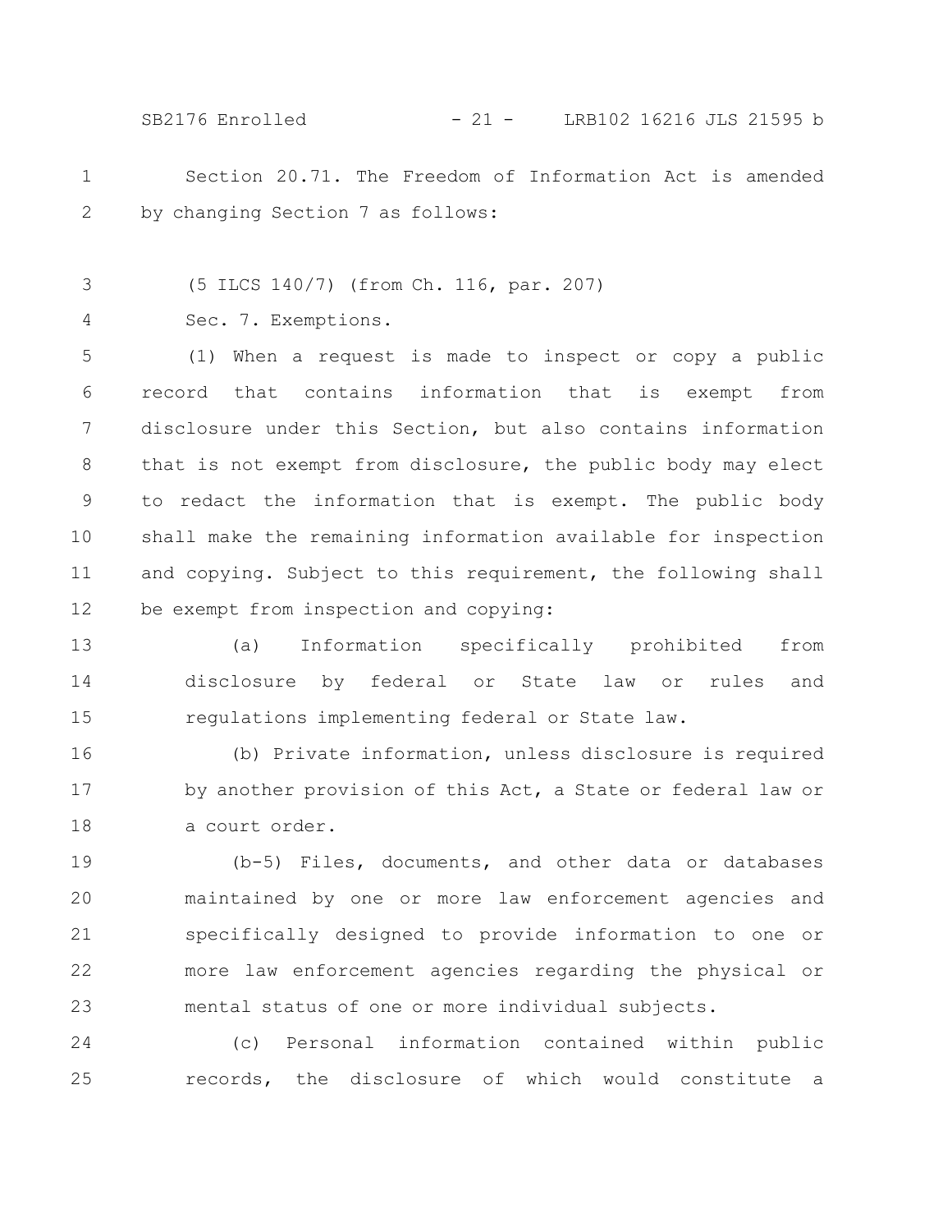Section 20.71. The Freedom of Information Act is amended by changing Section 7 as follows:

(5 ILCS 140/7) (from Ch. 116, par. 207)

Sec. 7. Exemptions.

(1) When a request is made to inspect or copy a public record that contains information that is exempt from disclosure under this Section, but also contains information that is not exempt from disclosure, the public body may elect to redact the information that is exempt. The public body shall make the remaining information available for inspection and copying. Subject to this requirement, the following shall be exempt from inspection and copying:

(a) Information specifically prohibited from disclosure by federal or State law or rules and regulations implementing federal or State law.

(b) Private information, unless disclosure is required by another provision of this Act, a State or federal law or a court order.

(b-5) Files, documents, and other data or databases maintained by one or more law enforcement agencies and specifically designed to provide information to one or more law enforcement agencies regarding the physical or mental status of one or more individual subjects.

(c) Personal information contained within public records, the disclosure of which would constitute a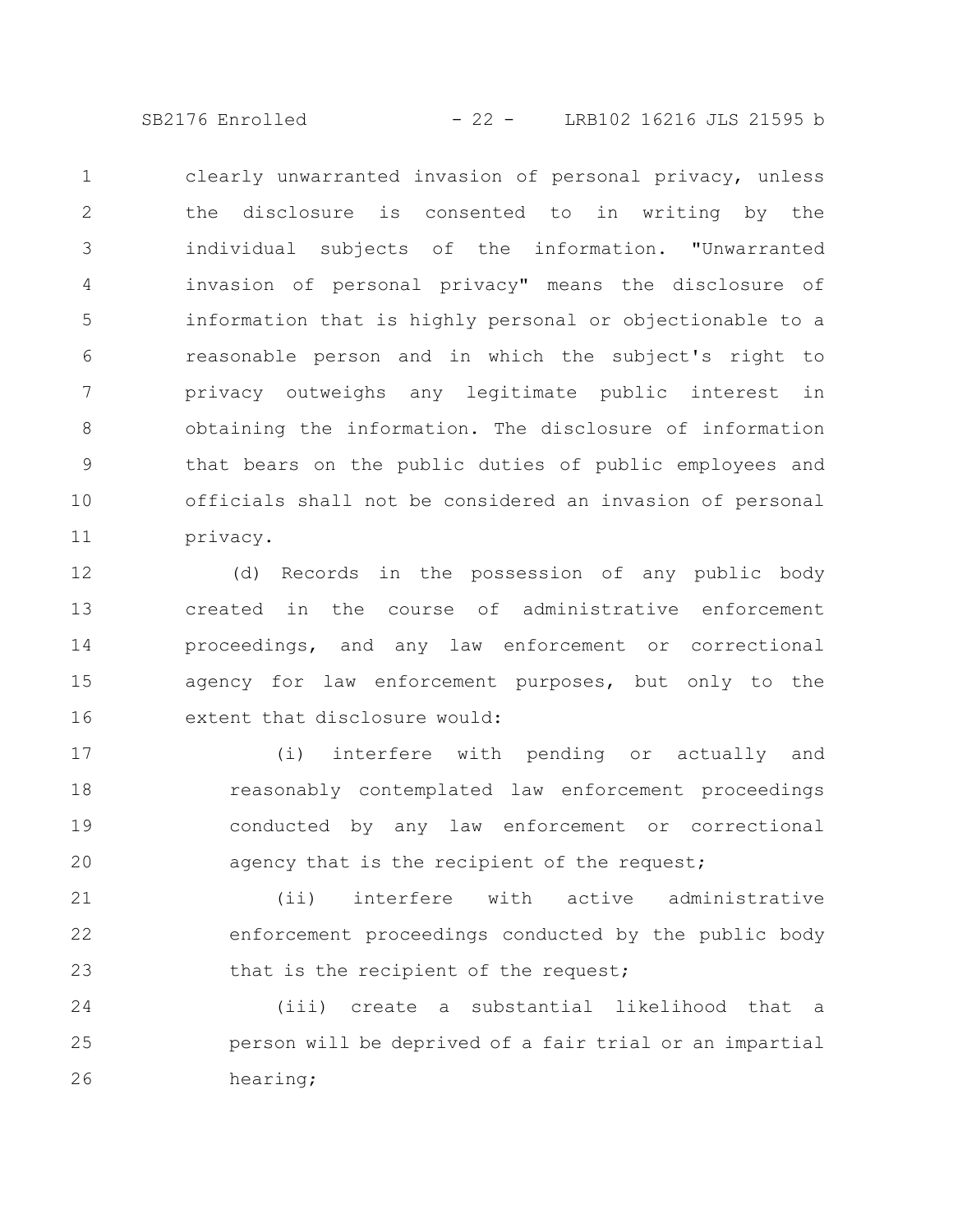clearly unwarranted invasion of personal privacy, unless the disclosure is consented to in writing by the individual subjects of the information. "Unwarranted invasion of personal privacy" means the disclosure of information that is highly personal or objectionable to a reasonable person and in which the subject's right to privacy outweighs any legitimate public interest in obtaining the information. The disclosure of information that bears on the public duties of public employees and officials shall not be considered an invasion of personal privacy.

(d) Records in the possession of any public body created in the course of administrative enforcement proceedings, and any law enforcement or correctional agency for law enforcement purposes, but only to the extent that disclosure would:

(i) interfere with pending or actually and reasonably contemplated law enforcement proceedings conducted by any law enforcement or correctional agency that is the recipient of the request;

(ii) interfere with active administrative enforcement proceedings conducted by the public body that is the recipient of the request;

(iii) create a substantial likelihood that a person will be deprived of a fair trial or an impartial hearing;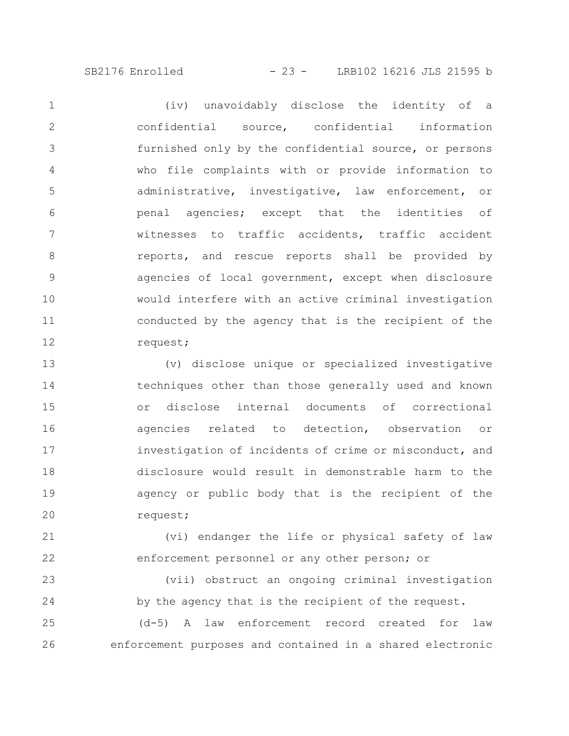(iv) unavoidably disclose the identity of a confidential source, confidential information furnished only by the confidential source, or persons who file complaints with or provide information to administrative, investigative, law enforcement, or penal agencies; except that the identities of witnesses to traffic accidents, traffic accident reports, and rescue reports shall be provided by agencies of local government, except when disclosure would interfere with an active criminal investigation conducted by the agency that is the recipient of the request;

(v) disclose unique or specialized investigative techniques other than those generally used and known or disclose internal documents of correctional agencies related to detection, observation or investigation of incidents of crime or misconduct, and disclosure would result in demonstrable harm to the agency or public body that is the recipient of the request;

(vi) endanger the life or physical safety of law enforcement personnel or any other person; or

(vii) obstruct an ongoing criminal investigation by the agency that is the recipient of the request.

(d-5) A law enforcement record created for law enforcement purposes and contained in a shared electronic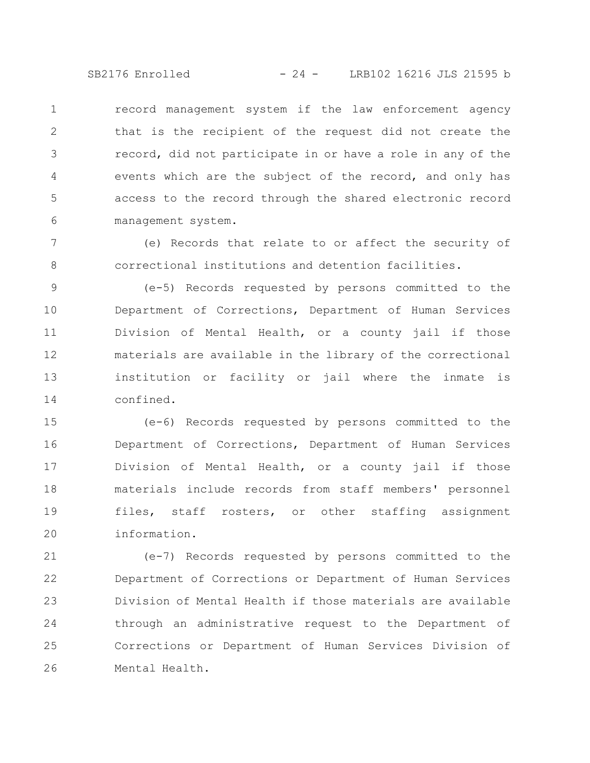record management system if the law enforcement agency that is the recipient of the request did not create the record, did not participate in or have a role in any of the events which are the subject of the record, and only has access to the record through the shared electronic record management system.

(e) Records that relate to or affect the security of correctional institutions and detention facilities.

(e-5) Records requested by persons committed to the Department of Corrections, Department of Human Services Division of Mental Health, or a county jail if those materials are available in the library of the correctional institution or facility or jail where the inmate is confined.

(e-6) Records requested by persons committed to the Department of Corrections, Department of Human Services Division of Mental Health, or a county jail if those materials include records from staff members' personnel files, staff rosters, or other staffing assignment information.

(e-7) Records requested by persons committed to the Department of Corrections or Department of Human Services Division of Mental Health if those materials are available through an administrative request to the Department of Corrections or Department of Human Services Division of Mental Health.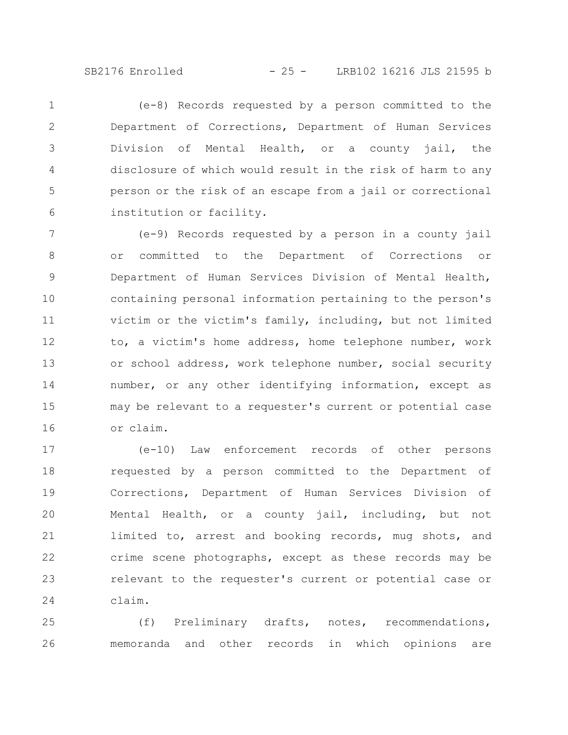(e-8) Records requested by a person committed to the Department of Corrections, Department of Human Services Division of Mental Health, or a county jail, the disclosure of which would result in the risk of harm to any person or the risk of an escape from a jail or correctional institution or facility.

(e-9) Records requested by a person in a county jail or committed to the Department of Corrections or Department of Human Services Division of Mental Health, containing personal information pertaining to the person's victim or the victim's family, including, but not limited to, a victim's home address, home telephone number, work or school address, work telephone number, social security number, or any other identifying information, except as may be relevant to a requester's current or potential case or claim.

(e-10) Law enforcement records of other persons requested by a person committed to the Department of Corrections, Department of Human Services Division of Mental Health, or a county jail, including, but not limited to, arrest and booking records, mug shots, and crime scene photographs, except as these records may be relevant to the requester's current or potential case or claim.

(f) Preliminary drafts, notes, recommendations, memoranda and other records in which opinions are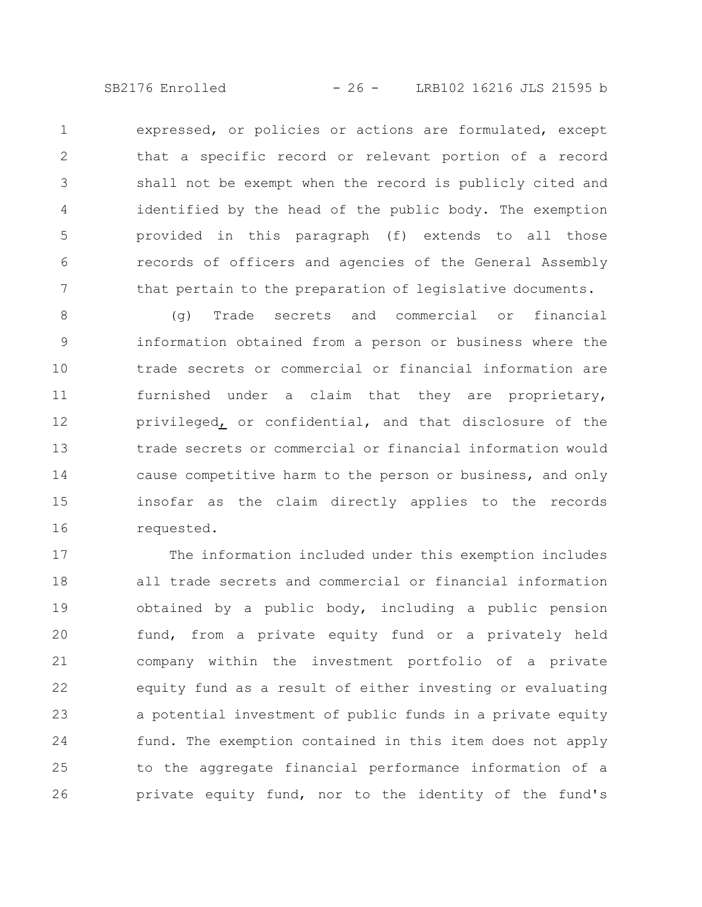expressed, or policies or actions are formulated, except that a specific record or relevant portion of a record shall not be exempt when the record is publicly cited and identified by the head of the public body. The exemption provided in this paragraph (f) extends to all those records of officers and agencies of the General Assembly that pertain to the preparation of legislative documents.

(g) Trade secrets and commercial or financial information obtained from a person or business where the trade secrets or commercial or financial information are furnished under a claim that they are proprietary, privileged, or confidential, and that disclosure of the trade secrets or commercial or financial information would cause competitive harm to the person or business, and only insofar as the claim directly applies to the records requested.

The information included under this exemption includes all trade secrets and commercial or financial information obtained by a public body, including a public pension fund, from a private equity fund or a privately held company within the investment portfolio of a private equity fund as a result of either investing or evaluating a potential investment of public funds in a private equity fund. The exemption contained in this item does not apply to the aggregate financial performance information of a private equity fund, nor to the identity of the fund's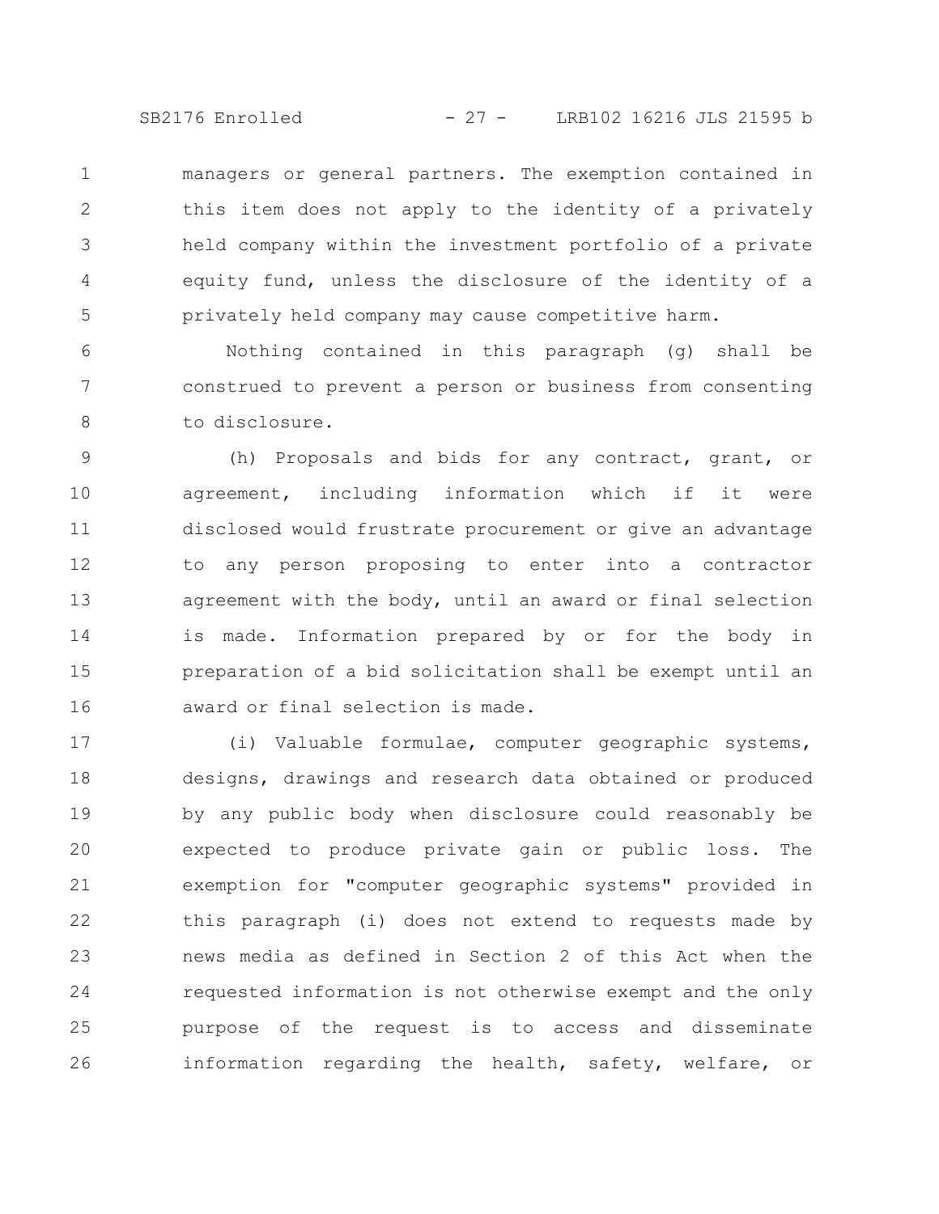managers or general partners. The exemption contained in this item does not apply to the identity of a privately held company within the investment portfolio of a private equity fund, unless the disclosure of the identity of a privately held company may cause competitive harm.

Nothing contained in this paragraph (g) shall be construed to prevent a person or business from consenting to disclosure.

(h) Proposals and bids for any contract, grant, or agreement, including information which if it were disclosed would frustrate procurement or give an advantage to any person proposing to enter into a contractor agreement with the body, until an award or final selection is made. Information prepared by or for the body in preparation of a bid solicitation shall be exempt until an award or final selection is made.

(i) Valuable formulae, computer geographic systems, designs, drawings and research data obtained or produced by any public body when disclosure could reasonably be expected to produce private gain or public loss. The exemption for "computer geographic systems" provided in this paragraph (i) does not extend to requests made by news media as defined in Section 2 of this Act when the requested information is not otherwise exempt and the only purpose of the request is to access and disseminate information regarding the health, safety, welfare, or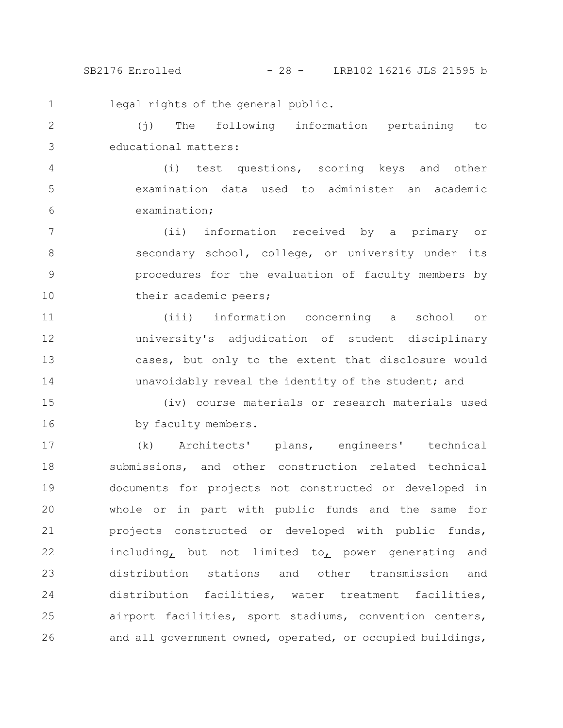legal rights of the general public.

(j) The following information pertaining to educational matters:

(i) test questions, scoring keys and other examination data used to administer an academic examination;

(ii) information received by a primary or secondary school, college, or university under its procedures for the evaluation of faculty members by their academic peers;

(iii) information concerning a school or university's adjudication of student disciplinary cases, but only to the extent that disclosure would unavoidably reveal the identity of the student; and

(iv) course materials or research materials used by faculty members.

(k) Architects' plans, engineers' technical submissions, and other construction related technical documents for projects not constructed or developed in whole or in part with public funds and the same for projects constructed or developed with public funds, including, but not limited to, power generating and distribution stations and other transmission and distribution facilities, water treatment facilities, airport facilities, sport stadiums, convention centers, and all government owned, operated, or occupied buildings,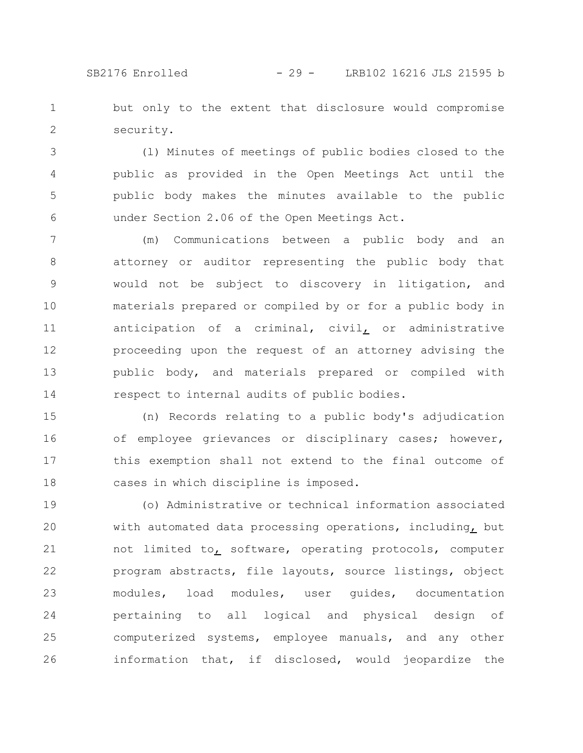but only to the extent that disclosure would compromise security.

(l) Minutes of meetings of public bodies closed to the public as provided in the Open Meetings Act until the public body makes the minutes available to the public under Section 2.06 of the Open Meetings Act.

(m) Communications between a public body and an attorney or auditor representing the public body that would not be subject to discovery in litigation, and materials prepared or compiled by or for a public body in anticipation of a criminal, civil, or administrative proceeding upon the request of an attorney advising the public body, and materials prepared or compiled with respect to internal audits of public bodies.

(n) Records relating to a public body's adjudication of employee grievances or disciplinary cases; however, this exemption shall not extend to the final outcome of cases in which discipline is imposed.

(o) Administrative or technical information associated with automated data processing operations, including, but not limited to, software, operating protocols, computer program abstracts, file layouts, source listings, object modules, load modules, user guides, documentation pertaining to all logical and physical design of computerized systems, employee manuals, and any other information that, if disclosed, would jeopardize the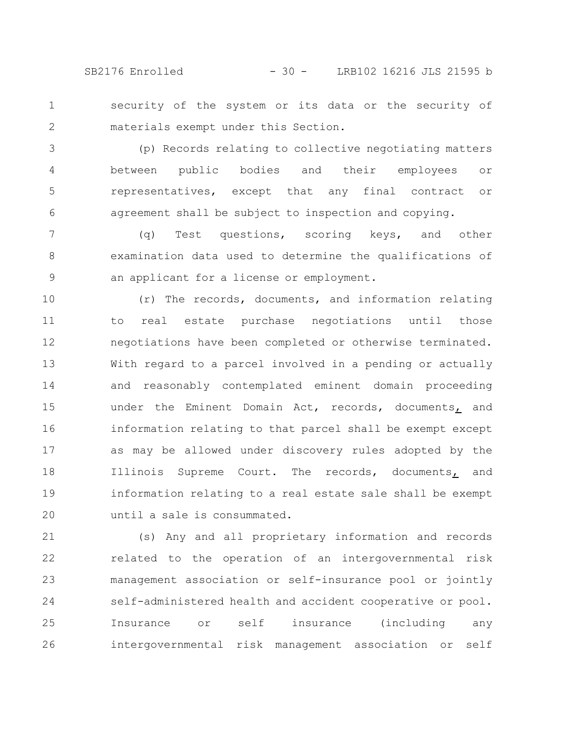security of the system or its data or the security of materials exempt under this Section.

(p) Records relating to collective negotiating matters between public bodies and their employees or representatives, except that any final contract or agreement shall be subject to inspection and copying.

(q) Test questions, scoring keys, and other examination data used to determine the qualifications of an applicant for a license or employment.

(r) The records, documents, and information relating to real estate purchase negotiations until those negotiations have been completed or otherwise terminated. With regard to a parcel involved in a pending or actually and reasonably contemplated eminent domain proceeding under the Eminent Domain Act, records, documents, and information relating to that parcel shall be exempt except as may be allowed under discovery rules adopted by the Illinois Supreme Court. The records, documents, and information relating to a real estate sale shall be exempt until a sale is consummated.

(s) Any and all proprietary information and records related to the operation of an intergovernmental risk management association or self-insurance pool or jointly self-administered health and accident cooperative or pool. Insurance or self insurance (including any intergovernmental risk management association or self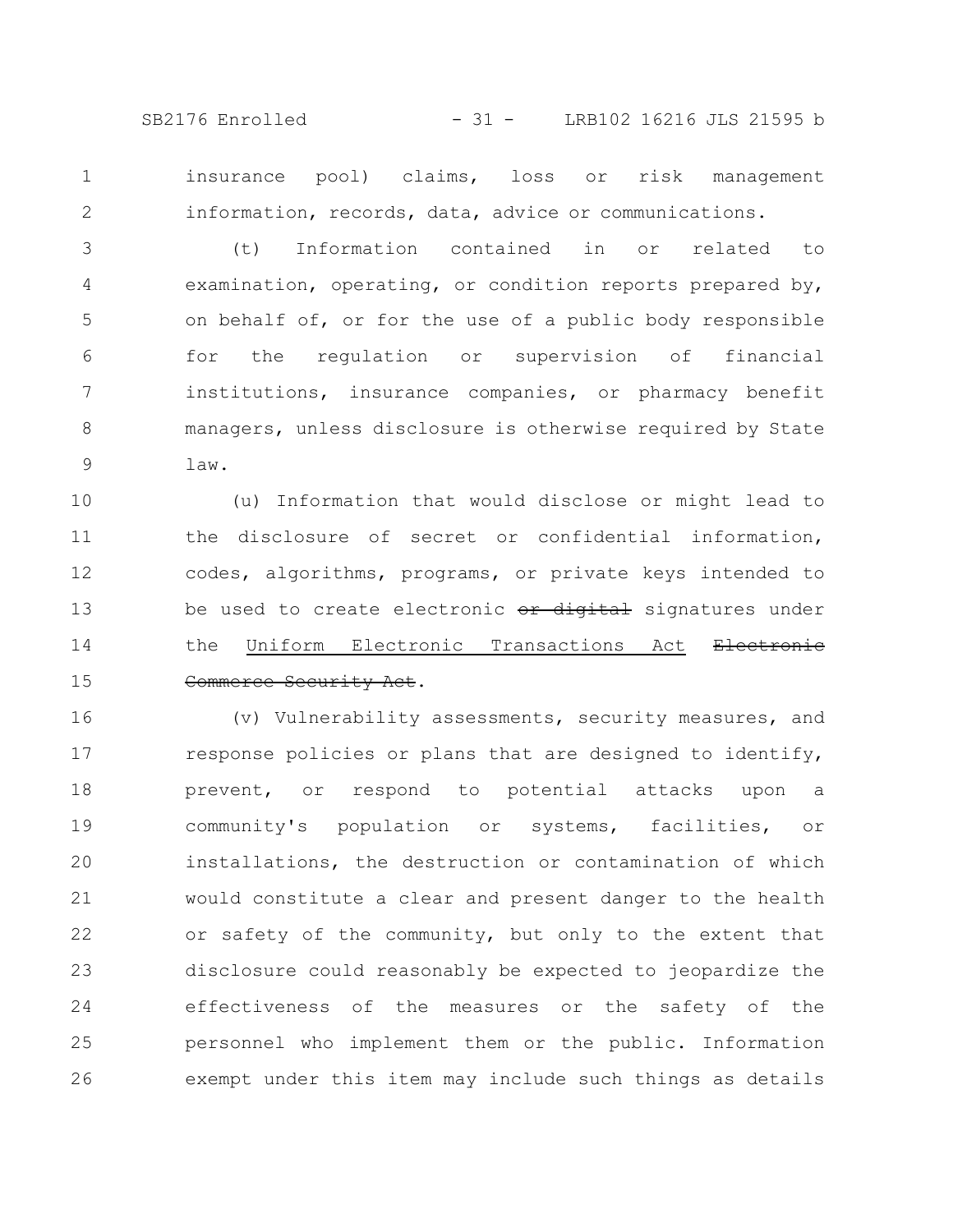insurance pool) claims, loss or risk management information, records, data, advice or communications.

(t) Information contained in or related to examination, operating, or condition reports prepared by, on behalf of, or for the use of a public body responsible for the regulation or supervision of financial institutions, insurance companies, or pharmacy benefit managers, unless disclosure is otherwise required by State law.

(u) Information that would disclose or might lead to the disclosure of secret or confidential information, codes, algorithms, programs, or private keys intended to be used to create electronic ~~or digital~~ signatures under the Uniform Electronic Transactions Act ~~Electronic Commerce Security Act~~.

(v) Vulnerability assessments, security measures, and response policies or plans that are designed to identify, prevent, or respond to potential attacks upon a community's population or systems, facilities, or installations, the destruction or contamination of which would constitute a clear and present danger to the health or safety of the community, but only to the extent that disclosure could reasonably be expected to jeopardize the effectiveness of the measures or the safety of the personnel who implement them or the public. Information exempt under this item may include such things as details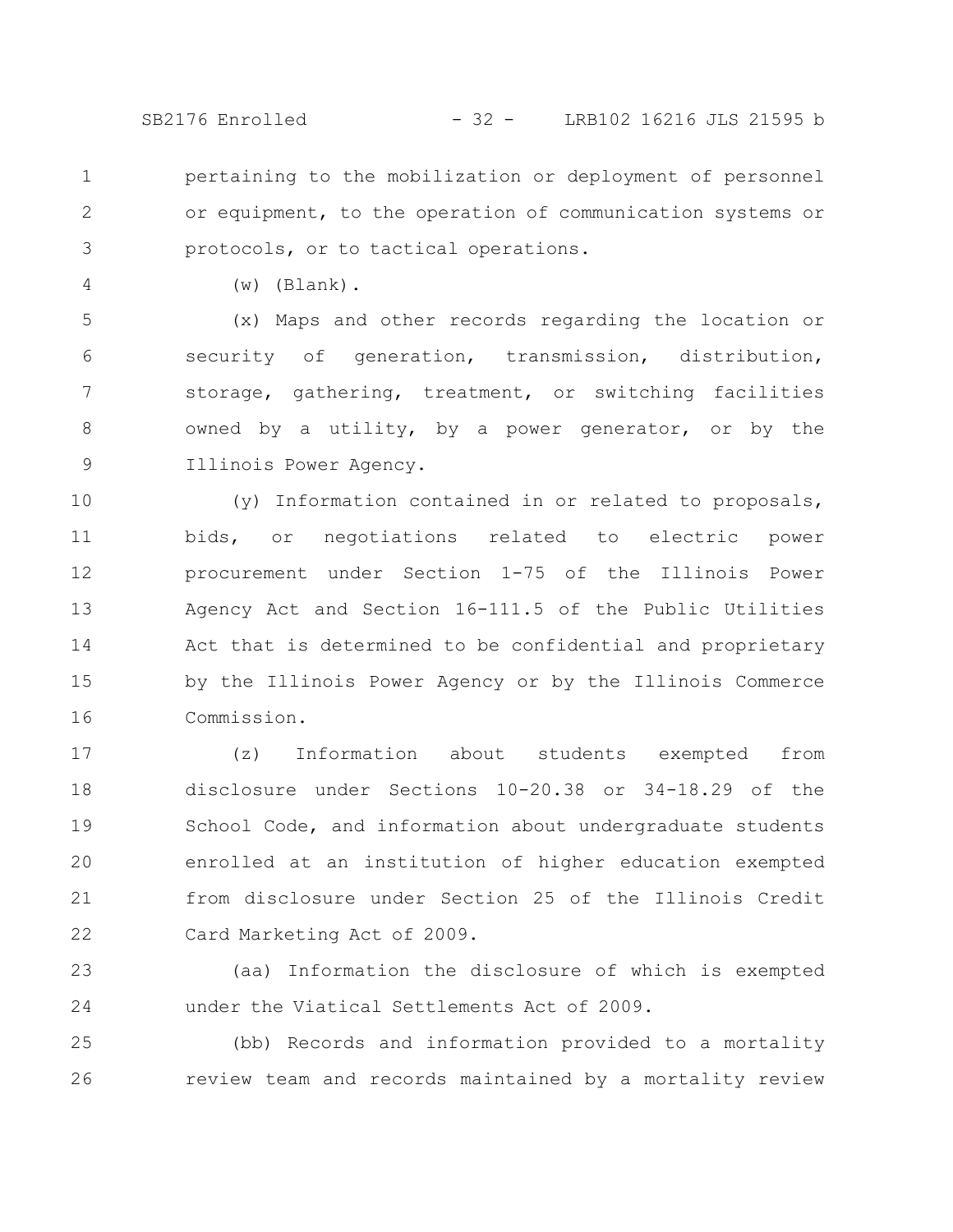pertaining to the mobilization or deployment of personnel or equipment, to the operation of communication systems or protocols, or to tactical operations.

(w) (Blank).

(x) Maps and other records regarding the location or security of generation, transmission, distribution, storage, gathering, treatment, or switching facilities owned by a utility, by a power generator, or by the Illinois Power Agency.

(y) Information contained in or related to proposals, bids, or negotiations related to electric power procurement under Section 1-75 of the Illinois Power Agency Act and Section 16-111.5 of the Public Utilities Act that is determined to be confidential and proprietary by the Illinois Power Agency or by the Illinois Commerce Commission.

(z) Information about students exempted from disclosure under Sections 10-20.38 or 34-18.29 of the School Code, and information about undergraduate students enrolled at an institution of higher education exempted from disclosure under Section 25 of the Illinois Credit Card Marketing Act of 2009.

(aa) Information the disclosure of which is exempted under the Viatical Settlements Act of 2009.

(bb) Records and information provided to a mortality review team and records maintained by a mortality review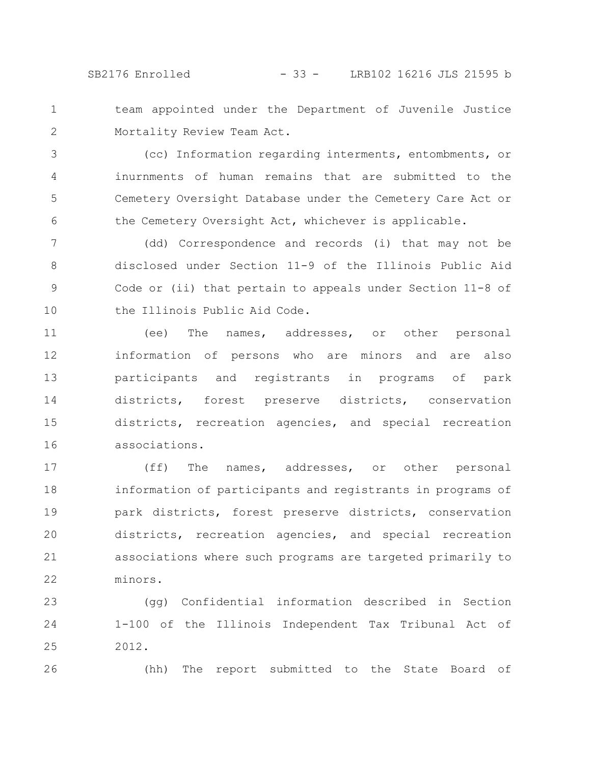team appointed under the Department of Juvenile Justice Mortality Review Team Act.

(cc) Information regarding interments, entombments, or inurnments of human remains that are submitted to the Cemetery Oversight Database under the Cemetery Care Act or the Cemetery Oversight Act, whichever is applicable.

(dd) Correspondence and records (i) that may not be disclosed under Section 11-9 of the Illinois Public Aid Code or (ii) that pertain to appeals under Section 11-8 of the Illinois Public Aid Code.

(ee) The names, addresses, or other personal information of persons who are minors and are also participants and registrants in programs of park districts, forest preserve districts, conservation districts, recreation agencies, and special recreation associations.

(ff) The names, addresses, or other personal information of participants and registrants in programs of park districts, forest preserve districts, conservation districts, recreation agencies, and special recreation associations where such programs are targeted primarily to minors.

(gg) Confidential information described in Section 1-100 of the Illinois Independent Tax Tribunal Act of 2012.

(hh) The report submitted to the State Board of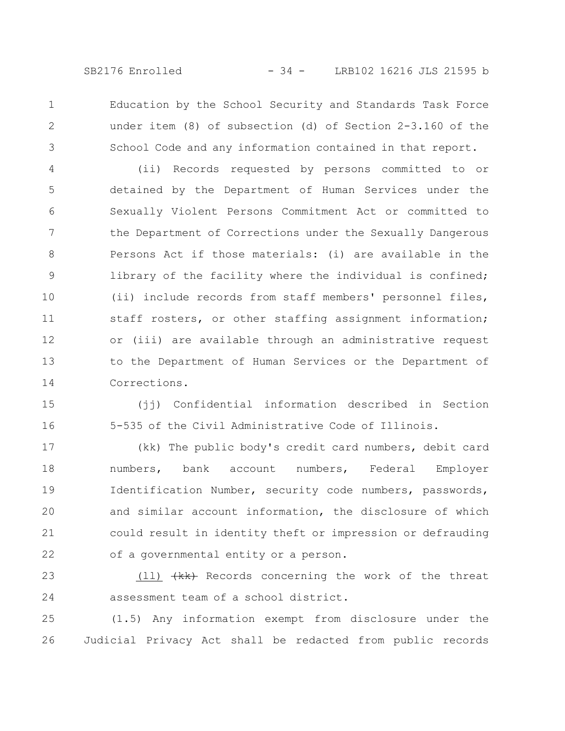Education by the School Security and Standards Task Force under item (8) of subsection (d) of Section 2-3.160 of the School Code and any information contained in that report.

(ii) Records requested by persons committed to or detained by the Department of Human Services under the Sexually Violent Persons Commitment Act or committed to the Department of Corrections under the Sexually Dangerous Persons Act if those materials: (i) are available in the library of the facility where the individual is confined; (ii) include records from staff members' personnel files, staff rosters, or other staffing assignment information; or (iii) are available through an administrative request to the Department of Human Services or the Department of Corrections.

(jj) Confidential information described in Section 5-535 of the Civil Administrative Code of Illinois.

(kk) The public body's credit card numbers, debit card numbers, bank account numbers, Federal Employer Identification Number, security code numbers, passwords, and similar account information, the disclosure of which could result in identity theft or impression or defrauding of a governmental entity or a person.

<u>(ll)</u> ~~(kk)~~ Records concerning the work of the threat assessment team of a school district.

(1.5) Any information exempt from disclosure under the Judicial Privacy Act shall be redacted from public records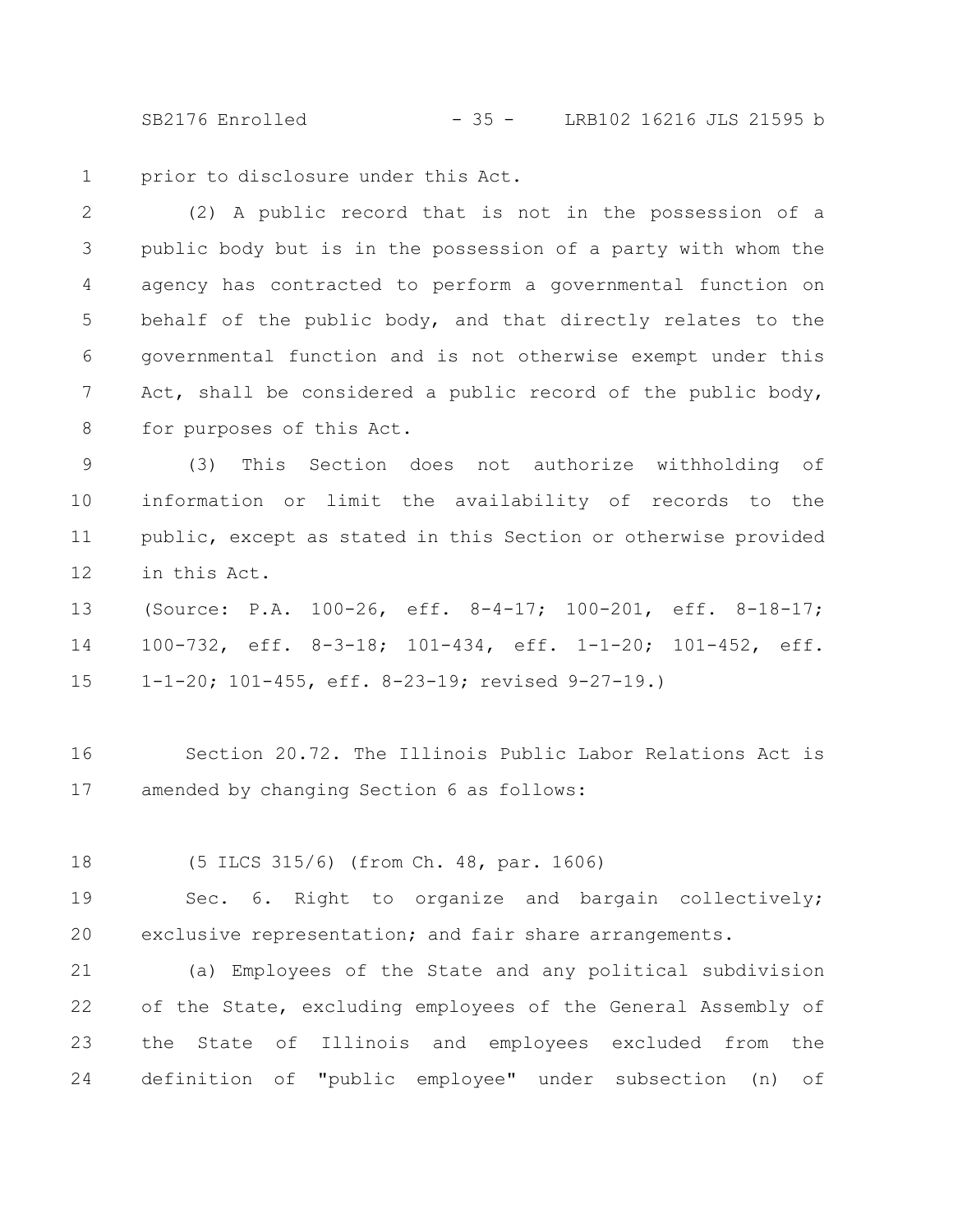prior to disclosure under this Act.

(2) A public record that is not in the possession of a public body but is in the possession of a party with whom the agency has contracted to perform a governmental function on behalf of the public body, and that directly relates to the governmental function and is not otherwise exempt under this Act, shall be considered a public record of the public body, for purposes of this Act.

(3) This Section does not authorize withholding of information or limit the availability of records to the public, except as stated in this Section or otherwise provided in this Act.

(Source: P.A. 100-26, eff. 8-4-17; 100-201, eff. 8-18-17; 100-732, eff. 8-3-18; 101-434, eff. 1-1-20; 101-452, eff. 1-1-20; 101-455, eff. 8-23-19; revised 9-27-19.)

Section 20.72. The Illinois Public Labor Relations Act is amended by changing Section 6 as follows:

(5 ILCS 315/6) (from Ch. 48, par. 1606)

Sec. 6. Right to organize and bargain collectively; exclusive representation; and fair share arrangements.

(a) Employees of the State and any political subdivision of the State, excluding employees of the General Assembly of the State of Illinois and employees excluded from the definition of "public employee" under subsection (n) of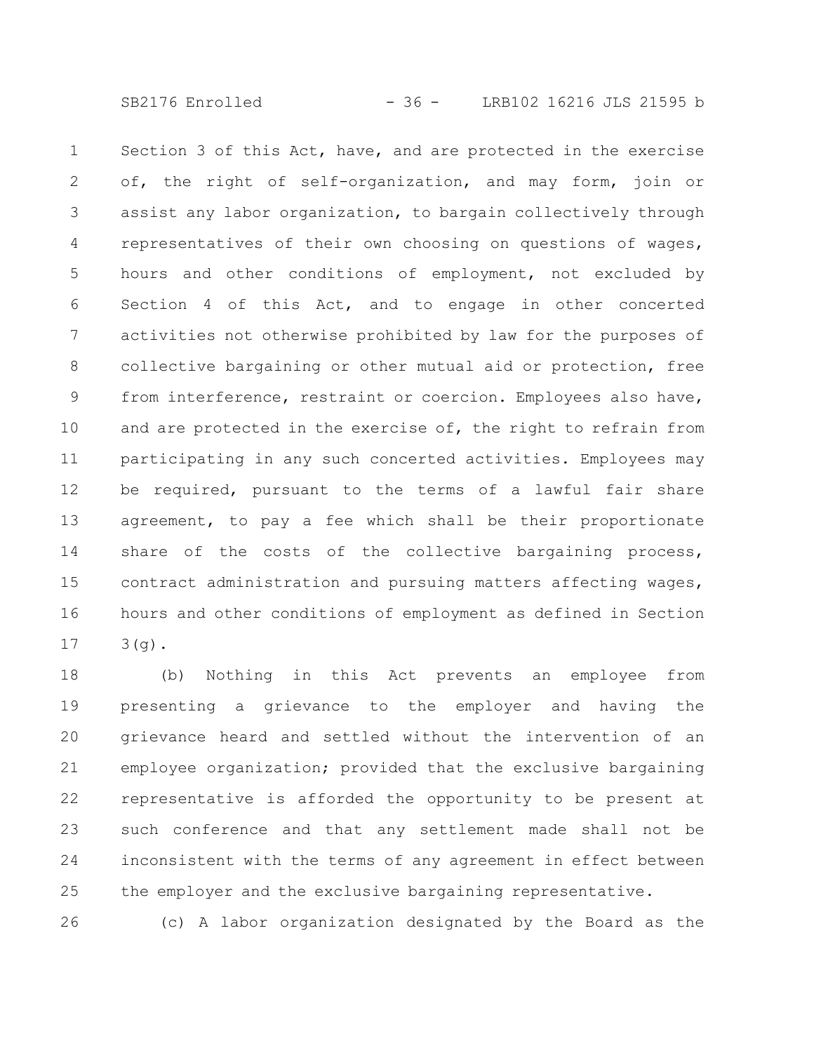Section 3 of this Act, have, and are protected in the exercise of, the right of self-organization, and may form, join or assist any labor organization, to bargain collectively through representatives of their own choosing on questions of wages, hours and other conditions of employment, not excluded by Section 4 of this Act, and to engage in other concerted activities not otherwise prohibited by law for the purposes of collective bargaining or other mutual aid or protection, free from interference, restraint or coercion. Employees also have, and are protected in the exercise of, the right to refrain from participating in any such concerted activities. Employees may be required, pursuant to the terms of a lawful fair share agreement, to pay a fee which shall be their proportionate share of the costs of the collective bargaining process, contract administration and pursuing matters affecting wages, hours and other conditions of employment as defined in Section 3(g).

(b) Nothing in this Act prevents an employee from presenting a grievance to the employer and having the grievance heard and settled without the intervention of an employee organization; provided that the exclusive bargaining representative is afforded the opportunity to be present at such conference and that any settlement made shall not be inconsistent with the terms of any agreement in effect between the employer and the exclusive bargaining representative.

(c) A labor organization designated by the Board as the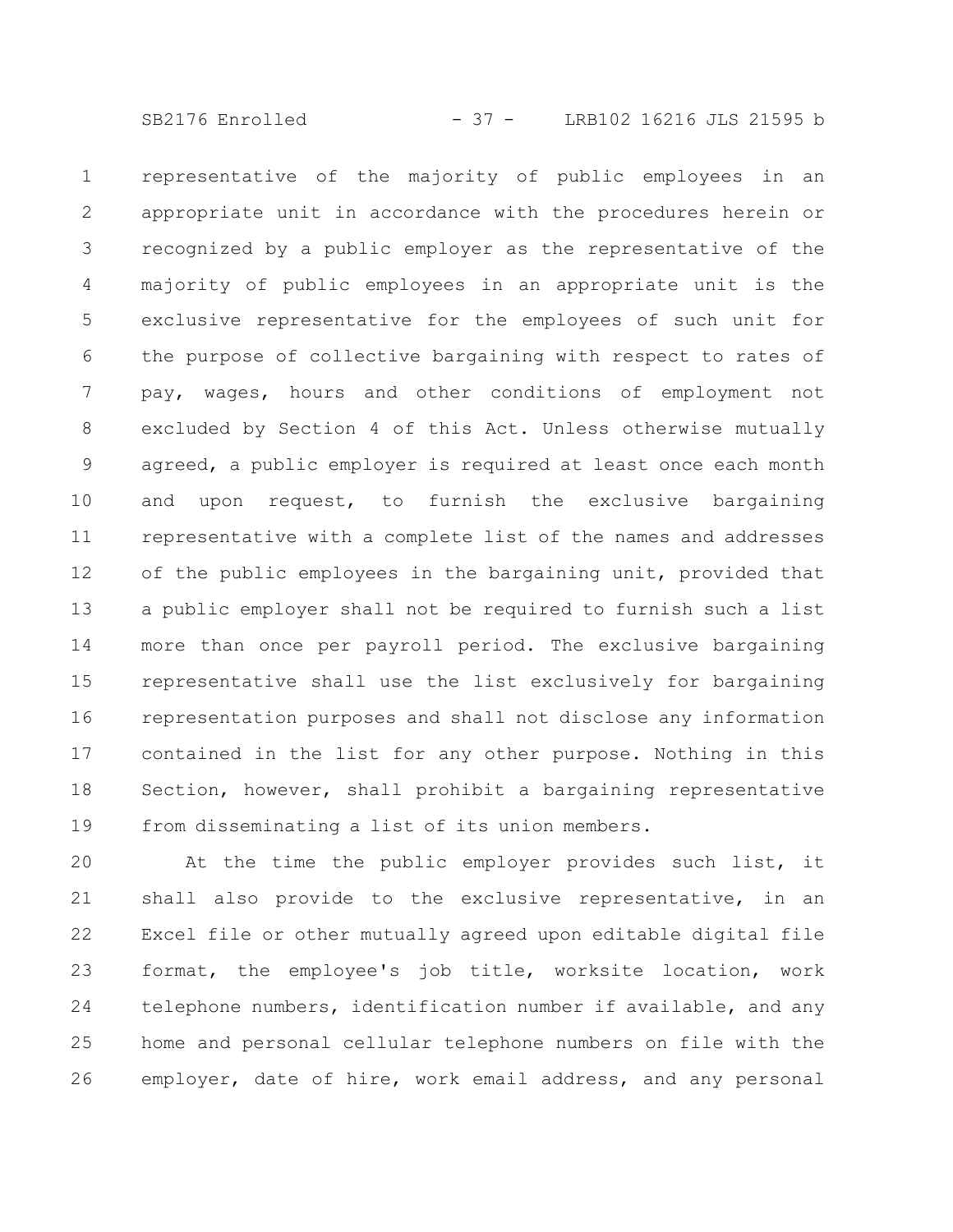representative of the majority of public employees in an appropriate unit in accordance with the procedures herein or recognized by a public employer as the representative of the majority of public employees in an appropriate unit is the exclusive representative for the employees of such unit for the purpose of collective bargaining with respect to rates of pay, wages, hours and other conditions of employment not excluded by Section 4 of this Act. Unless otherwise mutually agreed, a public employer is required at least once each month and upon request, to furnish the exclusive bargaining representative with a complete list of the names and addresses of the public employees in the bargaining unit, provided that a public employer shall not be required to furnish such a list more than once per payroll period. The exclusive bargaining representative shall use the list exclusively for bargaining representation purposes and shall not disclose any information contained in the list for any other purpose. Nothing in this Section, however, shall prohibit a bargaining representative from disseminating a list of its union members.

At the time the public employer provides such list, it shall also provide to the exclusive representative, in an Excel file or other mutually agreed upon editable digital file format, the employee's job title, worksite location, work telephone numbers, identification number if available, and any home and personal cellular telephone numbers on file with the employer, date of hire, work email address, and any personal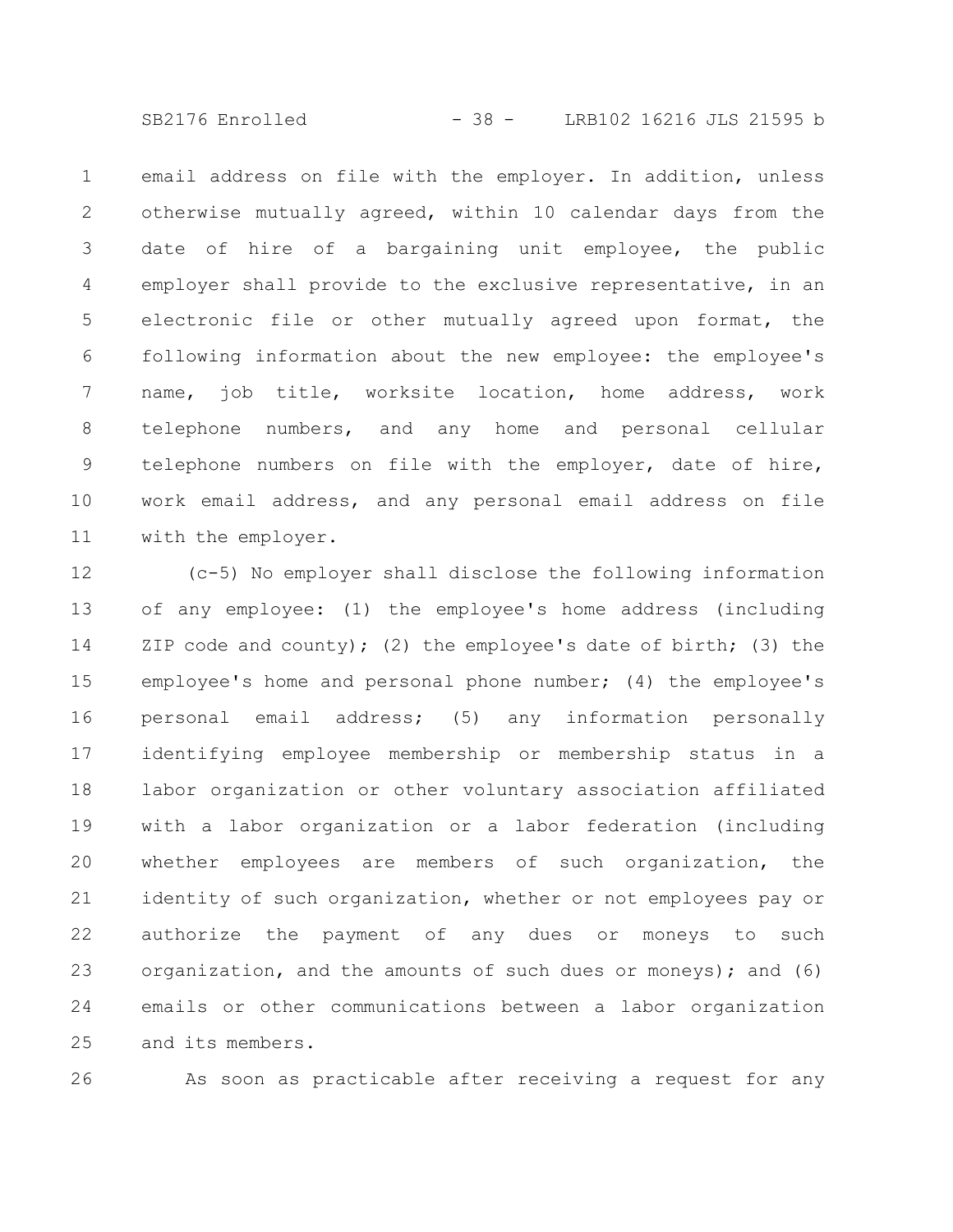email address on file with the employer. In addition, unless otherwise mutually agreed, within 10 calendar days from the date of hire of a bargaining unit employee, the public employer shall provide to the exclusive representative, in an electronic file or other mutually agreed upon format, the following information about the new employee: the employee's name, job title, worksite location, home address, work telephone numbers, and any home and personal cellular telephone numbers on file with the employer, date of hire, work email address, and any personal email address on file with the employer.

(c-5) No employer shall disclose the following information of any employee: (1) the employee's home address (including ZIP code and county); (2) the employee's date of birth; (3) the employee's home and personal phone number; (4) the employee's personal email address; (5) any information personally identifying employee membership or membership status in a labor organization or other voluntary association affiliated with a labor organization or a labor federation (including whether employees are members of such organization, the identity of such organization, whether or not employees pay or authorize the payment of any dues or moneys to such organization, and the amounts of such dues or moneys); and (6) emails or other communications between a labor organization and its members.

As soon as practicable after receiving a request for any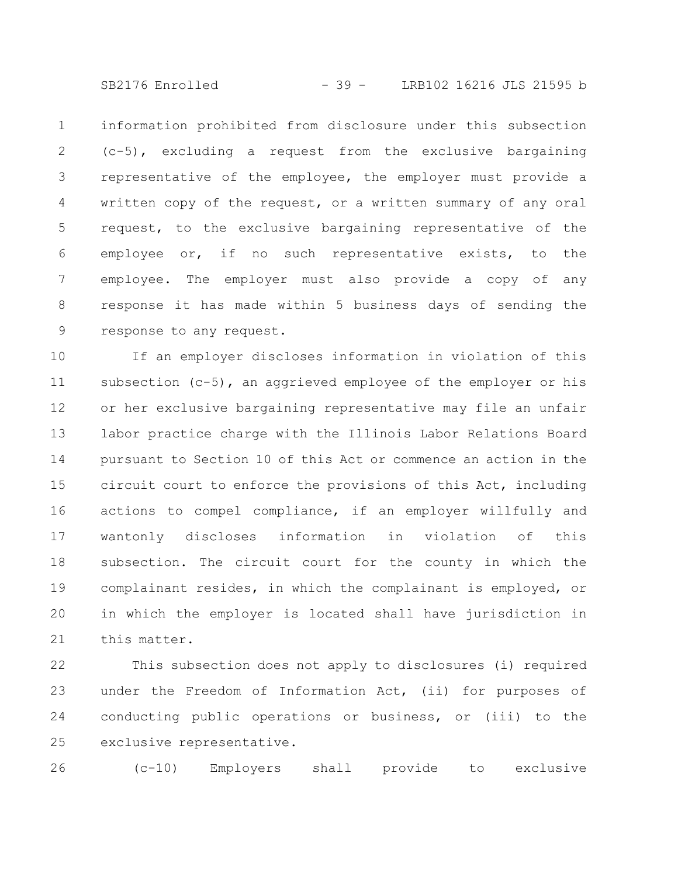information prohibited from disclosure under this subsection (c-5), excluding a request from the exclusive bargaining representative of the employee, the employer must provide a written copy of the request, or a written summary of any oral request, to the exclusive bargaining representative of the employee or, if no such representative exists, to the employee. The employer must also provide a copy of any response it has made within 5 business days of sending the response to any request.

If an employer discloses information in violation of this subsection (c-5), an aggrieved employee of the employer or his or her exclusive bargaining representative may file an unfair labor practice charge with the Illinois Labor Relations Board pursuant to Section 10 of this Act or commence an action in the circuit court to enforce the provisions of this Act, including actions to compel compliance, if an employer willfully and wantonly discloses information in violation of this subsection. The circuit court for the county in which the complainant resides, in which the complainant is employed, or in which the employer is located shall have jurisdiction in this matter.

This subsection does not apply to disclosures (i) required under the Freedom of Information Act, (ii) for purposes of conducting public operations or business, or (iii) to the exclusive representative.

(c-10) Employers shall provide to exclusive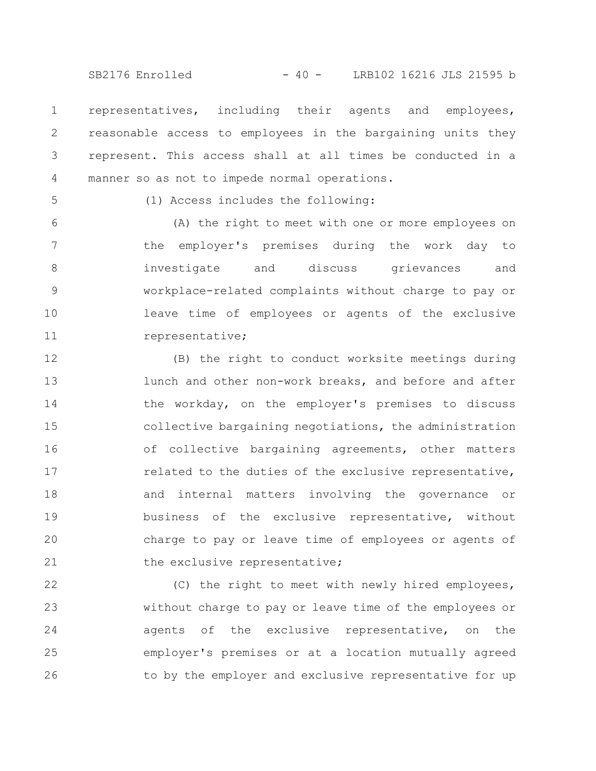representatives, including their agents and employees, reasonable access to employees in the bargaining units they represent. This access shall at all times be conducted in a manner so as not to impede normal operations.

(1) Access includes the following:

(A) the right to meet with one or more employees on the employer's premises during the work day to investigate and discuss grievances and workplace-related complaints without charge to pay or leave time of employees or agents of the exclusive representative;

(B) the right to conduct worksite meetings during lunch and other non-work breaks, and before and after the workday, on the employer's premises to discuss collective bargaining negotiations, the administration of collective bargaining agreements, other matters related to the duties of the exclusive representative, and internal matters involving the governance or business of the exclusive representative, without charge to pay or leave time of employees or agents of the exclusive representative;

(C) the right to meet with newly hired employees, without charge to pay or leave time of the employees or agents of the exclusive representative, on the employer's premises or at a location mutually agreed to by the employer and exclusive representative for up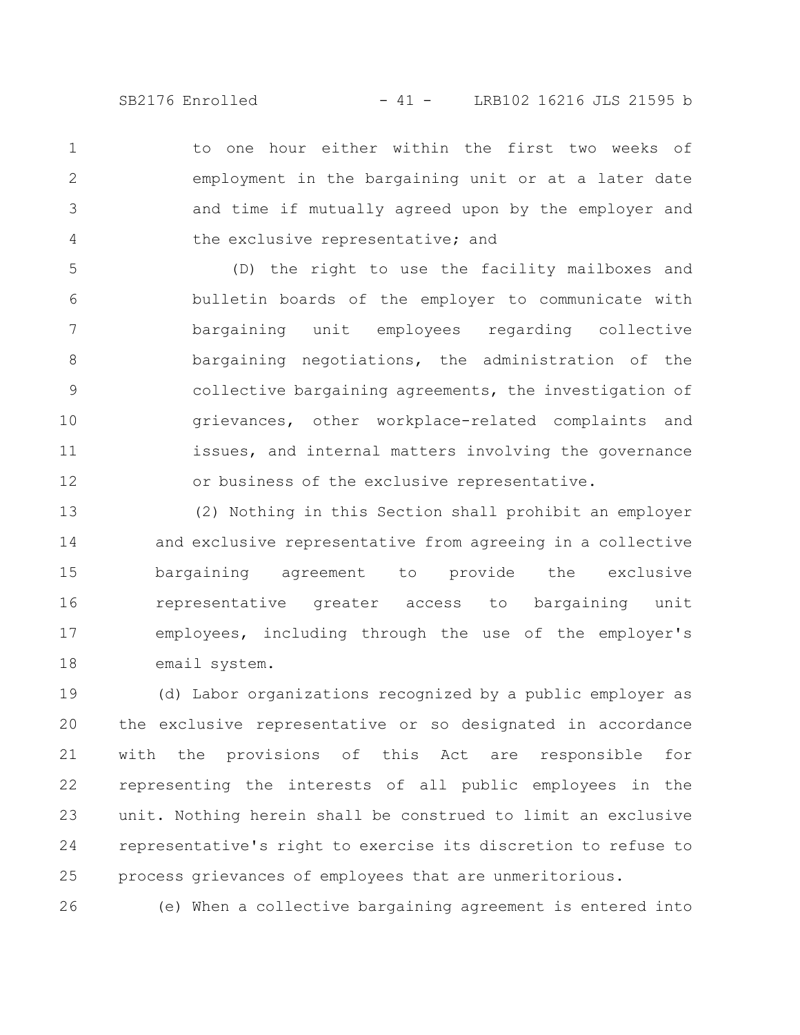to one hour either within the first two weeks of employment in the bargaining unit or at a later date and time if mutually agreed upon by the employer and the exclusive representative; and

(D) the right to use the facility mailboxes and bulletin boards of the employer to communicate with bargaining unit employees regarding collective bargaining negotiations, the administration of the collective bargaining agreements, the investigation of grievances, other workplace-related complaints and issues, and internal matters involving the governance or business of the exclusive representative.

(2) Nothing in this Section shall prohibit an employer and exclusive representative from agreeing in a collective bargaining agreement to provide the exclusive representative greater access to bargaining unit employees, including through the use of the employer's email system.

(d) Labor organizations recognized by a public employer as the exclusive representative or so designated in accordance with the provisions of this Act are responsible for representing the interests of all public employees in the unit. Nothing herein shall be construed to limit an exclusive representative's right to exercise its discretion to refuse to process grievances of employees that are unmeritorious.

(e) When a collective bargaining agreement is entered into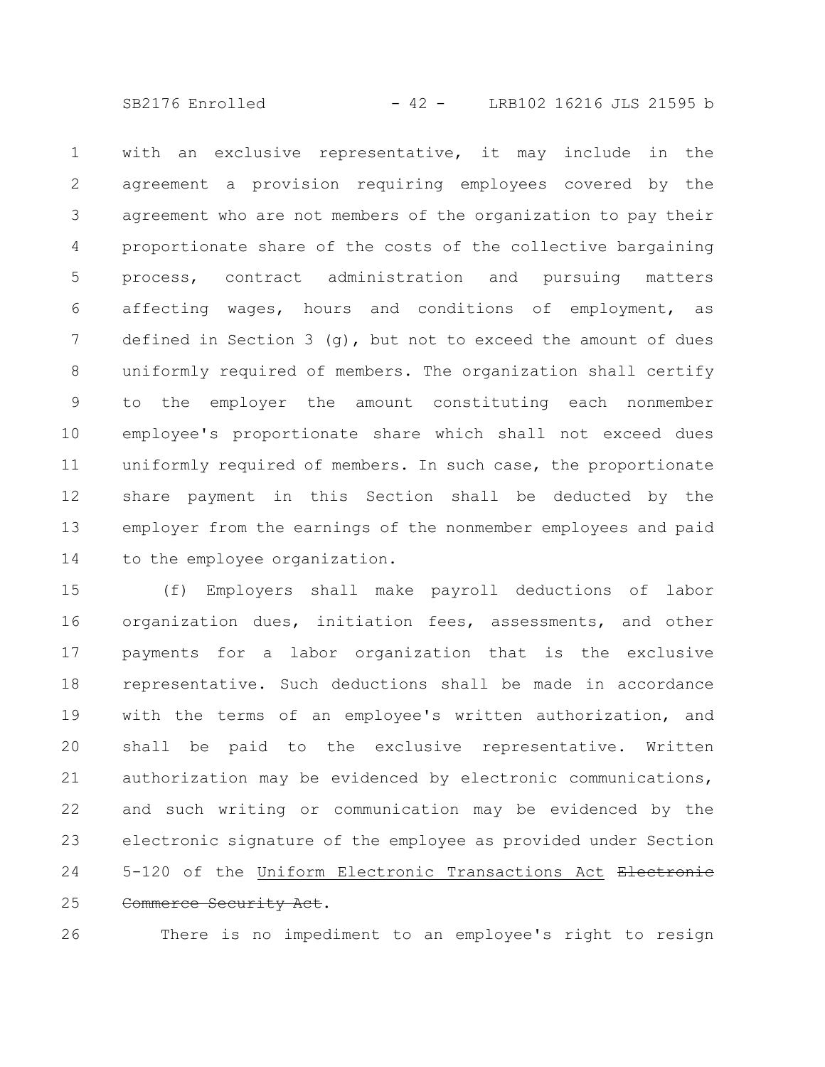with an exclusive representative, it may include in the agreement a provision requiring employees covered by the agreement who are not members of the organization to pay their proportionate share of the costs of the collective bargaining process, contract administration and pursuing matters affecting wages, hours and conditions of employment, as defined in Section 3 (g), but not to exceed the amount of dues uniformly required of members. The organization shall certify to the employer the amount constituting each nonmember employee's proportionate share which shall not exceed dues uniformly required of members. In such case, the proportionate share payment in this Section shall be deducted by the employer from the earnings of the nonmember employees and paid to the employee organization.

(f) Employers shall make payroll deductions of labor organization dues, initiation fees, assessments, and other payments for a labor organization that is the exclusive representative. Such deductions shall be made in accordance with the terms of an employee's written authorization, and shall be paid to the exclusive representative. Written authorization may be evidenced by electronic communications, and such writing or communication may be evidenced by the electronic signature of the employee as provided under Section 5-120 of the Uniform Electronic Transactions Act ~~Electronic Commerce Security Act~~.

There is no impediment to an employee's right to resign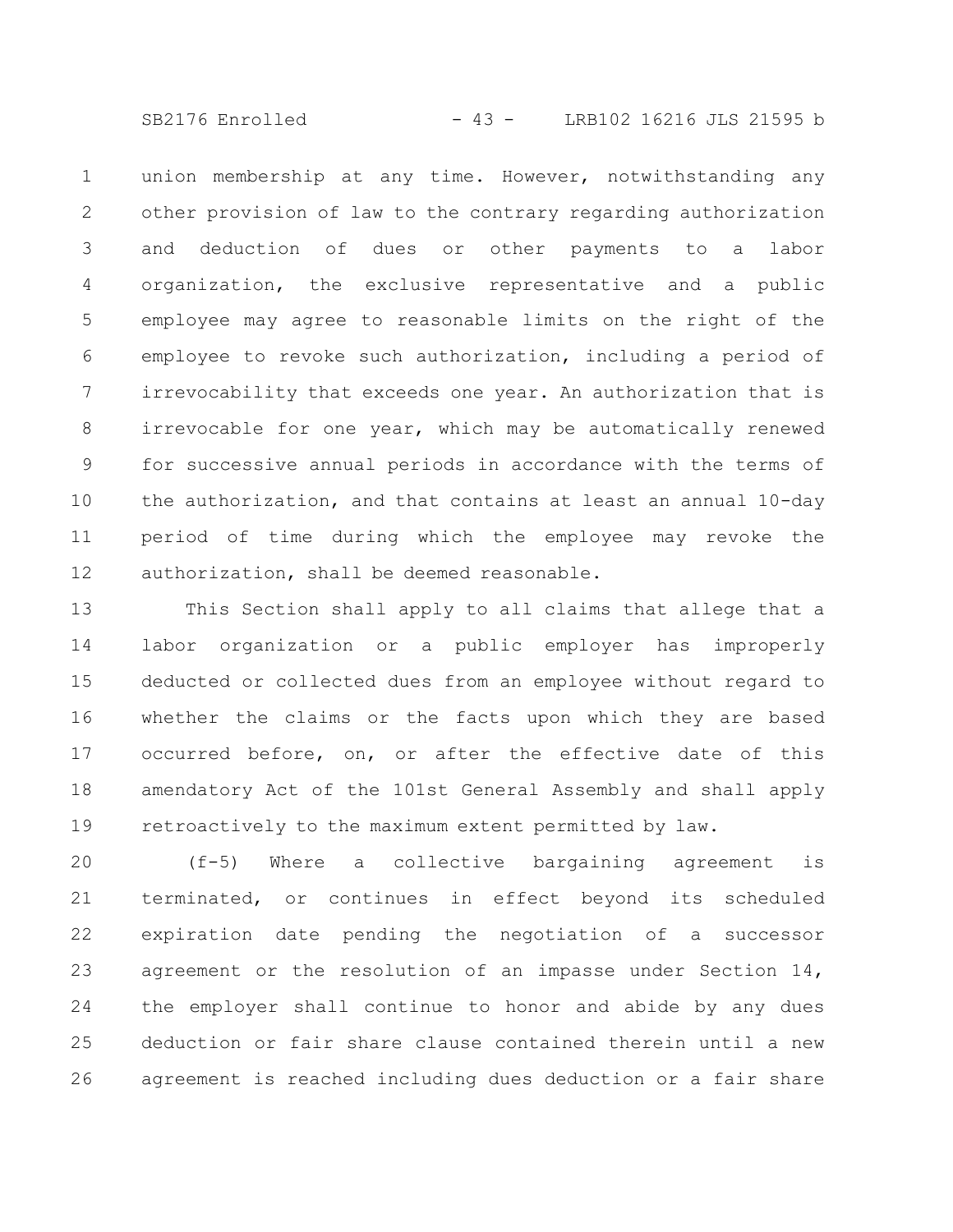union membership at any time. However, notwithstanding any other provision of law to the contrary regarding authorization and deduction of dues or other payments to a labor organization, the exclusive representative and a public employee may agree to reasonable limits on the right of the employee to revoke such authorization, including a period of irrevocability that exceeds one year. An authorization that is irrevocable for one year, which may be automatically renewed for successive annual periods in accordance with the terms of the authorization, and that contains at least an annual 10-day period of time during which the employee may revoke the authorization, shall be deemed reasonable.

This Section shall apply to all claims that allege that a labor organization or a public employer has improperly deducted or collected dues from an employee without regard to whether the claims or the facts upon which they are based occurred before, on, or after the effective date of this amendatory Act of the 101st General Assembly and shall apply retroactively to the maximum extent permitted by law.

(f-5) Where a collective bargaining agreement is terminated, or continues in effect beyond its scheduled expiration date pending the negotiation of a successor agreement or the resolution of an impasse under Section 14, the employer shall continue to honor and abide by any dues deduction or fair share clause contained therein until a new agreement is reached including dues deduction or a fair share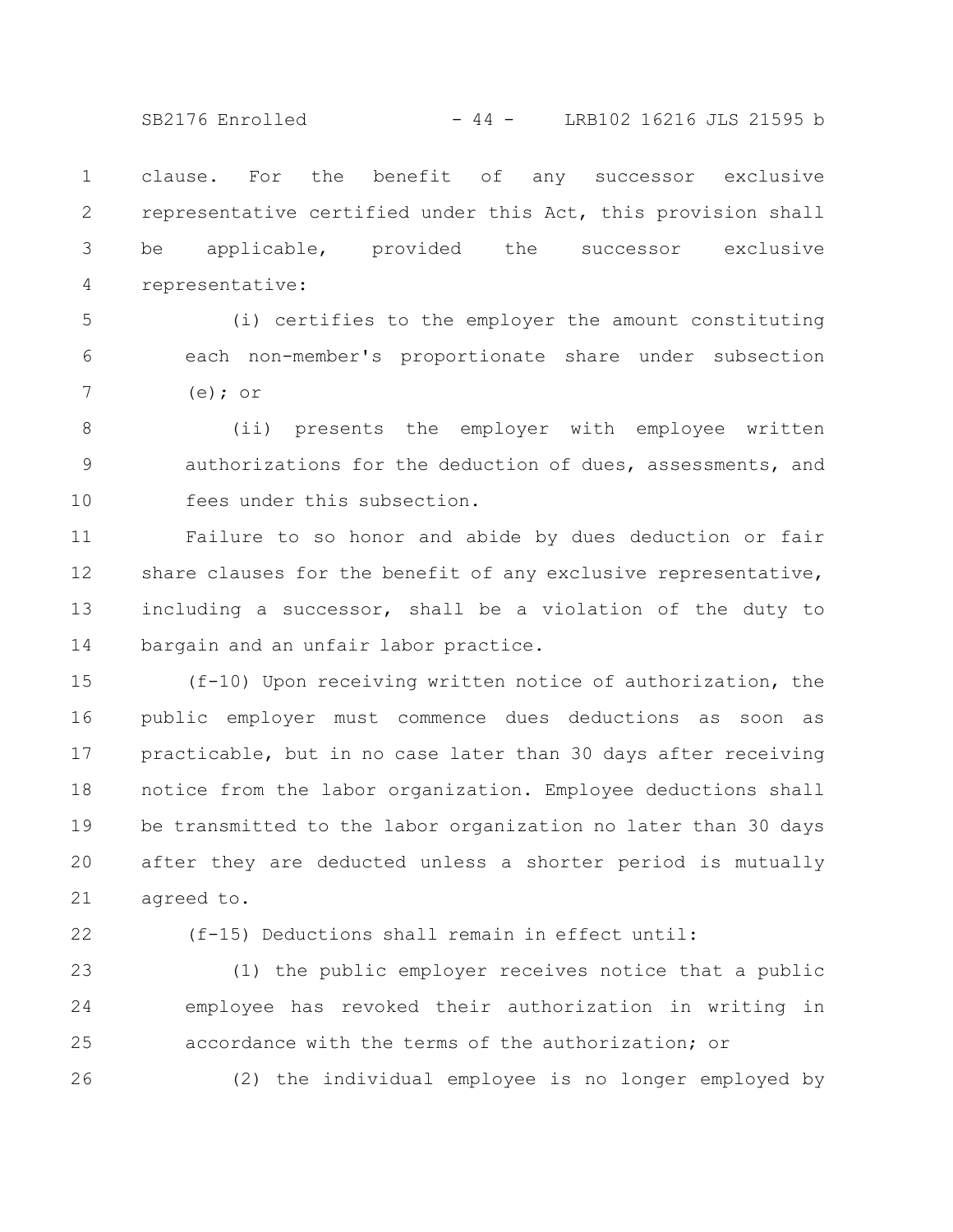clause. For the benefit of any successor exclusive representative certified under this Act, this provision shall be applicable, provided the successor exclusive representative:

(i) certifies to the employer the amount constituting each non-member's proportionate share under subsection (e); or

(ii) presents the employer with employee written authorizations for the deduction of dues, assessments, and fees under this subsection.

Failure to so honor and abide by dues deduction or fair share clauses for the benefit of any exclusive representative, including a successor, shall be a violation of the duty to bargain and an unfair labor practice.

(f-10) Upon receiving written notice of authorization, the public employer must commence dues deductions as soon as practicable, but in no case later than 30 days after receiving notice from the labor organization. Employee deductions shall be transmitted to the labor organization no later than 30 days after they are deducted unless a shorter period is mutually agreed to.

(f-15) Deductions shall remain in effect until:

(1) the public employer receives notice that a public employee has revoked their authorization in writing in accordance with the terms of the authorization; or

(2) the individual employee is no longer employed by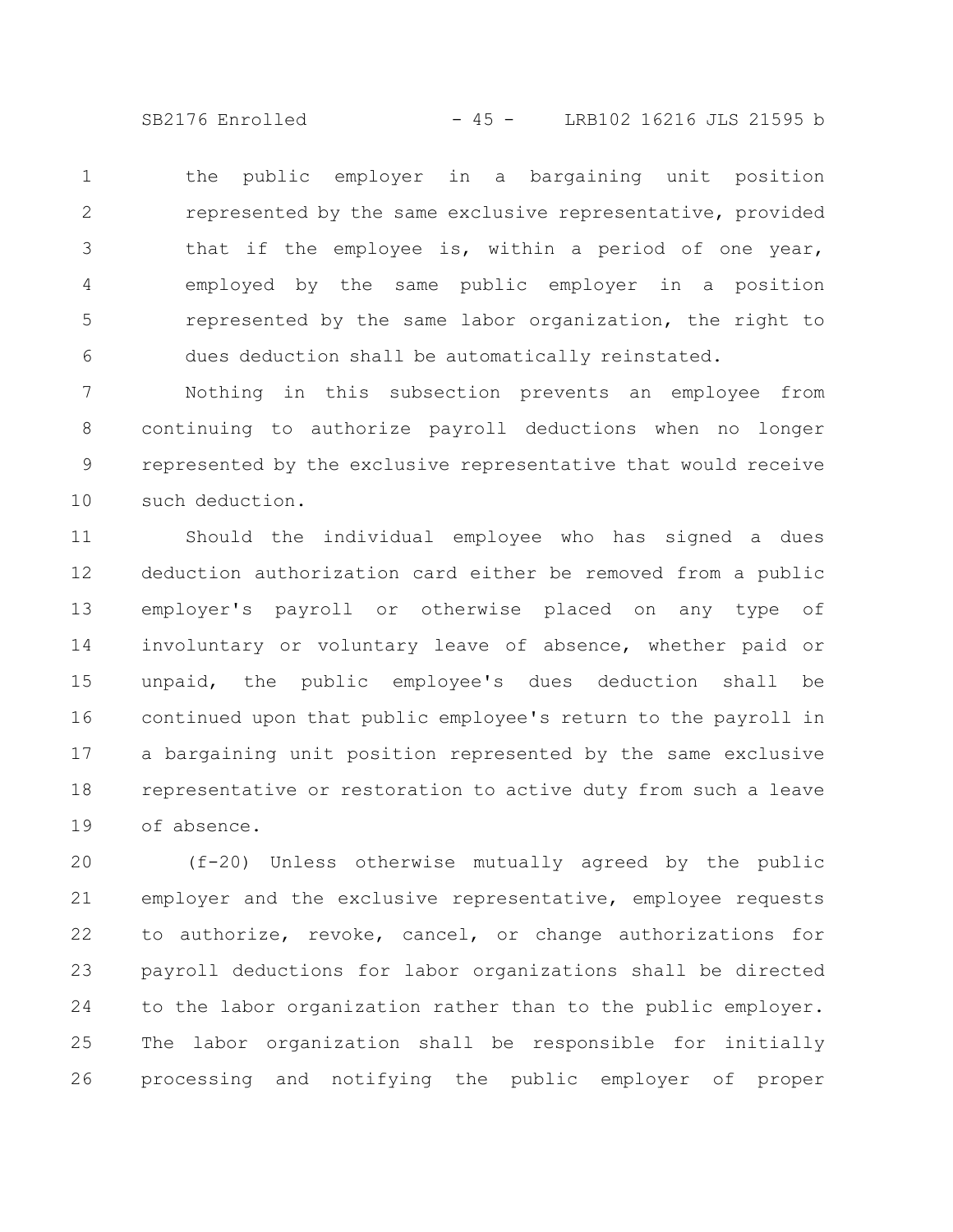the public employer in a bargaining unit position represented by the same exclusive representative, provided that if the employee is, within a period of one year, employed by the same public employer in a position represented by the same labor organization, the right to dues deduction shall be automatically reinstated.

Nothing in this subsection prevents an employee from continuing to authorize payroll deductions when no longer represented by the exclusive representative that would receive such deduction.

Should the individual employee who has signed a dues deduction authorization card either be removed from a public employer's payroll or otherwise placed on any type of involuntary or voluntary leave of absence, whether paid or unpaid, the public employee's dues deduction shall be continued upon that public employee's return to the payroll in a bargaining unit position represented by the same exclusive representative or restoration to active duty from such a leave of absence.

(f-20) Unless otherwise mutually agreed by the public employer and the exclusive representative, employee requests to authorize, revoke, cancel, or change authorizations for payroll deductions for labor organizations shall be directed to the labor organization rather than to the public employer. The labor organization shall be responsible for initially processing and notifying the public employer of proper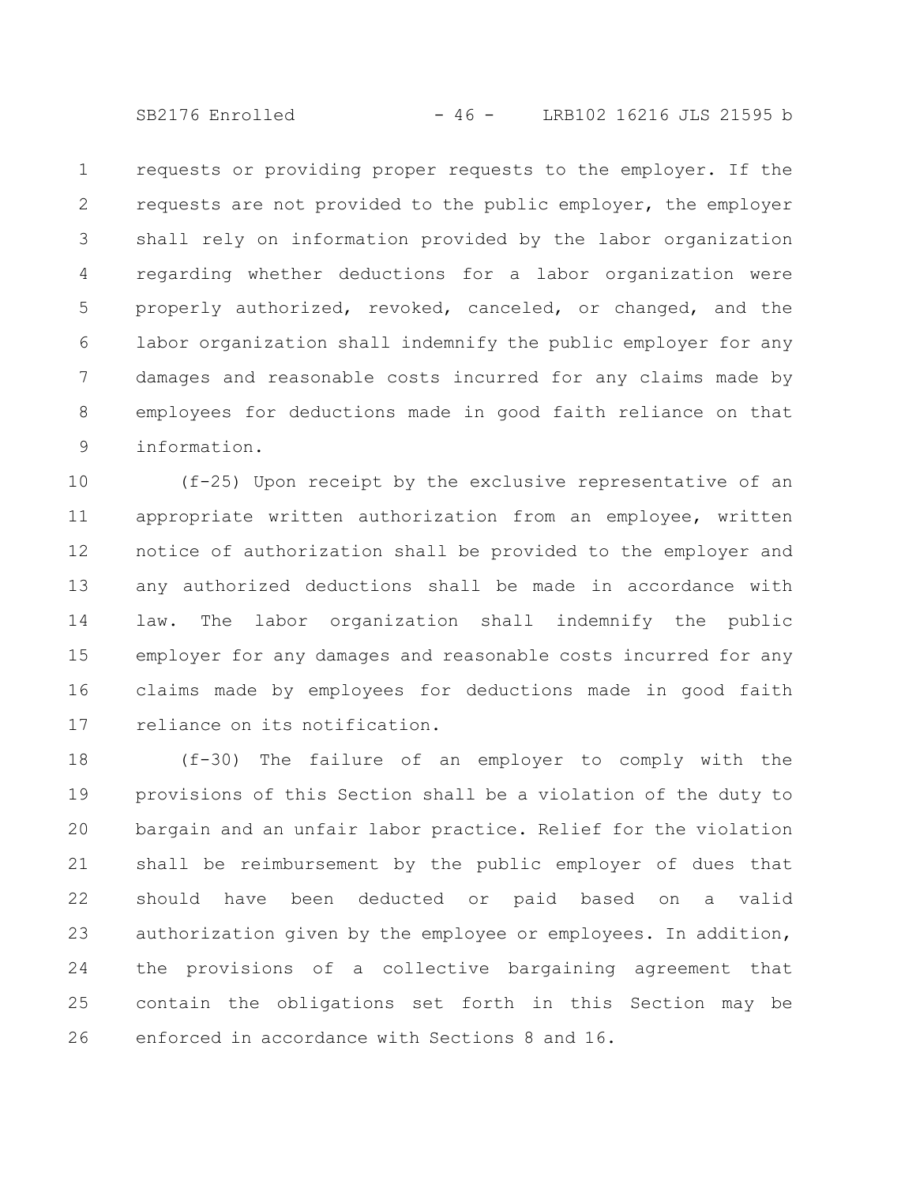requests or providing proper requests to the employer. If the requests are not provided to the public employer, the employer shall rely on information provided by the labor organization regarding whether deductions for a labor organization were properly authorized, revoked, canceled, or changed, and the labor organization shall indemnify the public employer for any damages and reasonable costs incurred for any claims made by employees for deductions made in good faith reliance on that information.

(f-25) Upon receipt by the exclusive representative of an appropriate written authorization from an employee, written notice of authorization shall be provided to the employer and any authorized deductions shall be made in accordance with law. The labor organization shall indemnify the public employer for any damages and reasonable costs incurred for any claims made by employees for deductions made in good faith reliance on its notification.

(f-30) The failure of an employer to comply with the provisions of this Section shall be a violation of the duty to bargain and an unfair labor practice. Relief for the violation shall be reimbursement by the public employer of dues that should have been deducted or paid based on a valid authorization given by the employee or employees. In addition, the provisions of a collective bargaining agreement that contain the obligations set forth in this Section may be enforced in accordance with Sections 8 and 16.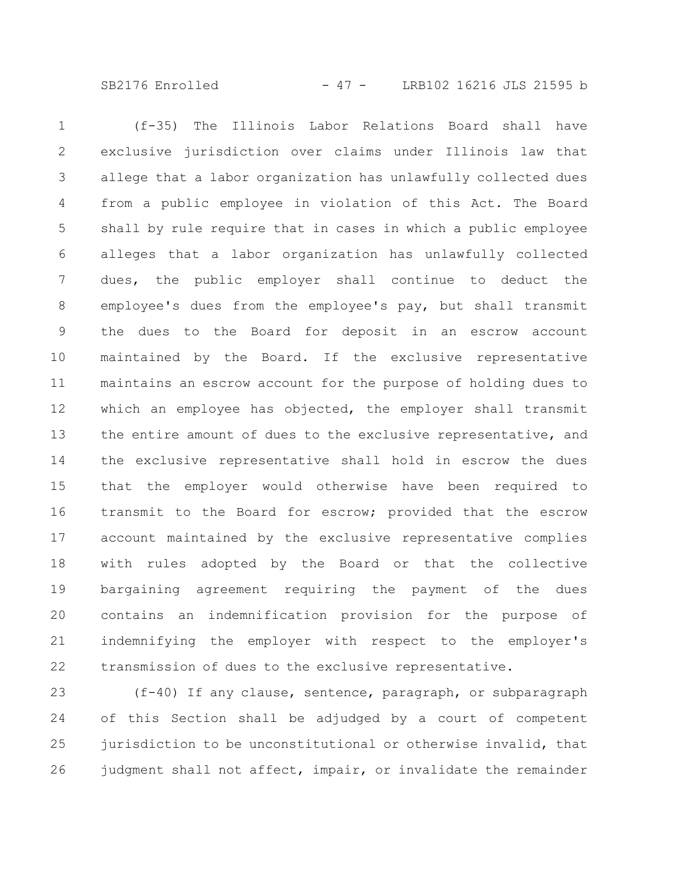(f-35) The Illinois Labor Relations Board shall have exclusive jurisdiction over claims under Illinois law that allege that a labor organization has unlawfully collected dues from a public employee in violation of this Act. The Board shall by rule require that in cases in which a public employee alleges that a labor organization has unlawfully collected dues, the public employer shall continue to deduct the employee's dues from the employee's pay, but shall transmit the dues to the Board for deposit in an escrow account maintained by the Board. If the exclusive representative maintains an escrow account for the purpose of holding dues to which an employee has objected, the employer shall transmit the entire amount of dues to the exclusive representative, and the exclusive representative shall hold in escrow the dues that the employer would otherwise have been required to transmit to the Board for escrow; provided that the escrow account maintained by the exclusive representative complies with rules adopted by the Board or that the collective bargaining agreement requiring the payment of the dues contains an indemnification provision for the purpose of indemnifying the employer with respect to the employer's transmission of dues to the exclusive representative.

(f-40) If any clause, sentence, paragraph, or subparagraph of this Section shall be adjudged by a court of competent jurisdiction to be unconstitutional or otherwise invalid, that judgment shall not affect, impair, or invalidate the remainder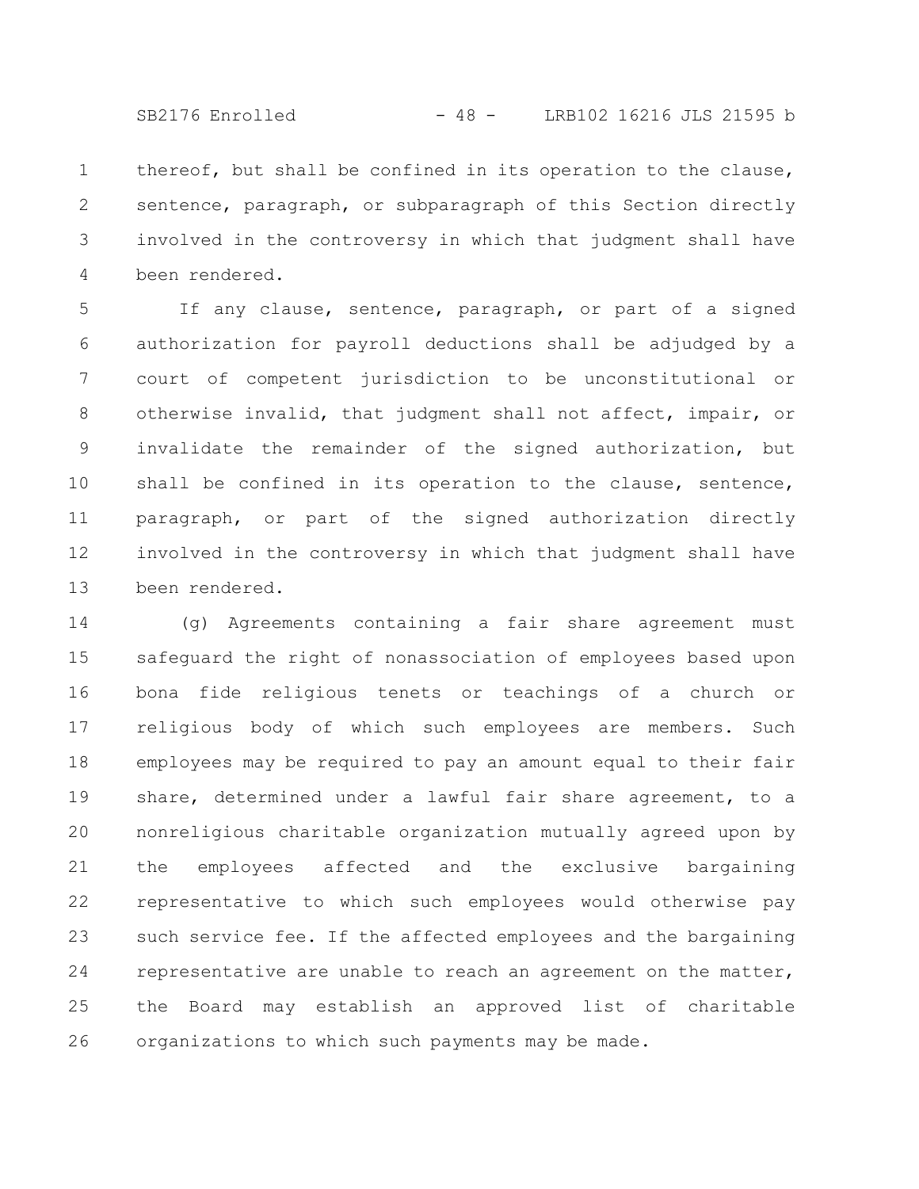thereof, but shall be confined in its operation to the clause, sentence, paragraph, or subparagraph of this Section directly involved in the controversy in which that judgment shall have been rendered.

If any clause, sentence, paragraph, or part of a signed authorization for payroll deductions shall be adjudged by a court of competent jurisdiction to be unconstitutional or otherwise invalid, that judgment shall not affect, impair, or invalidate the remainder of the signed authorization, but shall be confined in its operation to the clause, sentence, paragraph, or part of the signed authorization directly involved in the controversy in which that judgment shall have been rendered.

(g) Agreements containing a fair share agreement must safeguard the right of nonassociation of employees based upon bona fide religious tenets or teachings of a church or religious body of which such employees are members. Such employees may be required to pay an amount equal to their fair share, determined under a lawful fair share agreement, to a nonreligious charitable organization mutually agreed upon by the employees affected and the exclusive bargaining representative to which such employees would otherwise pay such service fee. If the affected employees and the bargaining representative are unable to reach an agreement on the matter, the Board may establish an approved list of charitable organizations to which such payments may be made.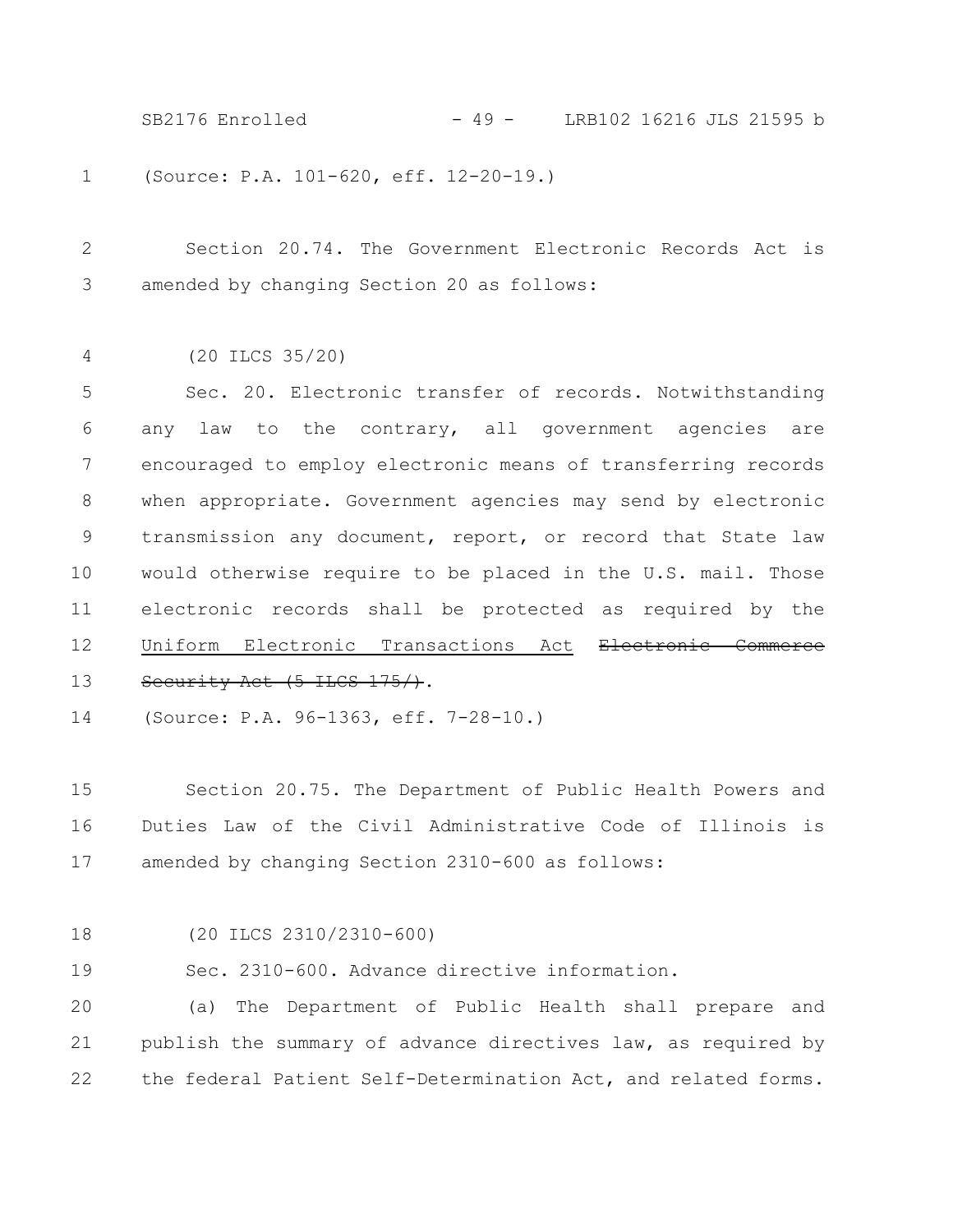(Source: P.A. 101-620, eff. 12-20-19.)

Section 20.74. The Government Electronic Records Act is amended by changing Section 20 as follows:

(20 ILCS 35/20)

Sec. 20. Electronic transfer of records. Notwithstanding any law to the contrary, all government agencies are encouraged to employ electronic means of transferring records when appropriate. Government agencies may send by electronic transmission any document, report, or record that State law would otherwise require to be placed in the U.S. mail. Those electronic records shall be protected as required by the <u>Uniform Electronic Transactions Act</u> ~~Electronic Commerce Security Act (5 ILCS 175/)~~.

(Source: P.A. 96-1363, eff. 7-28-10.)

Section 20.75. The Department of Public Health Powers and Duties Law of the Civil Administrative Code of Illinois is amended by changing Section 2310-600 as follows:

(20 ILCS 2310/2310-600)

Sec. 2310-600. Advance directive information.

(a) The Department of Public Health shall prepare and publish the summary of advance directives law, as required by the federal Patient Self-Determination Act, and related forms.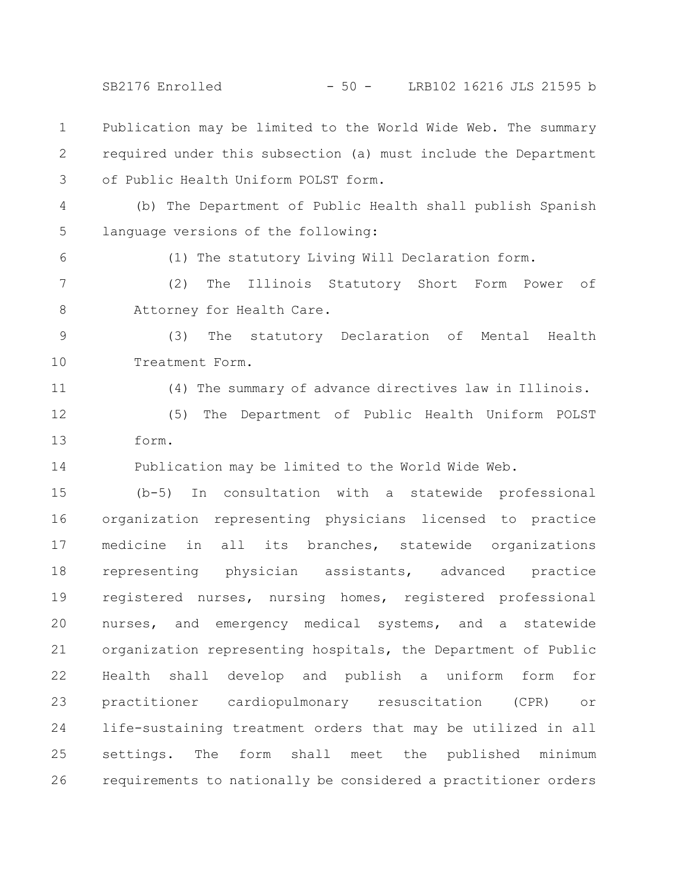Publication may be limited to the World Wide Web. The summary required under this subsection (a) must include the Department of Public Health Uniform POLST form.

(b) The Department of Public Health shall publish Spanish language versions of the following:

(1) The statutory Living Will Declaration form.

(2) The Illinois Statutory Short Form Power of Attorney for Health Care.

(3) The statutory Declaration of Mental Health Treatment Form.

(4) The summary of advance directives law in Illinois.

(5) The Department of Public Health Uniform POLST form.

Publication may be limited to the World Wide Web.

(b-5) In consultation with a statewide professional organization representing physicians licensed to practice medicine in all its branches, statewide organizations representing physician assistants, advanced practice registered nurses, nursing homes, registered professional nurses, and emergency medical systems, and a statewide organization representing hospitals, the Department of Public Health shall develop and publish a uniform form for practitioner cardiopulmonary resuscitation (CPR) or life-sustaining treatment orders that may be utilized in all settings. The form shall meet the published minimum requirements to nationally be considered a practitioner orders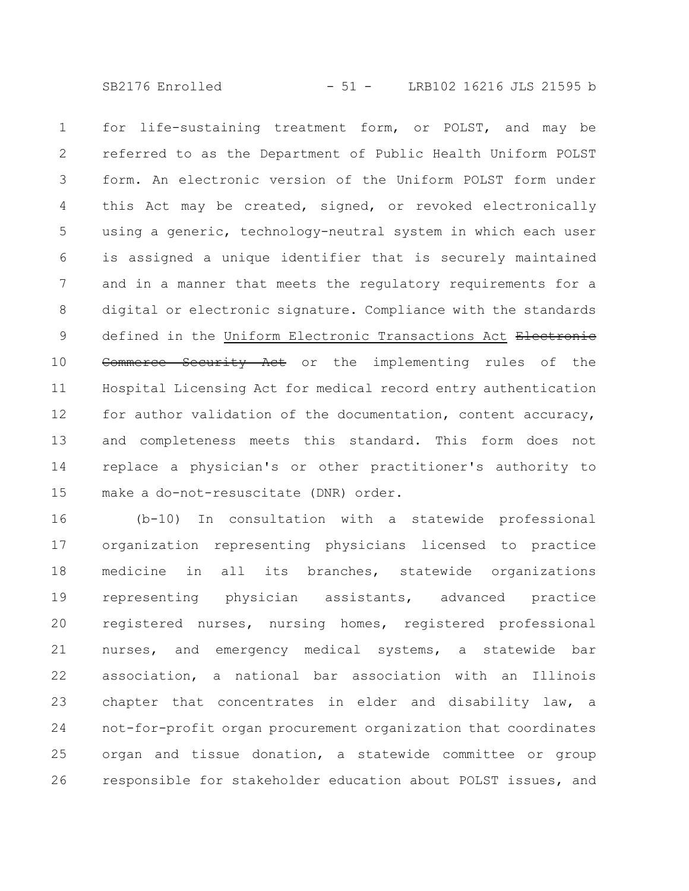for life-sustaining treatment form, or POLST, and may be referred to as the Department of Public Health Uniform POLST form. An electronic version of the Uniform POLST form under this Act may be created, signed, or revoked electronically using a generic, technology-neutral system in which each user is assigned a unique identifier that is securely maintained and in a manner that meets the regulatory requirements for a digital or electronic signature. Compliance with the standards defined in the Uniform Electronic Transactions Act ~~Electronic Commerce Security Act~~ or the implementing rules of the Hospital Licensing Act for medical record entry authentication for author validation of the documentation, content accuracy, and completeness meets this standard. This form does not replace a physician's or other practitioner's authority to make a do-not-resuscitate (DNR) order.

(b-10) In consultation with a statewide professional organization representing physicians licensed to practice medicine in all its branches, statewide organizations representing physician assistants, advanced practice registered nurses, nursing homes, registered professional nurses, and emergency medical systems, a statewide bar association, a national bar association with an Illinois chapter that concentrates in elder and disability law, a not-for-profit organ procurement organization that coordinates organ and tissue donation, a statewide committee or group responsible for stakeholder education about POLST issues, and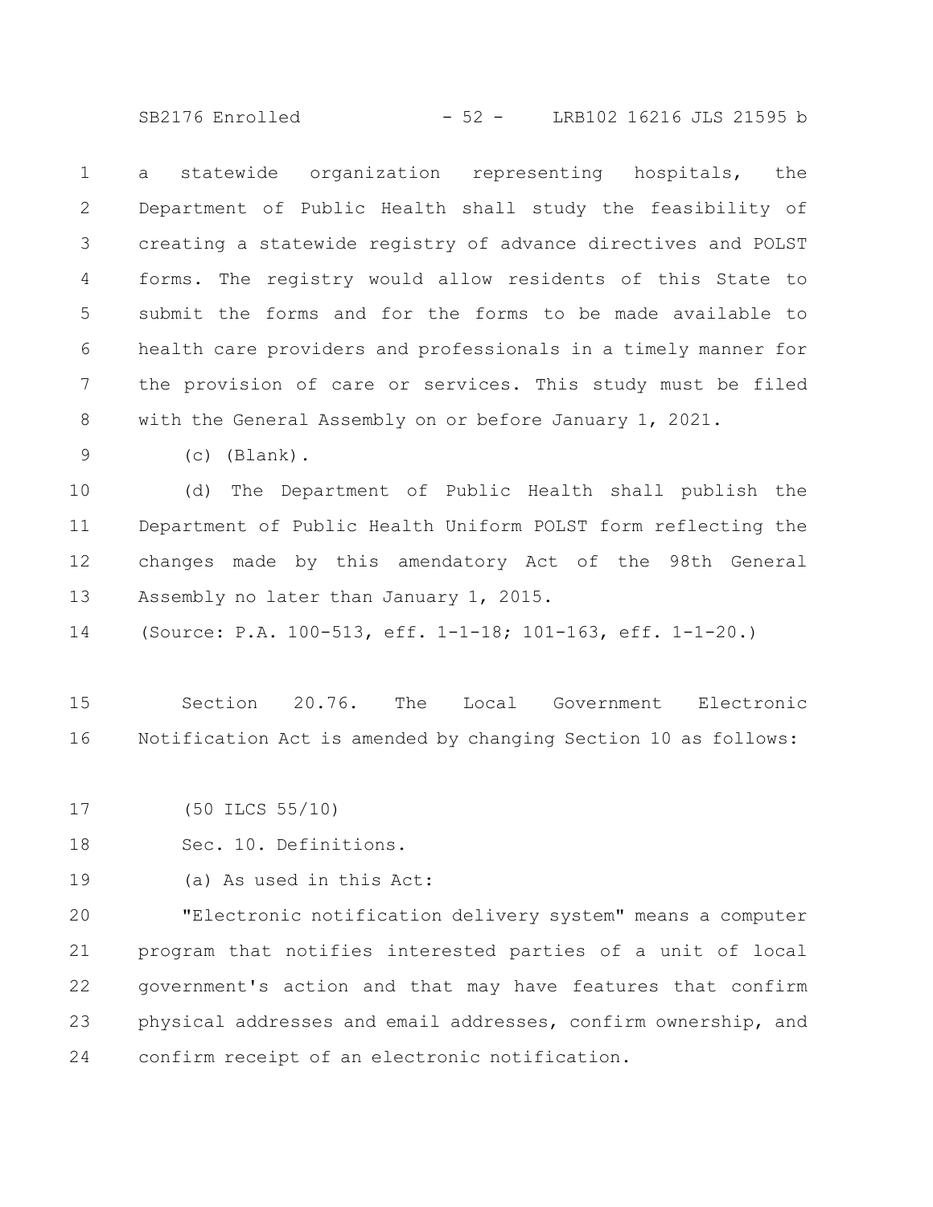a statewide organization representing hospitals, the Department of Public Health shall study the feasibility of creating a statewide registry of advance directives and POLST forms. The registry would allow residents of this State to submit the forms and for the forms to be made available to health care providers and professionals in a timely manner for the provision of care or services. This study must be filed with the General Assembly on or before January 1, 2021.

(c) (Blank).

(d) The Department of Public Health shall publish the Department of Public Health Uniform POLST form reflecting the changes made by this amendatory Act of the 98th General Assembly no later than January 1, 2015.

(Source: P.A. 100-513, eff. 1-1-18; 101-163, eff. 1-1-20.)

Section 20.76. The Local Government Electronic Notification Act is amended by changing Section 10 as follows:

(50 ILCS 55/10)

Sec. 10. Definitions.

(a) As used in this Act:

"Electronic notification delivery system" means a computer program that notifies interested parties of a unit of local government's action and that may have features that confirm physical addresses and email addresses, confirm ownership, and confirm receipt of an electronic notification.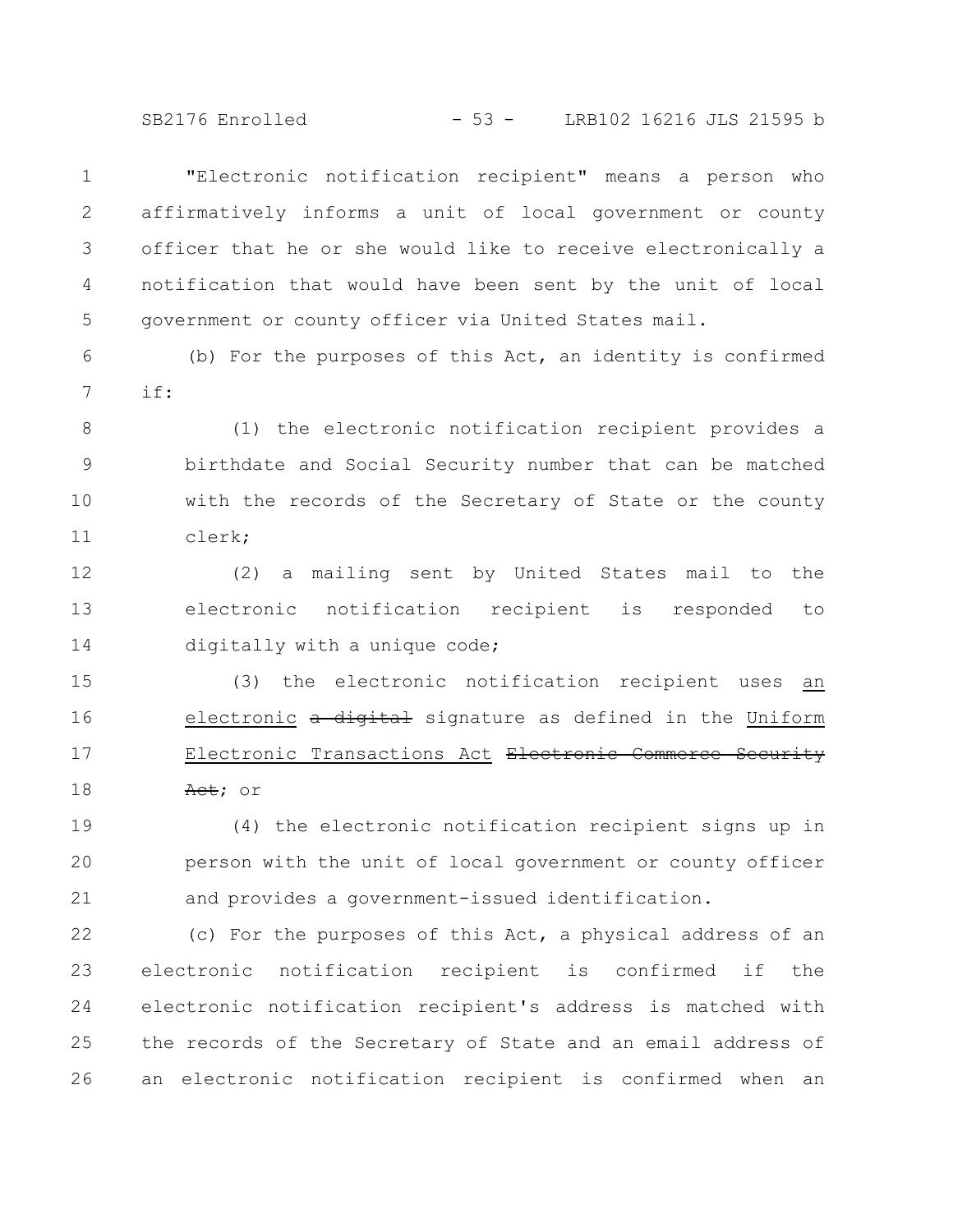"Electronic notification recipient" means a person who affirmatively informs a unit of local government or county officer that he or she would like to receive electronically a notification that would have been sent by the unit of local government or county officer via United States mail.

(b) For the purposes of this Act, an identity is confirmed if:

(1) the electronic notification recipient provides a birthdate and Social Security number that can be matched with the records of the Secretary of State or the county clerk;

(2) a mailing sent by United States mail to the electronic notification recipient is responded to digitally with a unique code;

(3) the electronic notification recipient uses an electronic ~~a digital~~ signature as defined in the Uniform Electronic Transactions Act ~~Electronic Commerce Security Act~~; or

(4) the electronic notification recipient signs up in person with the unit of local government or county officer and provides a government-issued identification.

(c) For the purposes of this Act, a physical address of an electronic notification recipient is confirmed if the electronic notification recipient's address is matched with the records of the Secretary of State and an email address of an electronic notification recipient is confirmed when an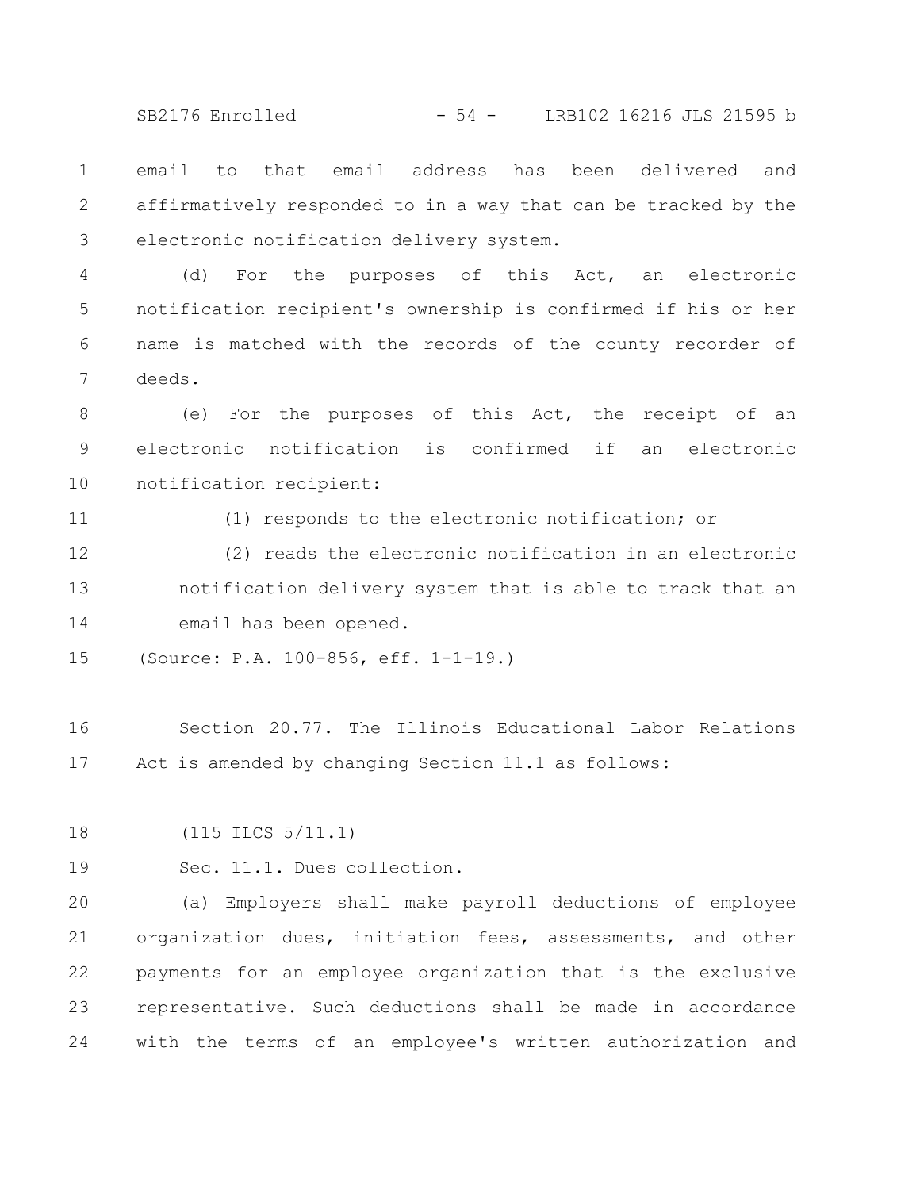email to that email address has been delivered and affirmatively responded to in a way that can be tracked by the electronic notification delivery system.

(d) For the purposes of this Act, an electronic notification recipient's ownership is confirmed if his or her name is matched with the records of the county recorder of deeds.

(e) For the purposes of this Act, the receipt of an electronic notification is confirmed if an electronic notification recipient:

(1) responds to the electronic notification; or

(2) reads the electronic notification in an electronic notification delivery system that is able to track that an email has been opened.

(Source: P.A. 100-856, eff. 1-1-19.)

Section 20.77. The Illinois Educational Labor Relations Act is amended by changing Section 11.1 as follows:

(115 ILCS 5/11.1)

Sec. 11.1. Dues collection.

(a) Employers shall make payroll deductions of employee organization dues, initiation fees, assessments, and other payments for an employee organization that is the exclusive representative. Such deductions shall be made in accordance with the terms of an employee's written authorization and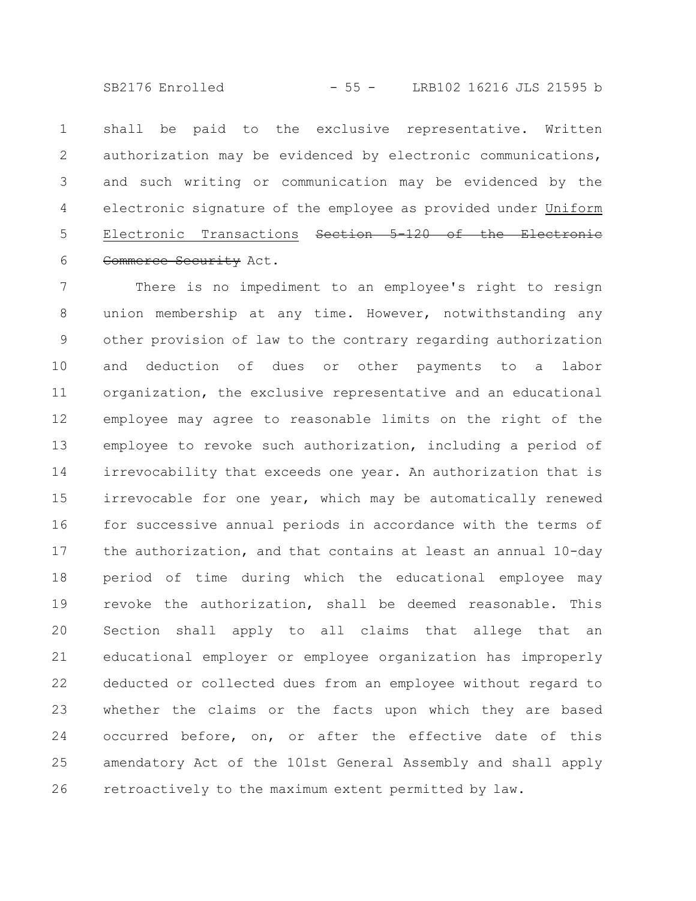shall be paid to the exclusive representative. Written authorization may be evidenced by electronic communications, and such writing or communication may be evidenced by the electronic signature of the employee as provided under <u>Uniform Electronic Transactions</u> ~~Section 5-120 of the Electronic Commerce Security~~ Act.

There is no impediment to an employee's right to resign union membership at any time. However, notwithstanding any other provision of law to the contrary regarding authorization and deduction of dues or other payments to a labor organization, the exclusive representative and an educational employee may agree to reasonable limits on the right of the employee to revoke such authorization, including a period of irrevocability that exceeds one year. An authorization that is irrevocable for one year, which may be automatically renewed for successive annual periods in accordance with the terms of the authorization, and that contains at least an annual 10-day period of time during which the educational employee may revoke the authorization, shall be deemed reasonable. This Section shall apply to all claims that allege that an educational employer or employee organization has improperly deducted or collected dues from an employee without regard to whether the claims or the facts upon which they are based occurred before, on, or after the effective date of this amendatory Act of the 101st General Assembly and shall apply retroactively to the maximum extent permitted by law.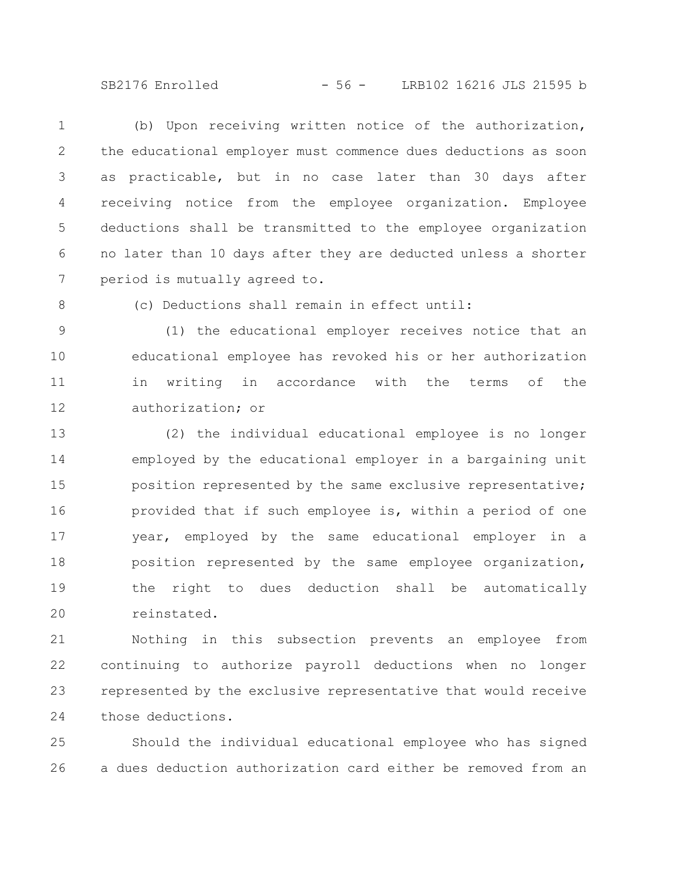(b) Upon receiving written notice of the authorization, the educational employer must commence dues deductions as soon as practicable, but in no case later than 30 days after receiving notice from the employee organization. Employee deductions shall be transmitted to the employee organization no later than 10 days after they are deducted unless a shorter period is mutually agreed to.

(c) Deductions shall remain in effect until:

(1) the educational employer receives notice that an educational employee has revoked his or her authorization in writing in accordance with the terms of the authorization; or

(2) the individual educational employee is no longer employed by the educational employer in a bargaining unit position represented by the same exclusive representative; provided that if such employee is, within a period of one year, employed by the same educational employer in a position represented by the same employee organization, the right to dues deduction shall be automatically reinstated.

Nothing in this subsection prevents an employee from continuing to authorize payroll deductions when no longer represented by the exclusive representative that would receive those deductions.

Should the individual educational employee who has signed a dues deduction authorization card either be removed from an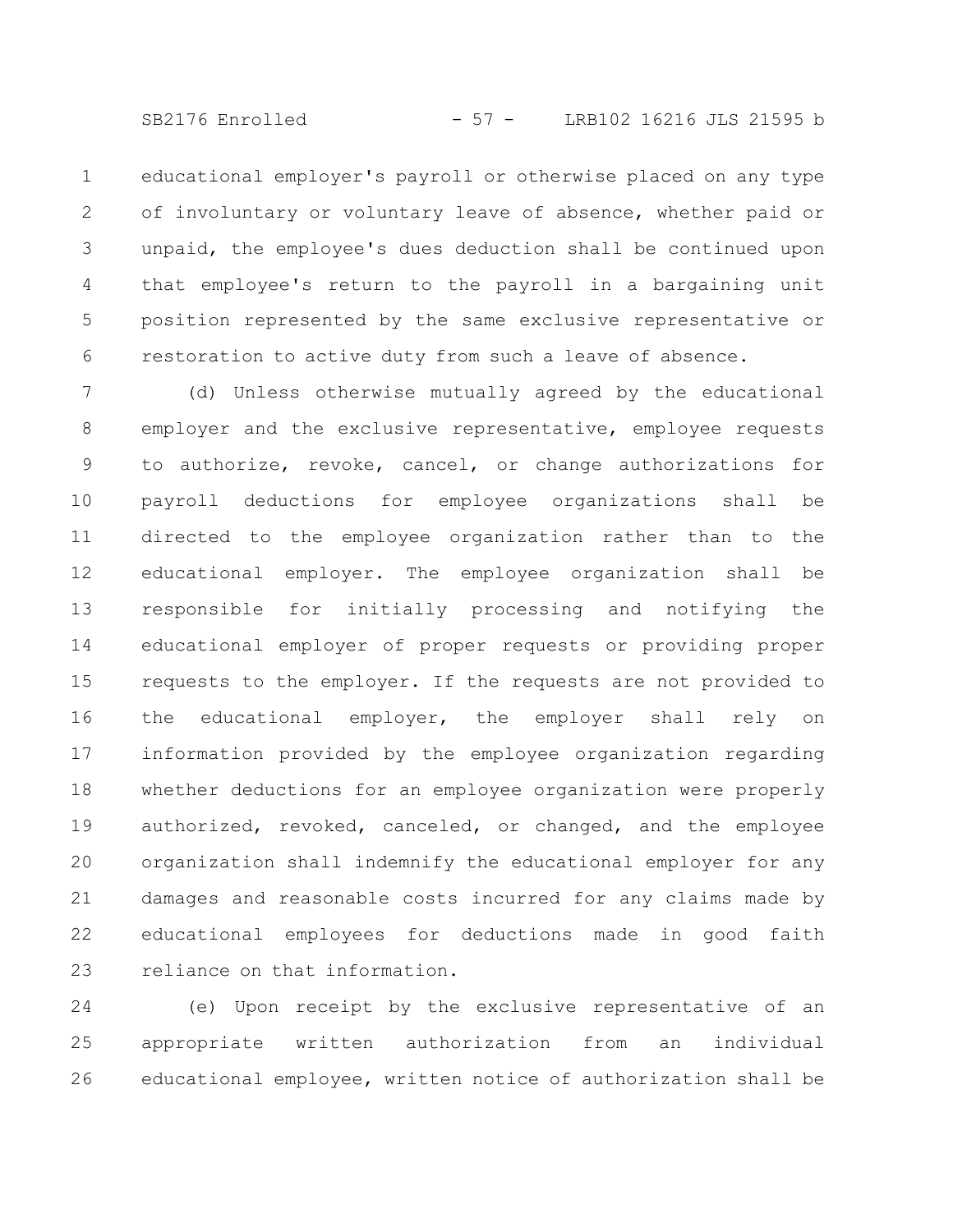educational employer's payroll or otherwise placed on any type of involuntary or voluntary leave of absence, whether paid or unpaid, the employee's dues deduction shall be continued upon that employee's return to the payroll in a bargaining unit position represented by the same exclusive representative or restoration to active duty from such a leave of absence.

(d) Unless otherwise mutually agreed by the educational employer and the exclusive representative, employee requests to authorize, revoke, cancel, or change authorizations for payroll deductions for employee organizations shall be directed to the employee organization rather than to the educational employer. The employee organization shall be responsible for initially processing and notifying the educational employer of proper requests or providing proper requests to the employer. If the requests are not provided to the educational employer, the employer shall rely on information provided by the employee organization regarding whether deductions for an employee organization were properly authorized, revoked, canceled, or changed, and the employee organization shall indemnify the educational employer for any damages and reasonable costs incurred for any claims made by educational employees for deductions made in good faith reliance on that information.

(e) Upon receipt by the exclusive representative of an appropriate written authorization from an individual educational employee, written notice of authorization shall be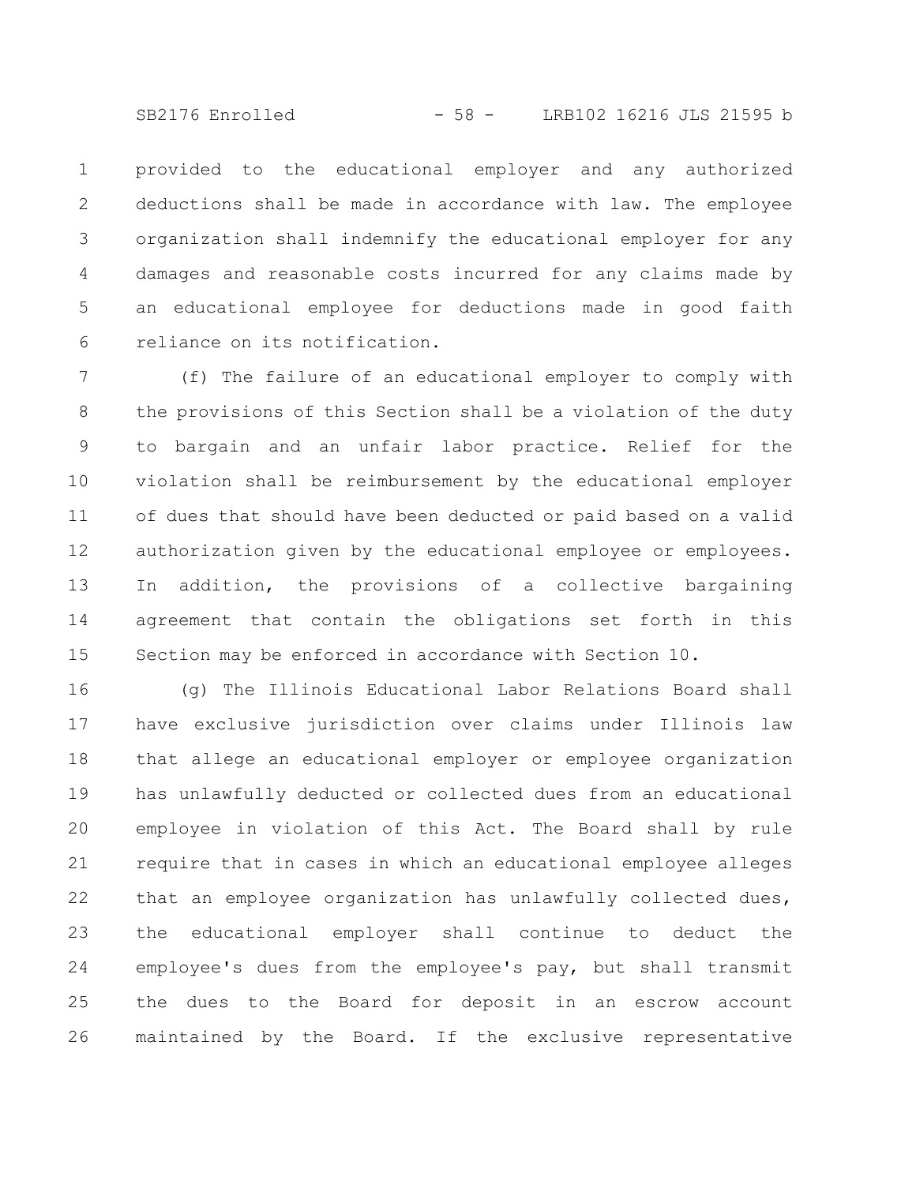provided to the educational employer and any authorized deductions shall be made in accordance with law. The employee organization shall indemnify the educational employer for any damages and reasonable costs incurred for any claims made by an educational employee for deductions made in good faith reliance on its notification.

(f) The failure of an educational employer to comply with the provisions of this Section shall be a violation of the duty to bargain and an unfair labor practice. Relief for the violation shall be reimbursement by the educational employer of dues that should have been deducted or paid based on a valid authorization given by the educational employee or employees. In addition, the provisions of a collective bargaining agreement that contain the obligations set forth in this Section may be enforced in accordance with Section 10.

(g) The Illinois Educational Labor Relations Board shall have exclusive jurisdiction over claims under Illinois law that allege an educational employer or employee organization has unlawfully deducted or collected dues from an educational employee in violation of this Act. The Board shall by rule require that in cases in which an educational employee alleges that an employee organization has unlawfully collected dues, the educational employer shall continue to deduct the employee's dues from the employee's pay, but shall transmit the dues to the Board for deposit in an escrow account maintained by the Board. If the exclusive representative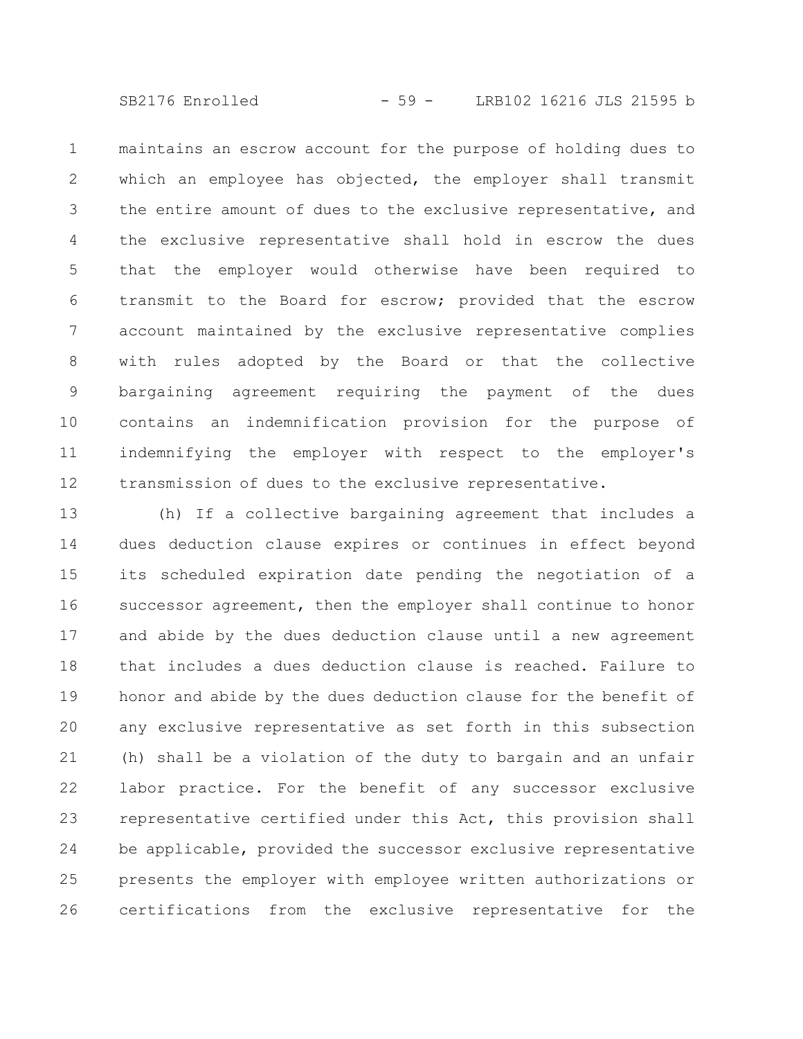maintains an escrow account for the purpose of holding dues to which an employee has objected, the employer shall transmit the entire amount of dues to the exclusive representative, and the exclusive representative shall hold in escrow the dues that the employer would otherwise have been required to transmit to the Board for escrow; provided that the escrow account maintained by the exclusive representative complies with rules adopted by the Board or that the collective bargaining agreement requiring the payment of the dues contains an indemnification provision for the purpose of indemnifying the employer with respect to the employer's transmission of dues to the exclusive representative.

(h) If a collective bargaining agreement that includes a dues deduction clause expires or continues in effect beyond its scheduled expiration date pending the negotiation of a successor agreement, then the employer shall continue to honor and abide by the dues deduction clause until a new agreement that includes a dues deduction clause is reached. Failure to honor and abide by the dues deduction clause for the benefit of any exclusive representative as set forth in this subsection (h) shall be a violation of the duty to bargain and an unfair labor practice. For the benefit of any successor exclusive representative certified under this Act, this provision shall be applicable, provided the successor exclusive representative presents the employer with employee written authorizations or certifications from the exclusive representative for the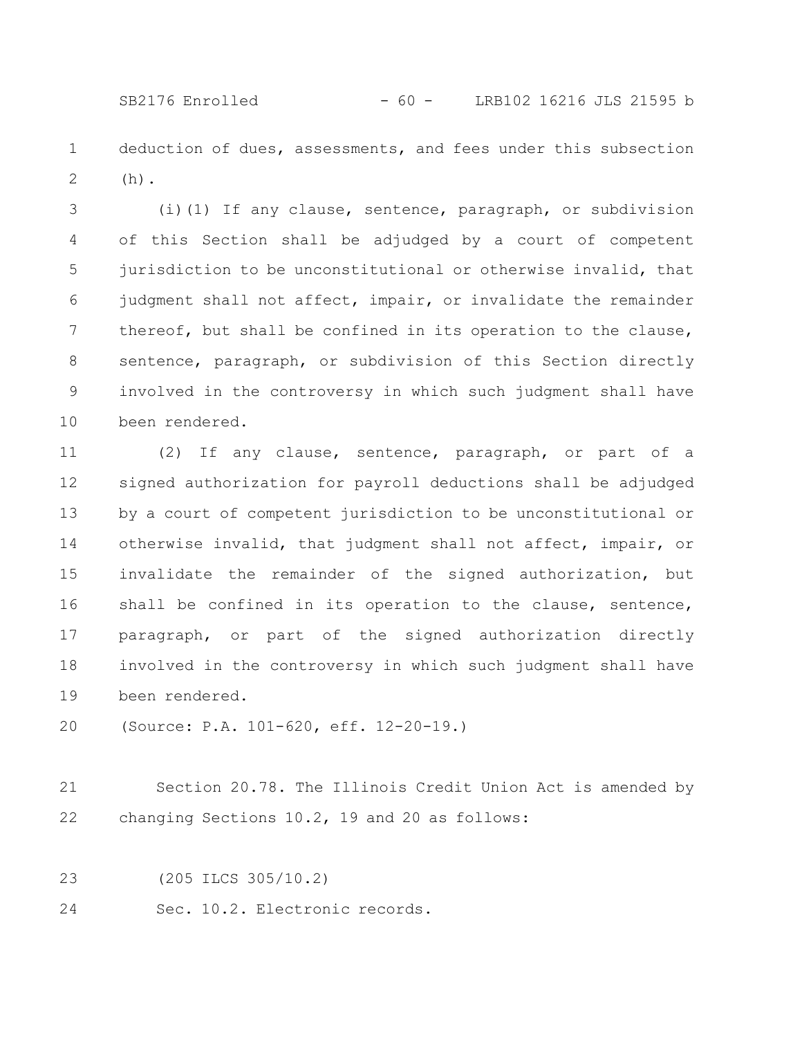deduction of dues, assessments, and fees under this subsection (h).

(i)(1) If any clause, sentence, paragraph, or subdivision of this Section shall be adjudged by a court of competent jurisdiction to be unconstitutional or otherwise invalid, that judgment shall not affect, impair, or invalidate the remainder thereof, but shall be confined in its operation to the clause, sentence, paragraph, or subdivision of this Section directly involved in the controversy in which such judgment shall have been rendered.

(2) If any clause, sentence, paragraph, or part of a signed authorization for payroll deductions shall be adjudged by a court of competent jurisdiction to be unconstitutional or otherwise invalid, that judgment shall not affect, impair, or invalidate the remainder of the signed authorization, but shall be confined in its operation to the clause, sentence, paragraph, or part of the signed authorization directly involved in the controversy in which such judgment shall have been rendered.

(Source: P.A. 101-620, eff. 12-20-19.)

Section 20.78. The Illinois Credit Union Act is amended by changing Sections 10.2, 19 and 20 as follows:

(205 ILCS 305/10.2)

Sec. 10.2. Electronic records.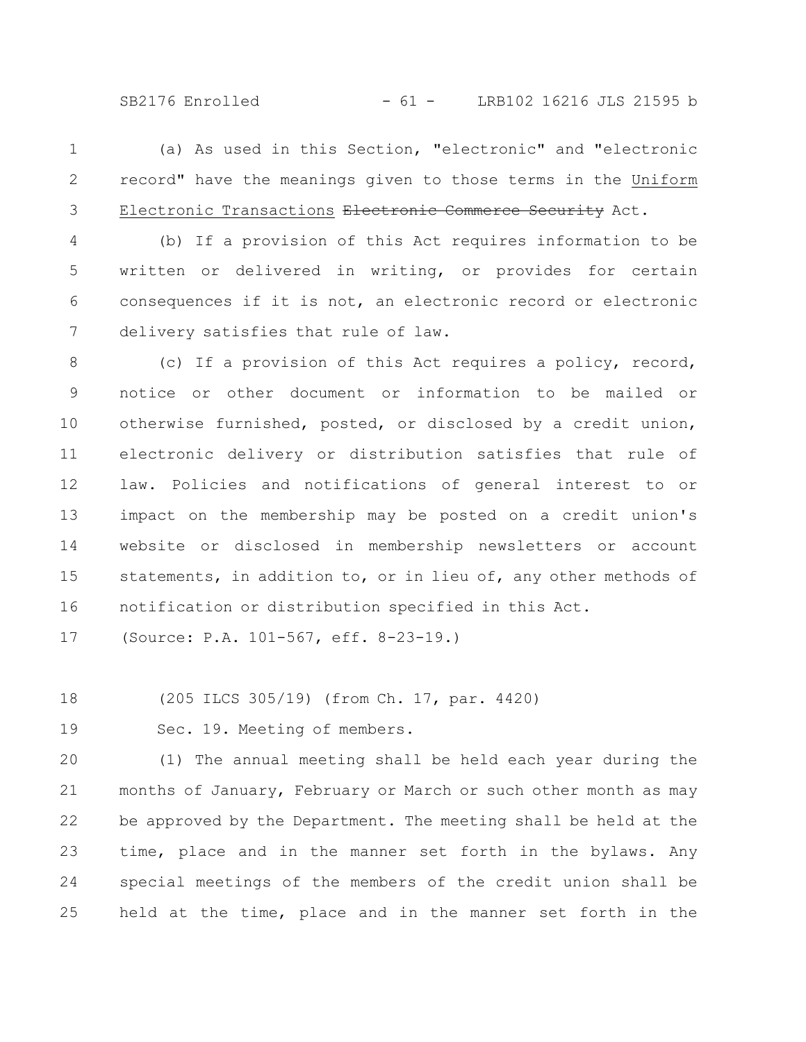(a) As used in this Section, "electronic" and "electronic record" have the meanings given to those terms in the Uniform Electronic Transactions ~~Electronic Commerce Security~~ Act.

(b) If a provision of this Act requires information to be written or delivered in writing, or provides for certain consequences if it is not, an electronic record or electronic delivery satisfies that rule of law.

(c) If a provision of this Act requires a policy, record, notice or other document or information to be mailed or otherwise furnished, posted, or disclosed by a credit union, electronic delivery or distribution satisfies that rule of law. Policies and notifications of general interest to or impact on the membership may be posted on a credit union's website or disclosed in membership newsletters or account statements, in addition to, or in lieu of, any other methods of notification or distribution specified in this Act.

(Source: P.A. 101-567, eff. 8-23-19.)

(205 ILCS 305/19) (from Ch. 17, par. 4420)

Sec. 19. Meeting of members.

(1) The annual meeting shall be held each year during the months of January, February or March or such other month as may be approved by the Department. The meeting shall be held at the time, place and in the manner set forth in the bylaws. Any special meetings of the members of the credit union shall be held at the time, place and in the manner set forth in the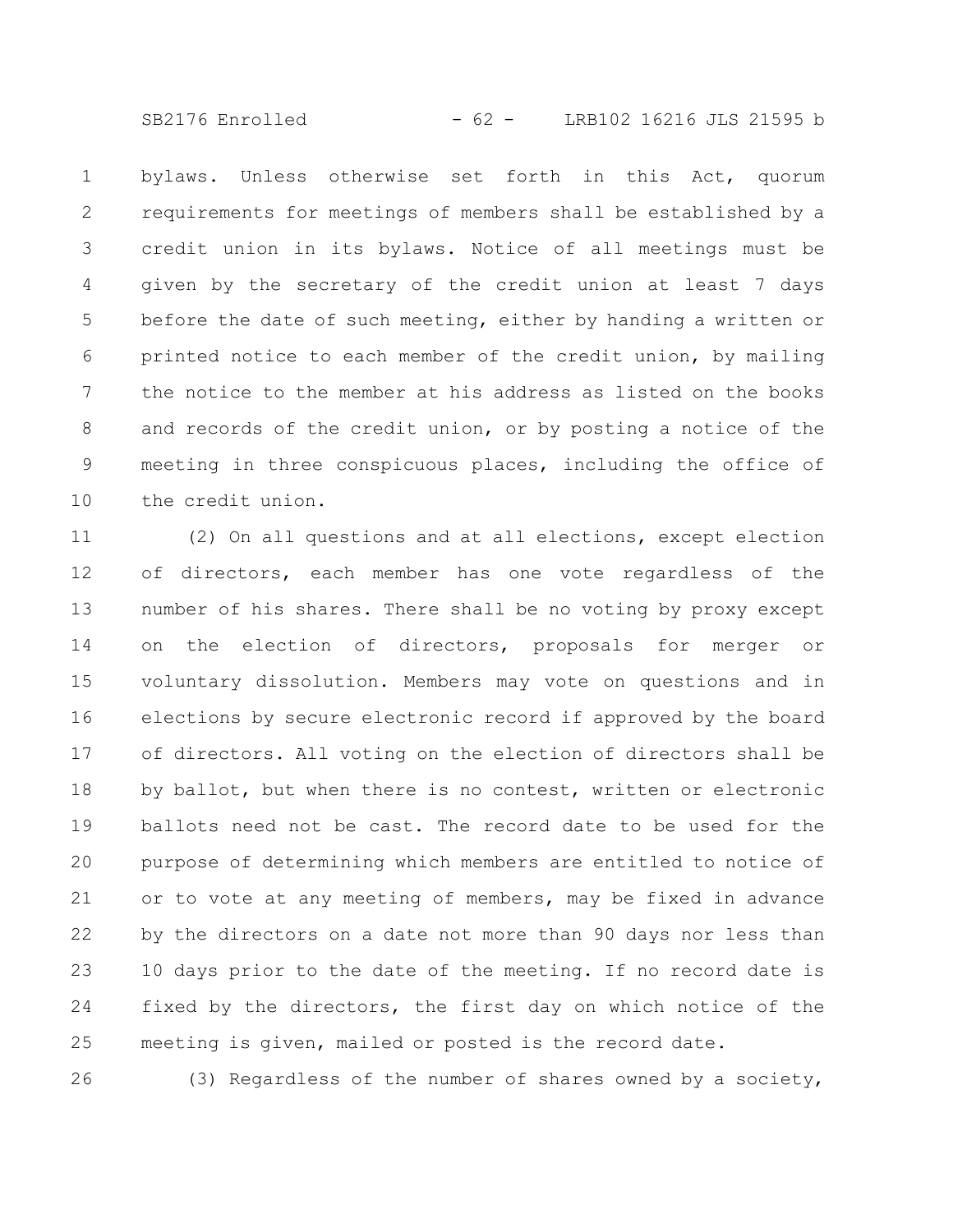bylaws. Unless otherwise set forth in this Act, quorum requirements for meetings of members shall be established by a credit union in its bylaws. Notice of all meetings must be given by the secretary of the credit union at least 7 days before the date of such meeting, either by handing a written or printed notice to each member of the credit union, by mailing the notice to the member at his address as listed on the books and records of the credit union, or by posting a notice of the meeting in three conspicuous places, including the office of the credit union.

(2) On all questions and at all elections, except election of directors, each member has one vote regardless of the number of his shares. There shall be no voting by proxy except on the election of directors, proposals for merger or voluntary dissolution. Members may vote on questions and in elections by secure electronic record if approved by the board of directors. All voting on the election of directors shall be by ballot, but when there is no contest, written or electronic ballots need not be cast. The record date to be used for the purpose of determining which members are entitled to notice of or to vote at any meeting of members, may be fixed in advance by the directors on a date not more than 90 days nor less than 10 days prior to the date of the meeting. If no record date is fixed by the directors, the first day on which notice of the meeting is given, mailed or posted is the record date.

(3) Regardless of the number of shares owned by a society,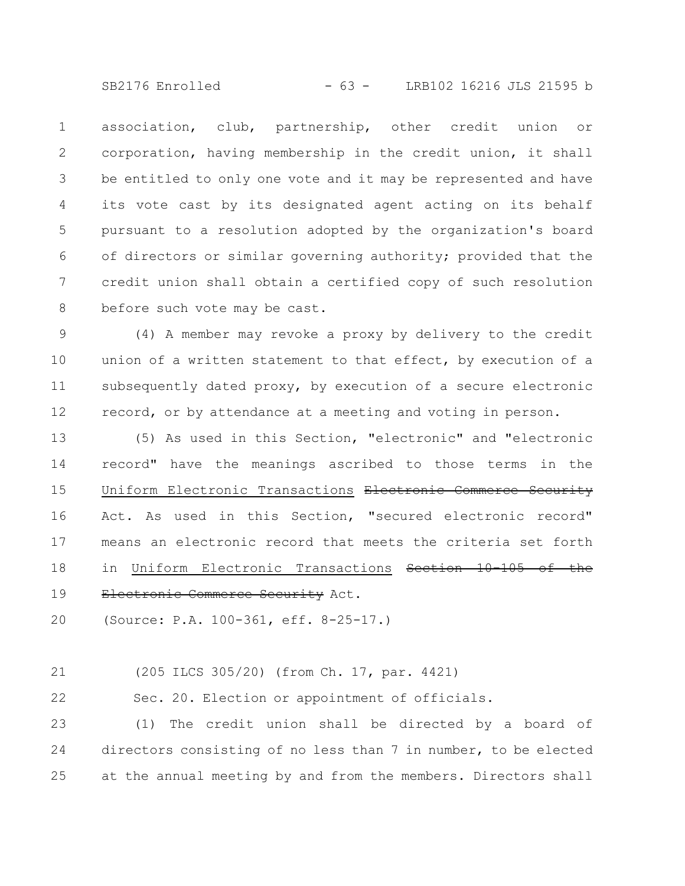association, club, partnership, other credit union or corporation, having membership in the credit union, it shall be entitled to only one vote and it may be represented and have its vote cast by its designated agent acting on its behalf pursuant to a resolution adopted by the organization's board of directors or similar governing authority; provided that the credit union shall obtain a certified copy of such resolution before such vote may be cast.

(4) A member may revoke a proxy by delivery to the credit union of a written statement to that effect, by execution of a subsequently dated proxy, by execution of a secure electronic record, or by attendance at a meeting and voting in person.

(5) As used in this Section, "electronic" and "electronic record" have the meanings ascribed to those terms in the <u>Uniform Electronic Transactions</u> ~~Electronic Commerce Security~~ Act. As used in this Section, "secured electronic record" means an electronic record that meets the criteria set forth in <u>Uniform Electronic Transactions</u> ~~Section 10-105 of the Electronic Commerce Security~~ Act.

(Source: P.A. 100-361, eff. 8-25-17.)

(205 ILCS 305/20) (from Ch. 17, par. 4421)

Sec. 20. Election or appointment of officials.

(1) The credit union shall be directed by a board of directors consisting of no less than 7 in number, to be elected at the annual meeting by and from the members. Directors shall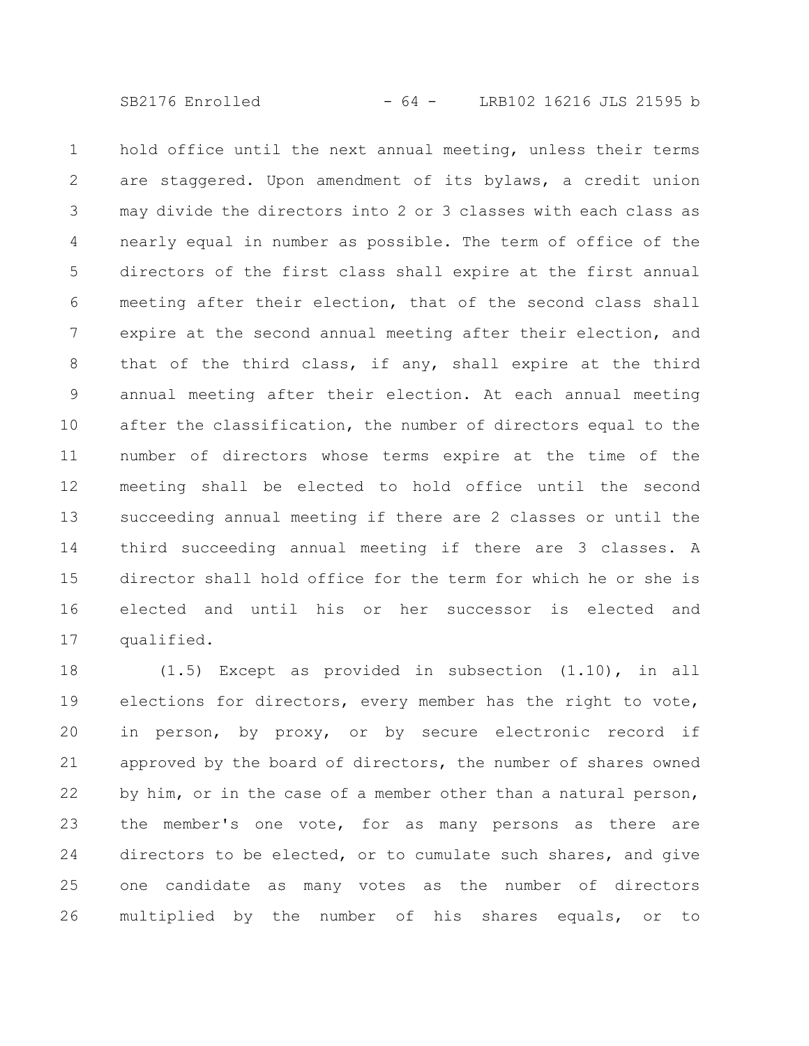hold office until the next annual meeting, unless their terms are staggered. Upon amendment of its bylaws, a credit union may divide the directors into 2 or 3 classes with each class as nearly equal in number as possible. The term of office of the directors of the first class shall expire at the first annual meeting after their election, that of the second class shall expire at the second annual meeting after their election, and that of the third class, if any, shall expire at the third annual meeting after their election. At each annual meeting after the classification, the number of directors equal to the number of directors whose terms expire at the time of the meeting shall be elected to hold office until the second succeeding annual meeting if there are 2 classes or until the third succeeding annual meeting if there are 3 classes. A director shall hold office for the term for which he or she is elected and until his or her successor is elected and qualified.

(1.5) Except as provided in subsection (1.10), in all elections for directors, every member has the right to vote, in person, by proxy, or by secure electronic record if approved by the board of directors, the number of shares owned by him, or in the case of a member other than a natural person, the member's one vote, for as many persons as there are directors to be elected, or to cumulate such shares, and give one candidate as many votes as the number of directors multiplied by the number of his shares equals, or to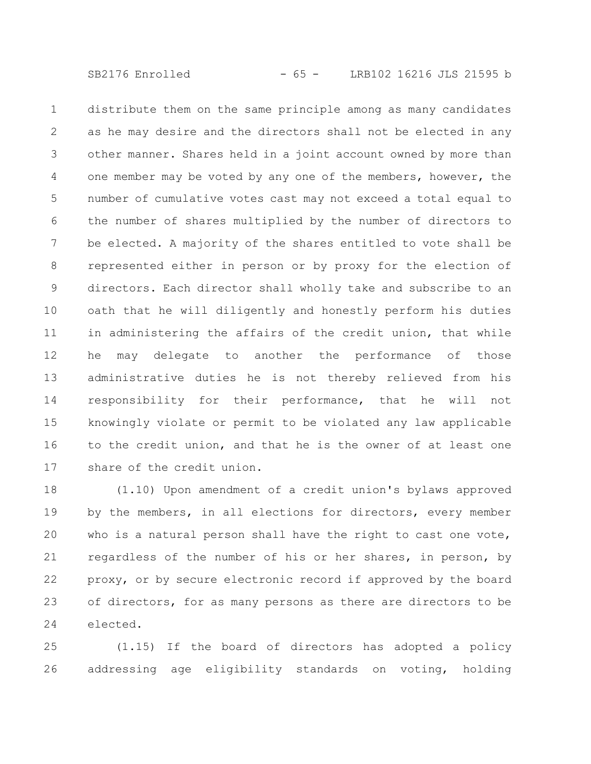distribute them on the same principle among as many candidates as he may desire and the directors shall not be elected in any other manner. Shares held in a joint account owned by more than one member may be voted by any one of the members, however, the number of cumulative votes cast may not exceed a total equal to the number of shares multiplied by the number of directors to be elected. A majority of the shares entitled to vote shall be represented either in person or by proxy for the election of directors. Each director shall wholly take and subscribe to an oath that he will diligently and honestly perform his duties in administering the affairs of the credit union, that while he may delegate to another the performance of those administrative duties he is not thereby relieved from his responsibility for their performance, that he will not knowingly violate or permit to be violated any law applicable to the credit union, and that he is the owner of at least one share of the credit union.

(1.10) Upon amendment of a credit union's bylaws approved by the members, in all elections for directors, every member who is a natural person shall have the right to cast one vote, regardless of the number of his or her shares, in person, by proxy, or by secure electronic record if approved by the board of directors, for as many persons as there are directors to be elected.

(1.15) If the board of directors has adopted a policy addressing age eligibility standards on voting, holding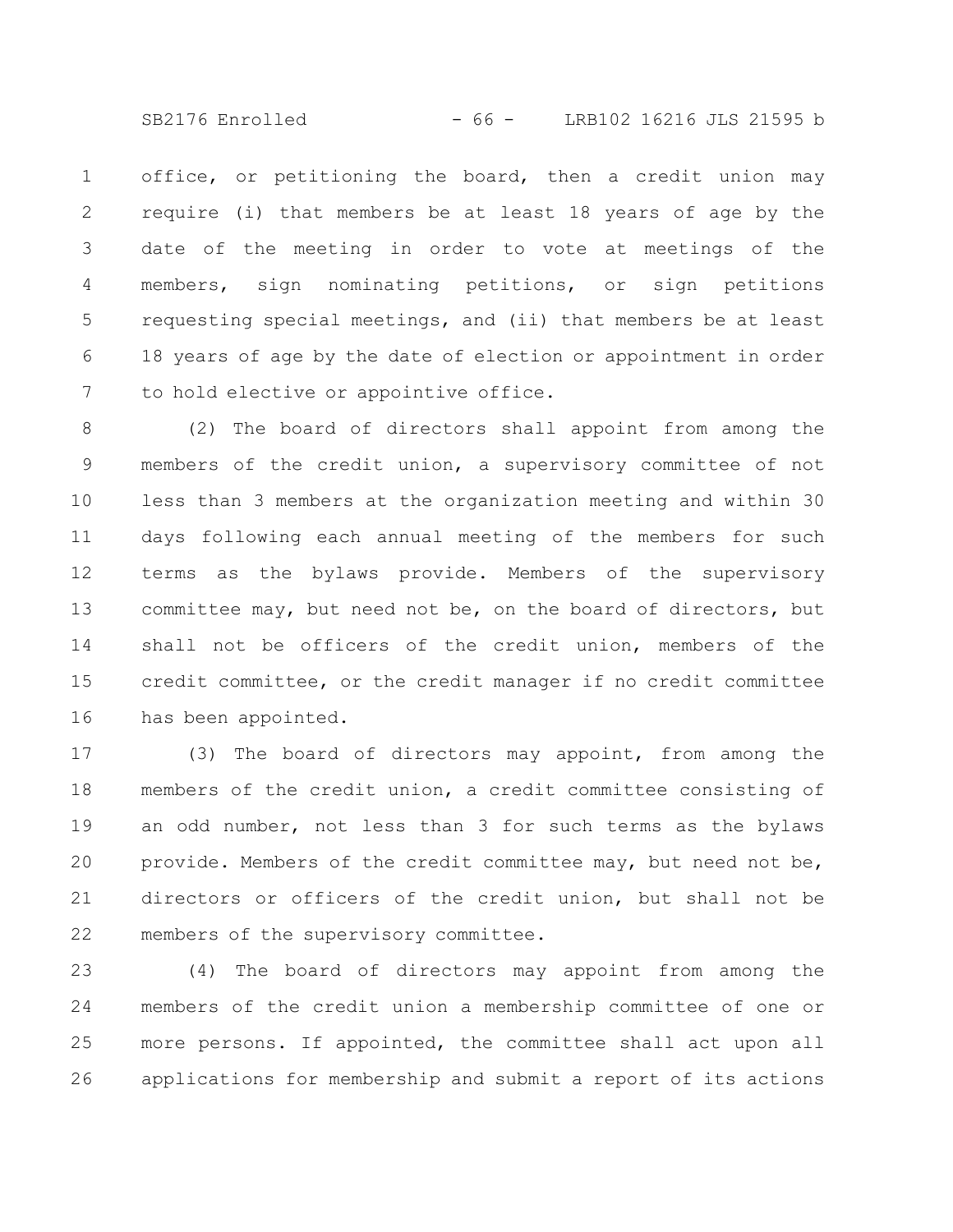office, or petitioning the board, then a credit union may require (i) that members be at least 18 years of age by the date of the meeting in order to vote at meetings of the members, sign nominating petitions, or sign petitions requesting special meetings, and (ii) that members be at least 18 years of age by the date of election or appointment in order to hold elective or appointive office.

(2) The board of directors shall appoint from among the members of the credit union, a supervisory committee of not less than 3 members at the organization meeting and within 30 days following each annual meeting of the members for such terms as the bylaws provide. Members of the supervisory committee may, but need not be, on the board of directors, but shall not be officers of the credit union, members of the credit committee, or the credit manager if no credit committee has been appointed.

(3) The board of directors may appoint, from among the members of the credit union, a credit committee consisting of an odd number, not less than 3 for such terms as the bylaws provide. Members of the credit committee may, but need not be, directors or officers of the credit union, but shall not be members of the supervisory committee.

(4) The board of directors may appoint from among the members of the credit union a membership committee of one or more persons. If appointed, the committee shall act upon all applications for membership and submit a report of its actions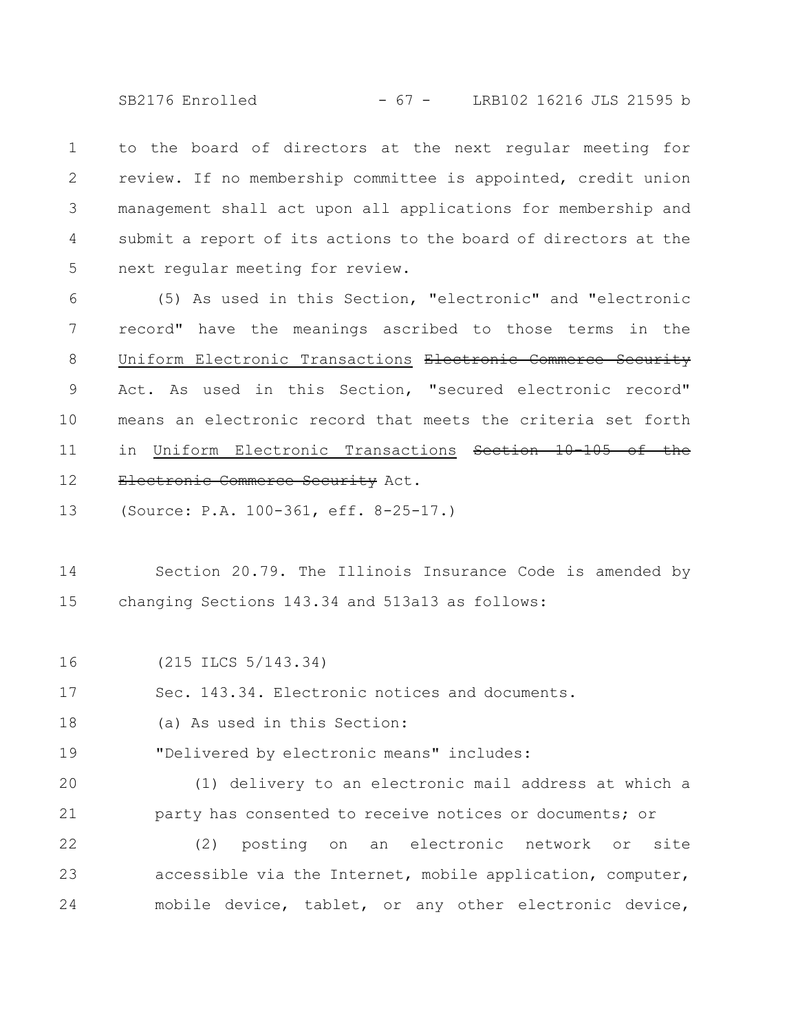to the board of directors at the next regular meeting for review. If no membership committee is appointed, credit union management shall act upon all applications for membership and submit a report of its actions to the board of directors at the next regular meeting for review.

(5) As used in this Section, "electronic" and "electronic record" have the meanings ascribed to those terms in the <u>Uniform Electronic Transactions</u> ~~Electronic Commerce Security~~ Act. As used in this Section, "secured electronic record" means an electronic record that meets the criteria set forth in <u>Uniform Electronic Transactions</u> ~~Section 10-105 of the Electronic Commerce Security~~ Act.

(Source: P.A. 100-361, eff. 8-25-17.)

Section 20.79. The Illinois Insurance Code is amended by changing Sections 143.34 and 513a13 as follows:

(215 ILCS 5/143.34)

Sec. 143.34. Electronic notices and documents.

(a) As used in this Section:

"Delivered by electronic means" includes:

(1) delivery to an electronic mail address at which a party has consented to receive notices or documents; or

(2) posting on an electronic network or site accessible via the Internet, mobile application, computer, mobile device, tablet, or any other electronic device,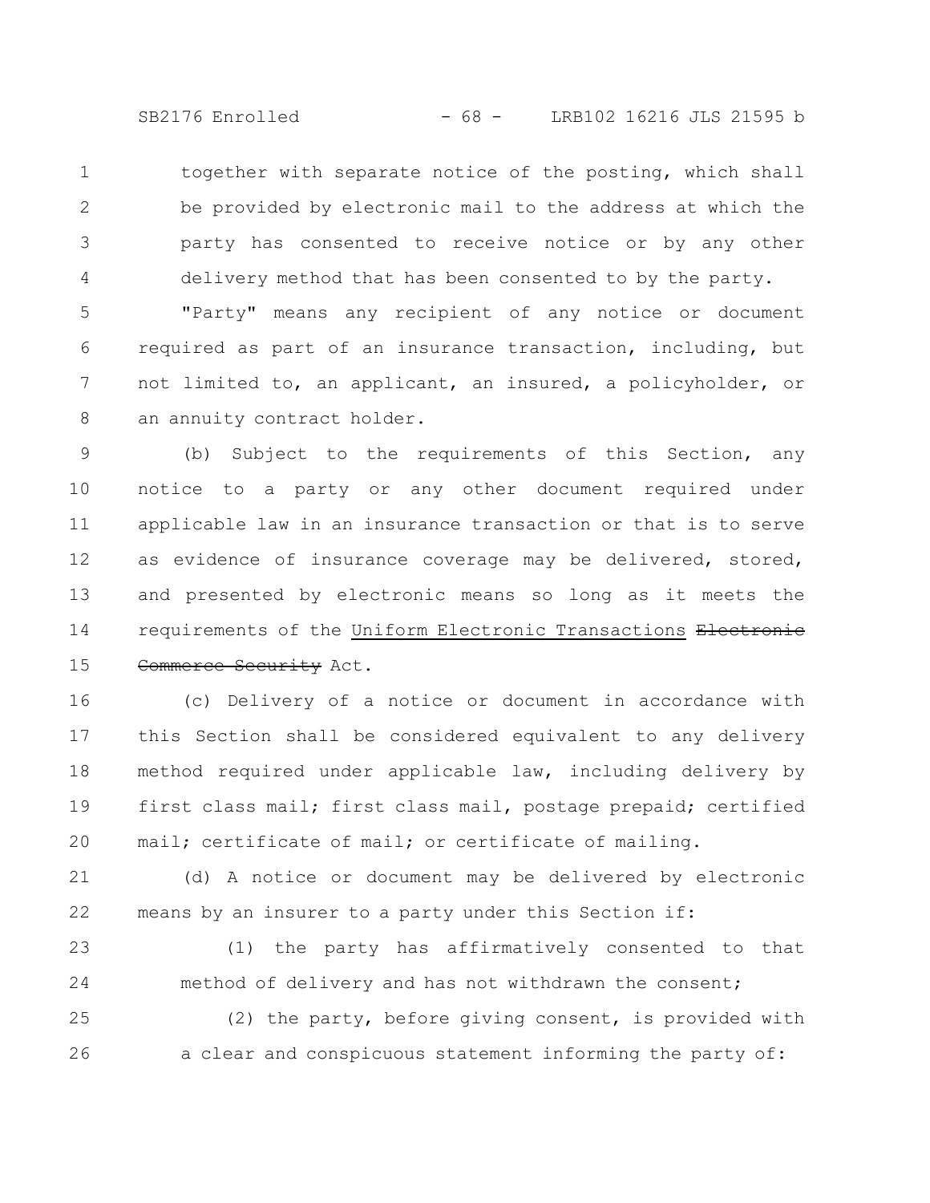together with separate notice of the posting, which shall be provided by electronic mail to the address at which the party has consented to receive notice or by any other delivery method that has been consented to by the party.

"Party" means any recipient of any notice or document required as part of an insurance transaction, including, but not limited to, an applicant, an insured, a policyholder, or an annuity contract holder.

(b) Subject to the requirements of this Section, any notice to a party or any other document required under applicable law in an insurance transaction or that is to serve as evidence of insurance coverage may be delivered, stored, and presented by electronic means so long as it meets the requirements of the Uniform Electronic Transactions ~~Electronic Commerce Security~~ Act.

(c) Delivery of a notice or document in accordance with this Section shall be considered equivalent to any delivery method required under applicable law, including delivery by first class mail; first class mail, postage prepaid; certified mail; certificate of mail; or certificate of mailing.

(d) A notice or document may be delivered by electronic means by an insurer to a party under this Section if:

(1) the party has affirmatively consented to that method of delivery and has not withdrawn the consent;

(2) the party, before giving consent, is provided with a clear and conspicuous statement informing the party of: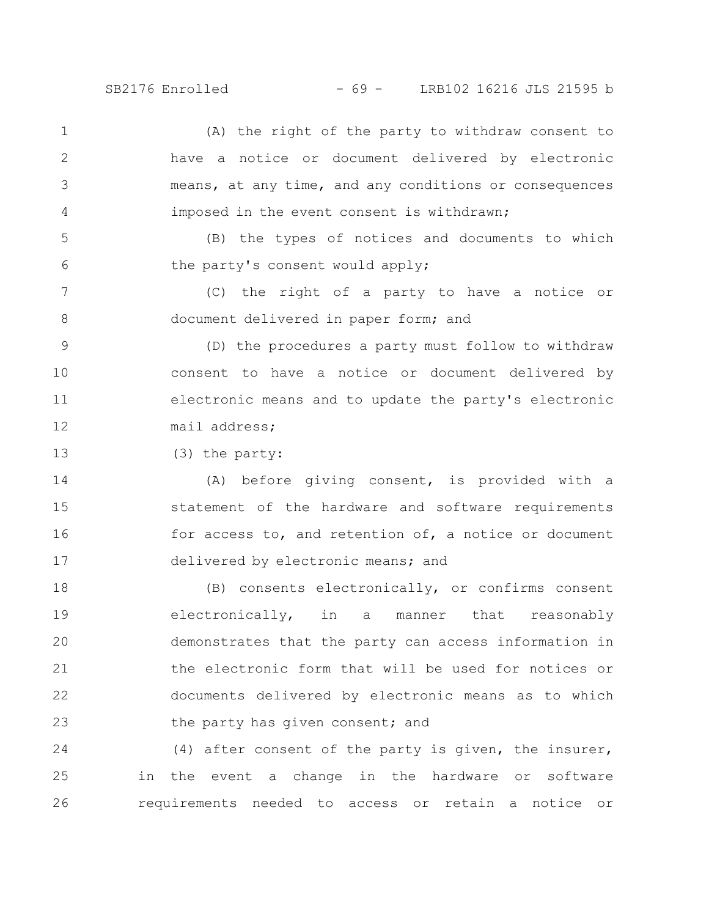(A) the right of the party to withdraw consent to have a notice or document delivered by electronic means, at any time, and any conditions or consequences imposed in the event consent is withdrawn;

(B) the types of notices and documents to which the party's consent would apply;

(C) the right of a party to have a notice or document delivered in paper form; and

(D) the procedures a party must follow to withdraw consent to have a notice or document delivered by electronic means and to update the party's electronic mail address;

(3) the party:

(A) before giving consent, is provided with a statement of the hardware and software requirements for access to, and retention of, a notice or document delivered by electronic means; and

(B) consents electronically, or confirms consent electronically, in a manner that reasonably demonstrates that the party can access information in the electronic form that will be used for notices or documents delivered by electronic means as to which the party has given consent; and

(4) after consent of the party is given, the insurer, in the event a change in the hardware or software requirements needed to access or retain a notice or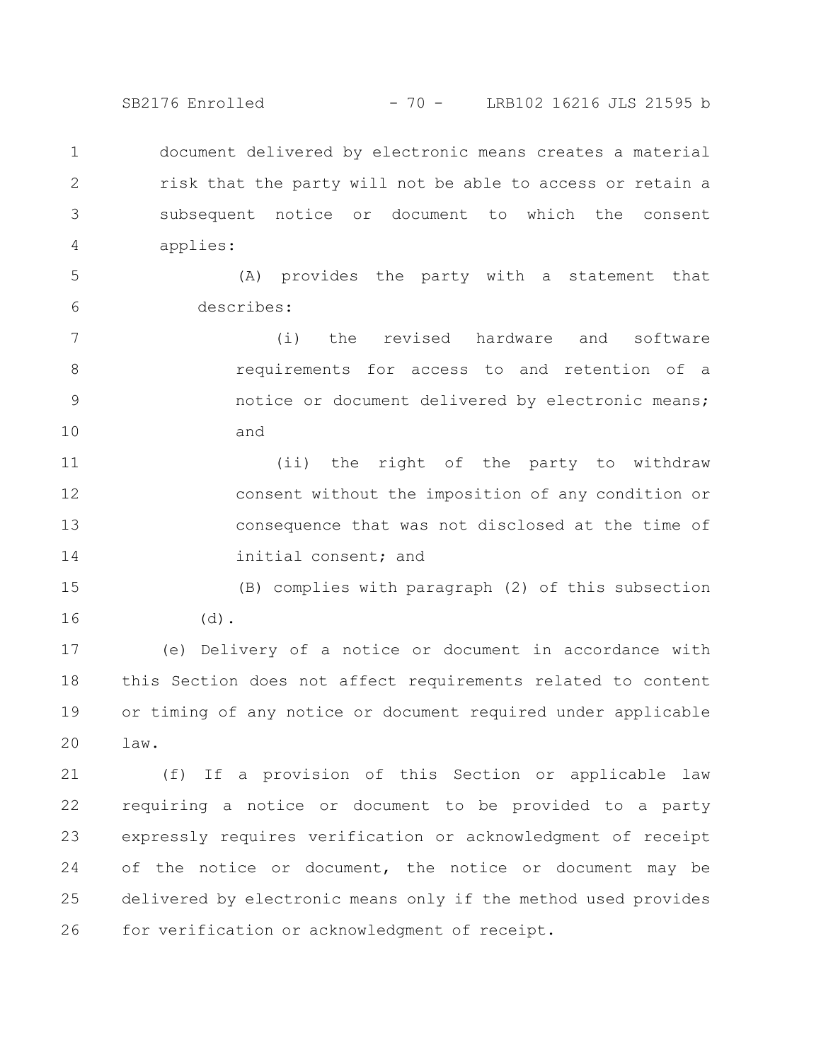document delivered by electronic means creates a material risk that the party will not be able to access or retain a subsequent notice or document to which the consent applies:

(A) provides the party with a statement that describes:

(i) the revised hardware and software requirements for access to and retention of a notice or document delivered by electronic means; and

(ii) the right of the party to withdraw consent without the imposition of any condition or consequence that was not disclosed at the time of initial consent; and

(B) complies with paragraph (2) of this subsection (d).

(e) Delivery of a notice or document in accordance with this Section does not affect requirements related to content or timing of any notice or document required under applicable law.

(f) If a provision of this Section or applicable law requiring a notice or document to be provided to a party expressly requires verification or acknowledgment of receipt of the notice or document, the notice or document may be delivered by electronic means only if the method used provides for verification or acknowledgment of receipt.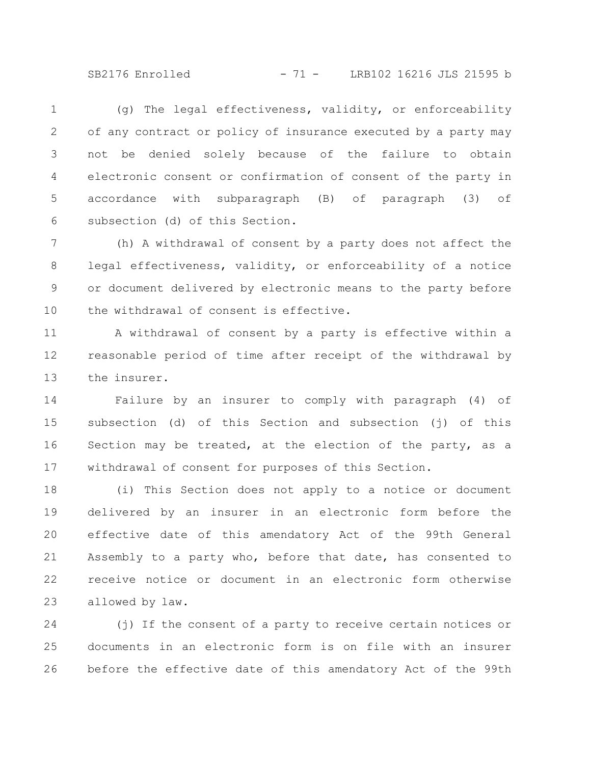(g) The legal effectiveness, validity, or enforceability of any contract or policy of insurance executed by a party may not be denied solely because of the failure to obtain electronic consent or confirmation of consent of the party in accordance with subparagraph (B) of paragraph (3) of subsection (d) of this Section.

(h) A withdrawal of consent by a party does not affect the legal effectiveness, validity, or enforceability of a notice or document delivered by electronic means to the party before the withdrawal of consent is effective.

A withdrawal of consent by a party is effective within a reasonable period of time after receipt of the withdrawal by the insurer.

Failure by an insurer to comply with paragraph (4) of subsection (d) of this Section and subsection (j) of this Section may be treated, at the election of the party, as a withdrawal of consent for purposes of this Section.

(i) This Section does not apply to a notice or document delivered by an insurer in an electronic form before the effective date of this amendatory Act of the 99th General Assembly to a party who, before that date, has consented to receive notice or document in an electronic form otherwise allowed by law.

(j) If the consent of a party to receive certain notices or documents in an electronic form is on file with an insurer before the effective date of this amendatory Act of the 99th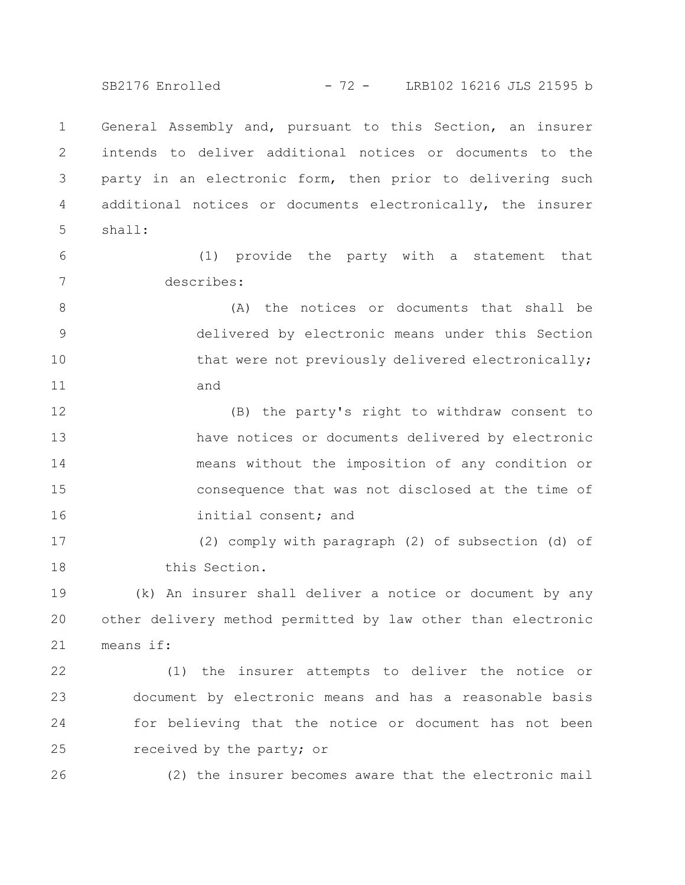General Assembly and, pursuant to this Section, an insurer intends to deliver additional notices or documents to the party in an electronic form, then prior to delivering such additional notices or documents electronically, the insurer shall:

(1) provide the party with a statement that describes:

(A) the notices or documents that shall be delivered by electronic means under this Section that were not previously delivered electronically; and

(B) the party's right to withdraw consent to have notices or documents delivered by electronic means without the imposition of any condition or consequence that was not disclosed at the time of initial consent; and

(2) comply with paragraph (2) of subsection (d) of this Section.

(k) An insurer shall deliver a notice or document by any other delivery method permitted by law other than electronic means if:

(1) the insurer attempts to deliver the notice or document by electronic means and has a reasonable basis for believing that the notice or document has not been received by the party; or

(2) the insurer becomes aware that the electronic mail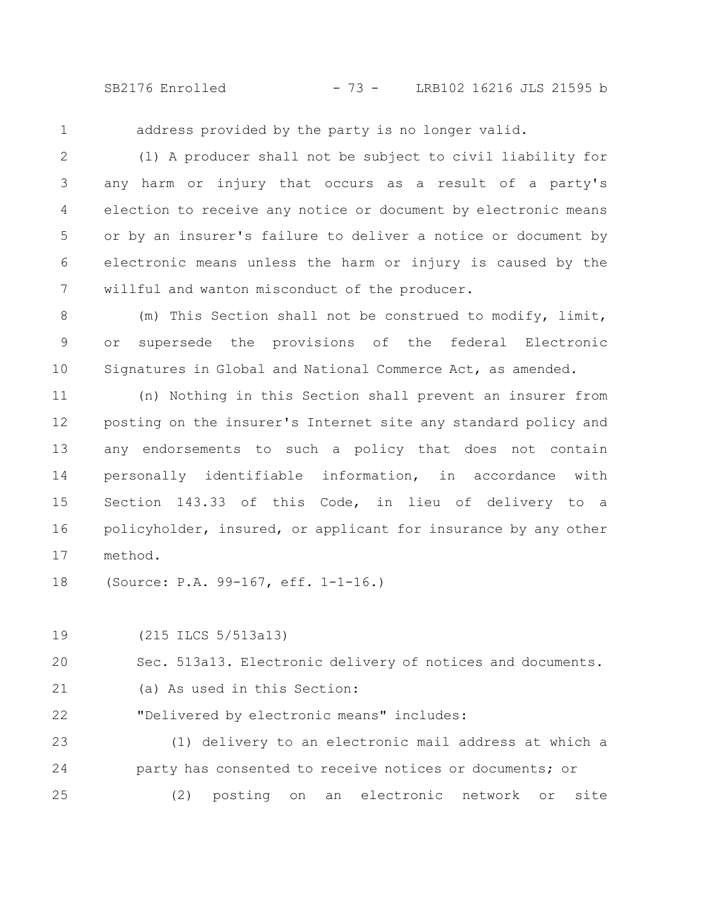address provided by the party is no longer valid.

(l) A producer shall not be subject to civil liability for any harm or injury that occurs as a result of a party's election to receive any notice or document by electronic means or by an insurer's failure to deliver a notice or document by electronic means unless the harm or injury is caused by the willful and wanton misconduct of the producer.

(m) This Section shall not be construed to modify, limit, or supersede the provisions of the federal Electronic Signatures in Global and National Commerce Act, as amended.

(n) Nothing in this Section shall prevent an insurer from posting on the insurer's Internet site any standard policy and any endorsements to such a policy that does not contain personally identifiable information, in accordance with Section 143.33 of this Code, in lieu of delivery to a policyholder, insured, or applicant for insurance by any other method.

(Source: P.A. 99-167, eff. 1-1-16.)

(215 ILCS 5/513a13)

Sec. 513a13. Electronic delivery of notices and documents.

(a) As used in this Section:

"Delivered by electronic means" includes:

(1) delivery to an electronic mail address at which a party has consented to receive notices or documents; or

(2) posting on an electronic network or site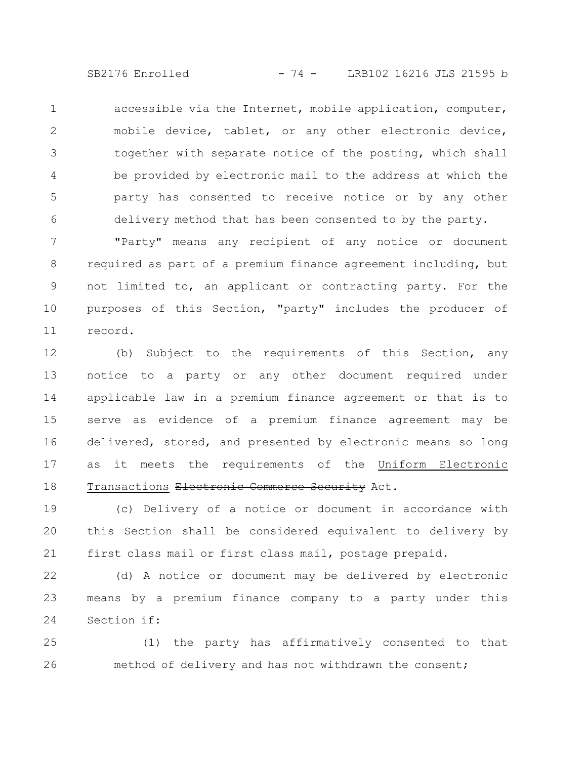accessible via the Internet, mobile application, computer, mobile device, tablet, or any other electronic device, together with separate notice of the posting, which shall be provided by electronic mail to the address at which the party has consented to receive notice or by any other delivery method that has been consented to by the party.

"Party" means any recipient of any notice or document required as part of a premium finance agreement including, but not limited to, an applicant or contracting party. For the purposes of this Section, "party" includes the producer of record.

(b) Subject to the requirements of this Section, any notice to a party or any other document required under applicable law in a premium finance agreement or that is to serve as evidence of a premium finance agreement may be delivered, stored, and presented by electronic means so long as it meets the requirements of the <u>Uniform Electronic Transactions</u> ~~Electronic Commerce Security~~ Act.

(c) Delivery of a notice or document in accordance with this Section shall be considered equivalent to delivery by first class mail or first class mail, postage prepaid.

(d) A notice or document may be delivered by electronic means by a premium finance company to a party under this Section if:

(1) the party has affirmatively consented to that method of delivery and has not withdrawn the consent;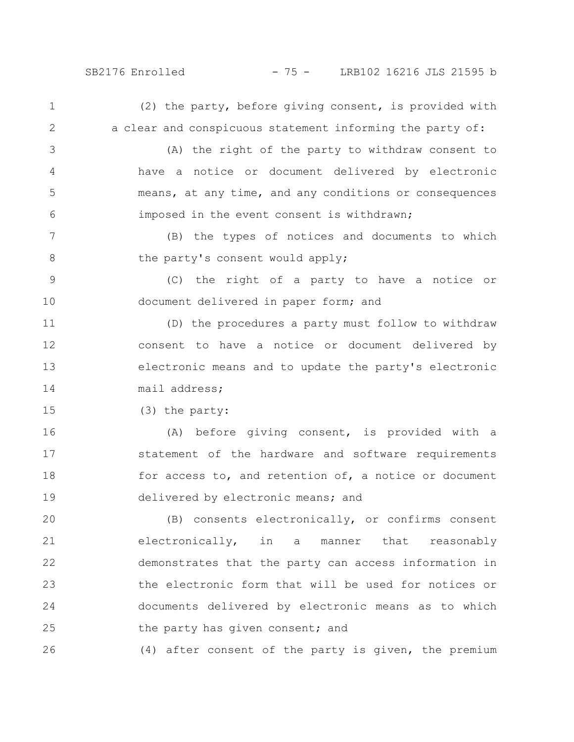(2) the party, before giving consent, is provided with a clear and conspicuous statement informing the party of:

(A) the right of the party to withdraw consent to have a notice or document delivered by electronic means, at any time, and any conditions or consequences imposed in the event consent is withdrawn;

(B) the types of notices and documents to which the party's consent would apply;

(C) the right of a party to have a notice or document delivered in paper form; and

(D) the procedures a party must follow to withdraw consent to have a notice or document delivered by electronic means and to update the party's electronic mail address;

(3) the party:

(A) before giving consent, is provided with a statement of the hardware and software requirements for access to, and retention of, a notice or document delivered by electronic means; and

(B) consents electronically, or confirms consent electronically, in a manner that reasonably demonstrates that the party can access information in the electronic form that will be used for notices or documents delivered by electronic means as to which the party has given consent; and

(4) after consent of the party is given, the premium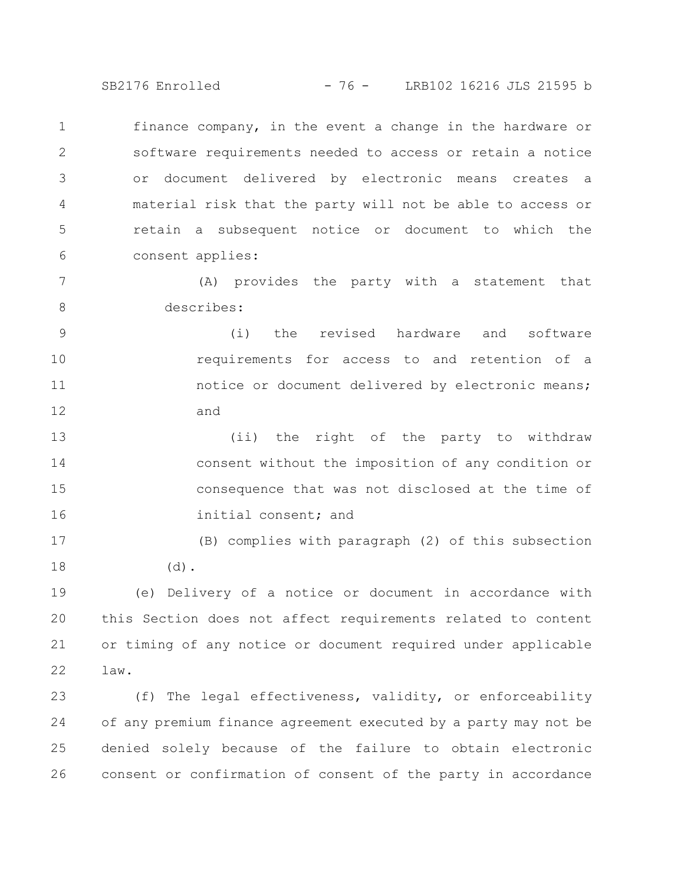finance company, in the event a change in the hardware or software requirements needed to access or retain a notice or document delivered by electronic means creates a material risk that the party will not be able to access or retain a subsequent notice or document to which the consent applies:

(A) provides the party with a statement that describes:

(i) the revised hardware and software requirements for access to and retention of a notice or document delivered by electronic means; and

(ii) the right of the party to withdraw consent without the imposition of any condition or consequence that was not disclosed at the time of initial consent; and

(B) complies with paragraph (2) of this subsection (d).

(e) Delivery of a notice or document in accordance with this Section does not affect requirements related to content or timing of any notice or document required under applicable law.

(f) The legal effectiveness, validity, or enforceability of any premium finance agreement executed by a party may not be denied solely because of the failure to obtain electronic consent or confirmation of consent of the party in accordance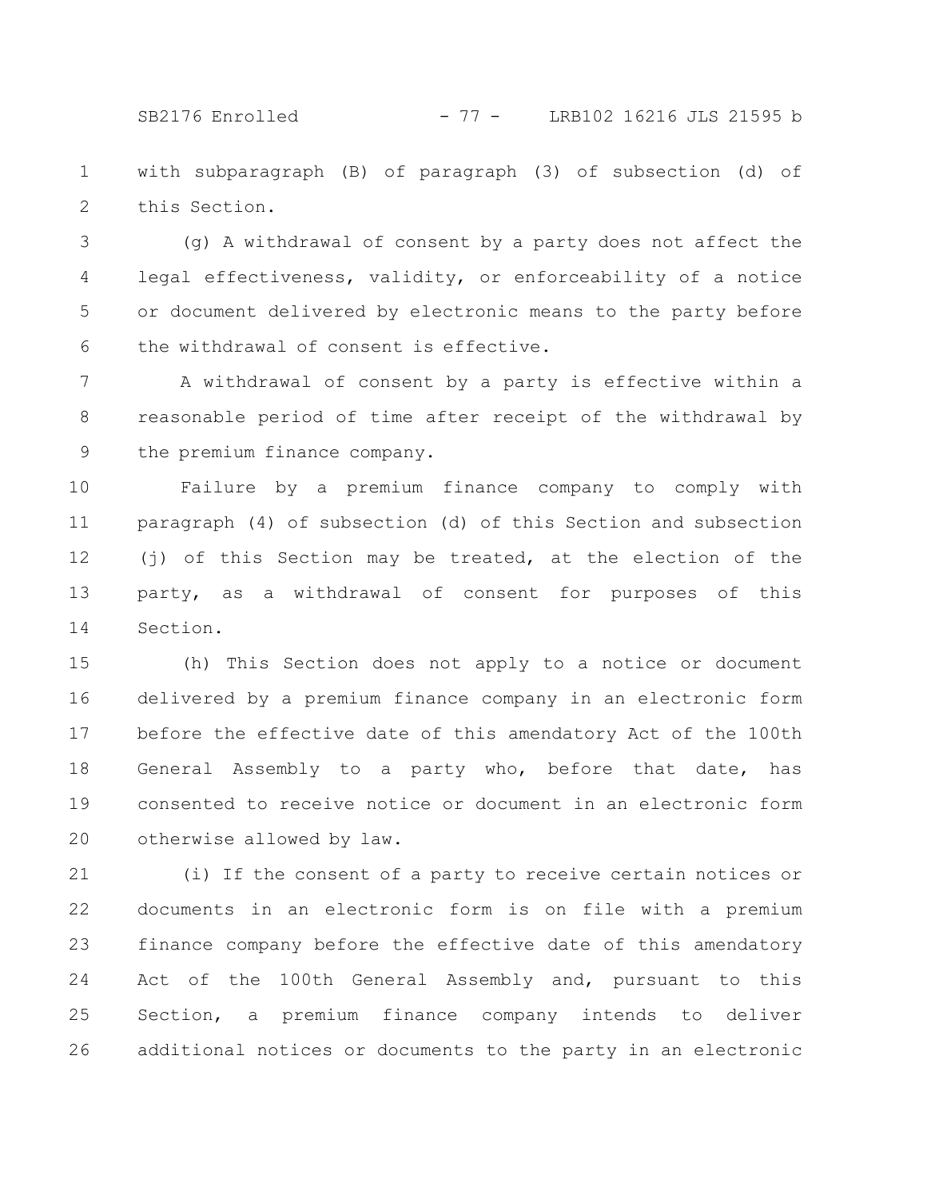with subparagraph (B) of paragraph (3) of subsection (d) of this Section.

(g) A withdrawal of consent by a party does not affect the legal effectiveness, validity, or enforceability of a notice or document delivered by electronic means to the party before the withdrawal of consent is effective.

A withdrawal of consent by a party is effective within a reasonable period of time after receipt of the withdrawal by the premium finance company.

Failure by a premium finance company to comply with paragraph (4) of subsection (d) of this Section and subsection (j) of this Section may be treated, at the election of the party, as a withdrawal of consent for purposes of this Section.

(h) This Section does not apply to a notice or document delivered by a premium finance company in an electronic form before the effective date of this amendatory Act of the 100th General Assembly to a party who, before that date, has consented to receive notice or document in an electronic form otherwise allowed by law.

(i) If the consent of a party to receive certain notices or documents in an electronic form is on file with a premium finance company before the effective date of this amendatory Act of the 100th General Assembly and, pursuant to this Section, a premium finance company intends to deliver additional notices or documents to the party in an electronic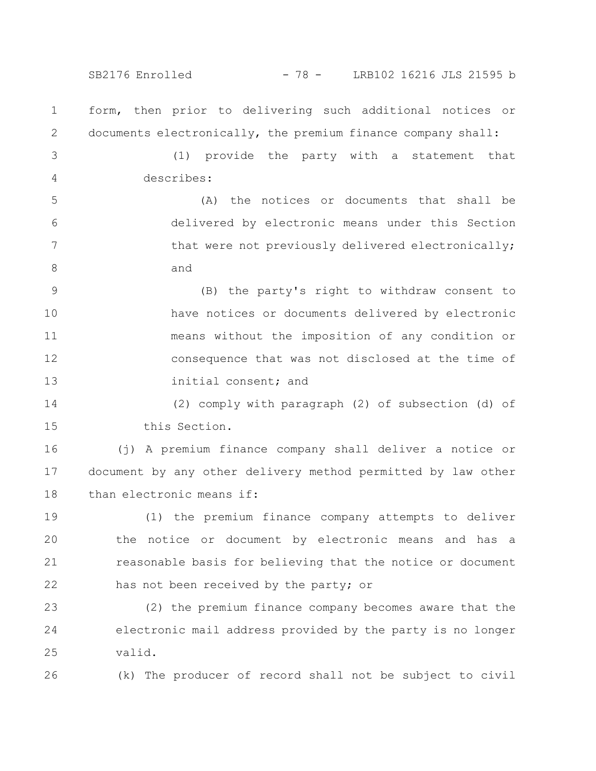form, then prior to delivering such additional notices or documents electronically, the premium finance company shall:

(1) provide the party with a statement that describes:

(A) the notices or documents that shall be delivered by electronic means under this Section that were not previously delivered electronically; and

(B) the party's right to withdraw consent to have notices or documents delivered by electronic means without the imposition of any condition or consequence that was not disclosed at the time of initial consent; and

(2) comply with paragraph (2) of subsection (d) of this Section.

(j) A premium finance company shall deliver a notice or document by any other delivery method permitted by law other than electronic means if:

(1) the premium finance company attempts to deliver the notice or document by electronic means and has a reasonable basis for believing that the notice or document has not been received by the party; or

(2) the premium finance company becomes aware that the electronic mail address provided by the party is no longer valid.

(k) The producer of record shall not be subject to civil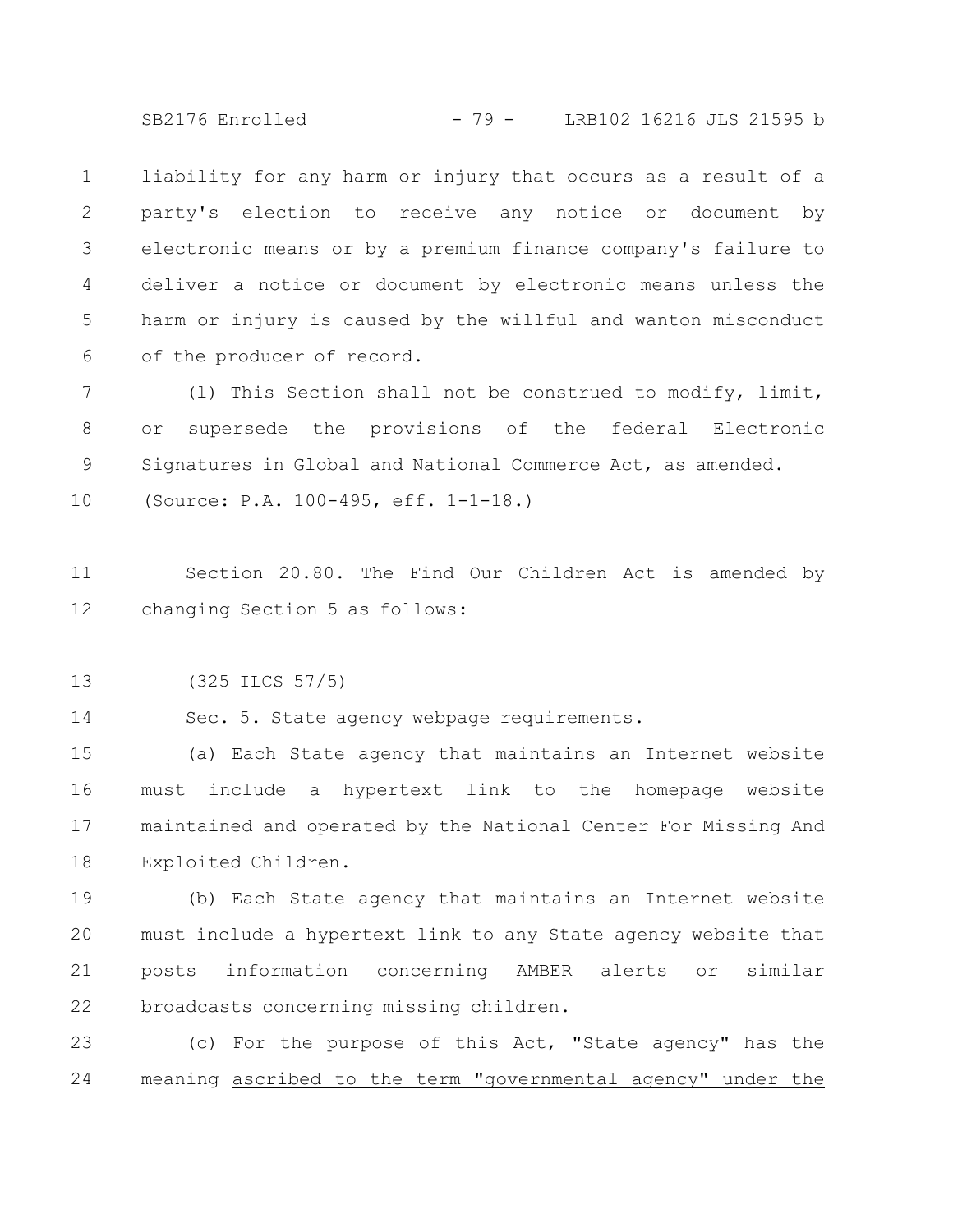liability for any harm or injury that occurs as a result of a party's election to receive any notice or document by electronic means or by a premium finance company's failure to deliver a notice or document by electronic means unless the harm or injury is caused by the willful and wanton misconduct of the producer of record.

(l) This Section shall not be construed to modify, limit, or supersede the provisions of the federal Electronic Signatures in Global and National Commerce Act, as amended.

(Source: P.A. 100-495, eff. 1-1-18.)

Section 20.80. The Find Our Children Act is amended by changing Section 5 as follows:

(325 ILCS 57/5)

Sec. 5. State agency webpage requirements.

(a) Each State agency that maintains an Internet website must include a hypertext link to the homepage website maintained and operated by the National Center For Missing And Exploited Children.

(b) Each State agency that maintains an Internet website must include a hypertext link to any State agency website that posts information concerning AMBER alerts or similar broadcasts concerning missing children.

(c) For the purpose of this Act, "State agency" has the meaning ascribed to the term "governmental agency" under the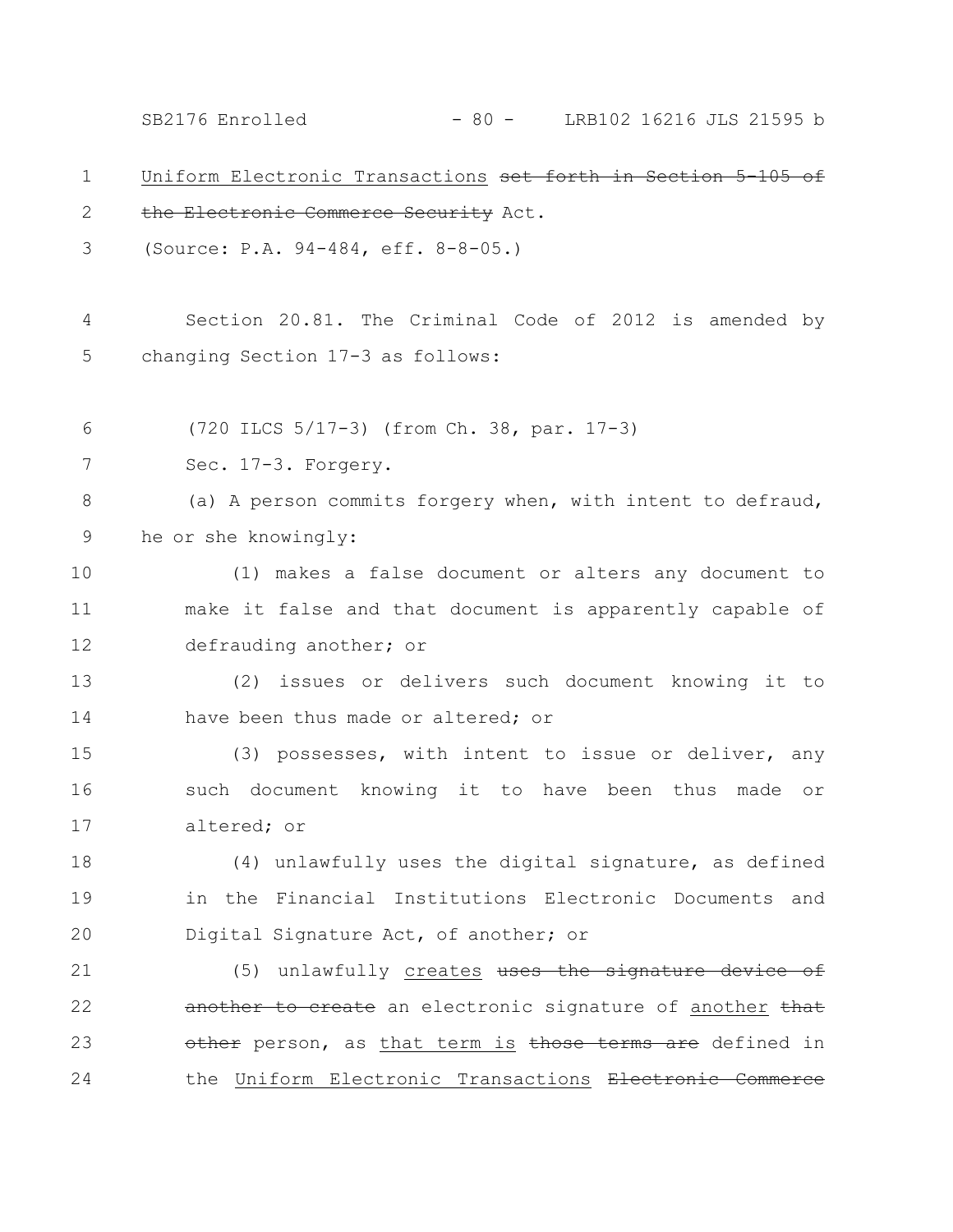Uniform Electronic Transactions ~~set forth in Section 5-105 of the Electronic Commerce Security~~ Act.

(Source: P.A. 94-484, eff. 8-8-05.)

Section 20.81. The Criminal Code of 2012 is amended by changing Section 17-3 as follows:

(720 ILCS 5/17-3) (from Ch. 38, par. 17-3)

Sec. 17-3. Forgery.

(a) A person commits forgery when, with intent to defraud, he or she knowingly:

(1) makes a false document or alters any document to make it false and that document is apparently capable of defrauding another; or

(2) issues or delivers such document knowing it to have been thus made or altered; or

(3) possesses, with intent to issue or deliver, any such document knowing it to have been thus made or altered; or

(4) unlawfully uses the digital signature, as defined in the Financial Institutions Electronic Documents and Digital Signature Act, of another; or

(5) unlawfully <u>creates</u> ~~uses the signature device of another to create~~ an electronic signature of <u>another</u> ~~that other~~ person, as <u>that term is</u> ~~those terms are~~ defined in the <u>Uniform Electronic Transactions</u> ~~Electronic Commerce~~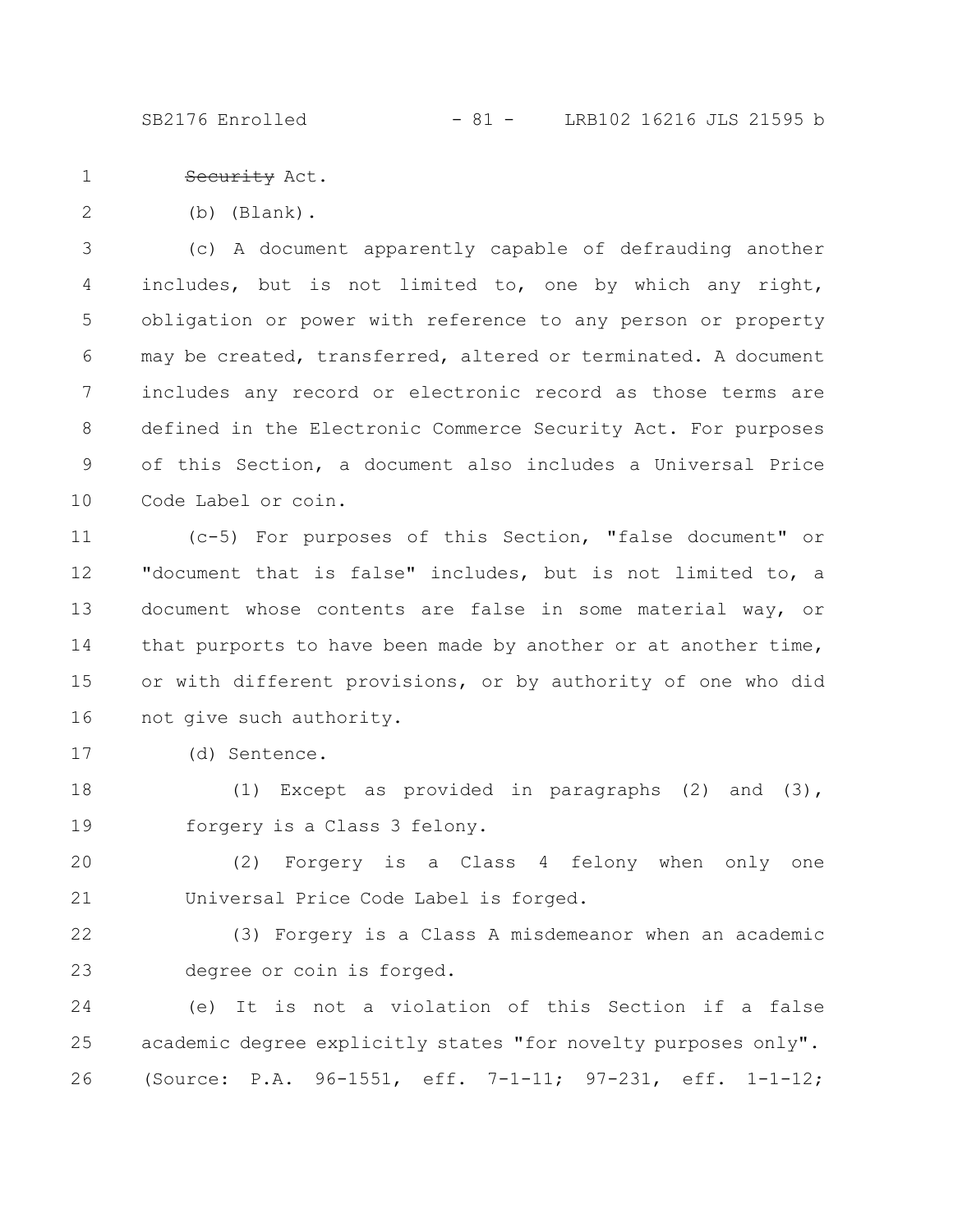~~Security~~ Act.

(b) (Blank).

(c) A document apparently capable of defrauding another includes, but is not limited to, one by which any right, obligation or power with reference to any person or property may be created, transferred, altered or terminated. A document includes any record or electronic record as those terms are defined in the Electronic Commerce Security Act. For purposes of this Section, a document also includes a Universal Price Code Label or coin.

(c-5) For purposes of this Section, "false document" or "document that is false" includes, but is not limited to, a document whose contents are false in some material way, or that purports to have been made by another or at another time, or with different provisions, or by authority of one who did not give such authority.

(d) Sentence.

(1) Except as provided in paragraphs (2) and (3), forgery is a Class 3 felony.

(2) Forgery is a Class 4 felony when only one Universal Price Code Label is forged.

(3) Forgery is a Class A misdemeanor when an academic degree or coin is forged.

(e) It is not a violation of this Section if a false academic degree explicitly states "for novelty purposes only".

(Source: P.A. 96-1551, eff. 7-1-11; 97-231, eff. 1-1-12;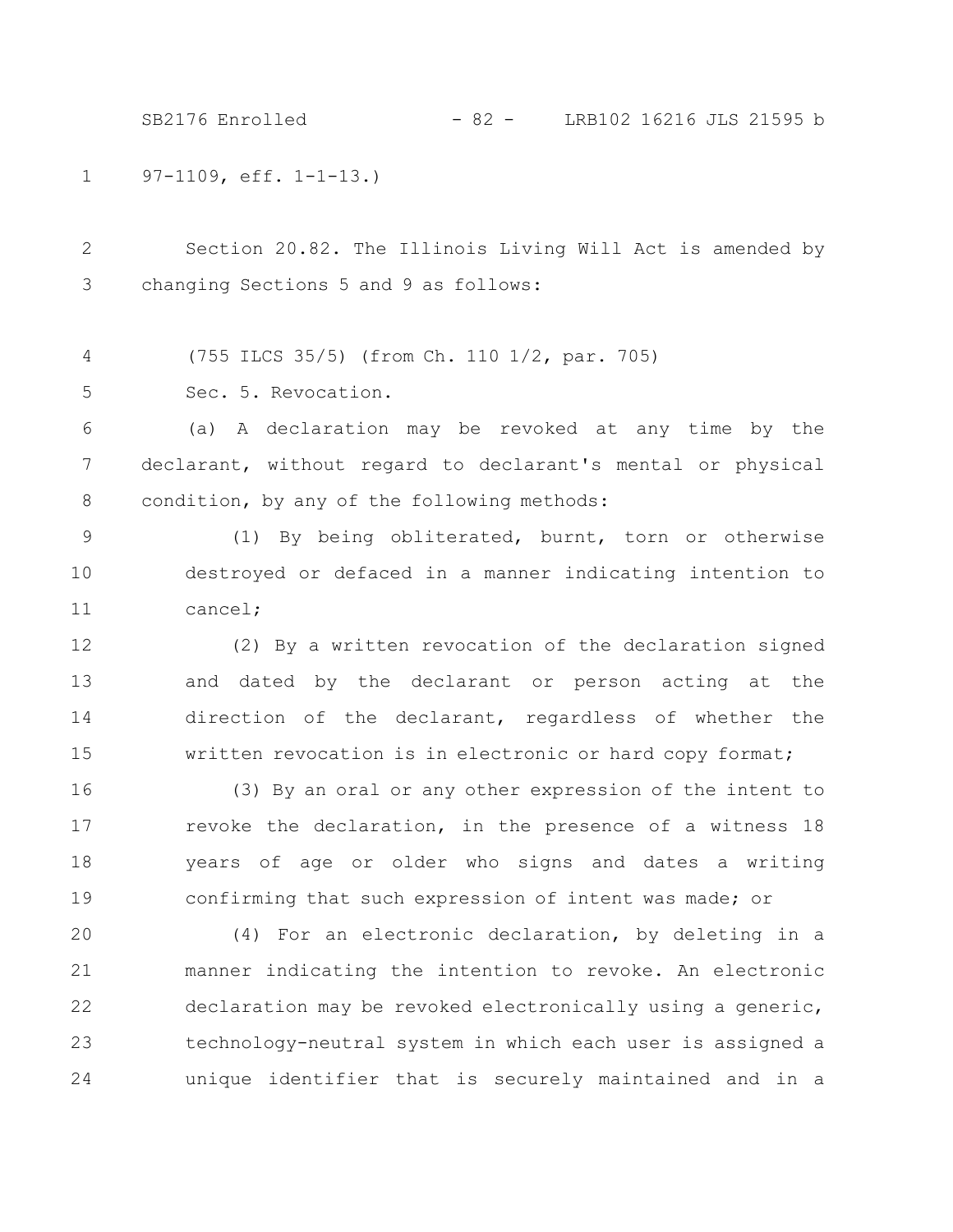97-1109, eff. 1-1-13.)

Section 20.82. The Illinois Living Will Act is amended by changing Sections 5 and 9 as follows:

(755 ILCS 35/5) (from Ch. 110 1/2, par. 705)

Sec. 5. Revocation.

(a) A declaration may be revoked at any time by the declarant, without regard to declarant's mental or physical condition, by any of the following methods:

(1) By being obliterated, burnt, torn or otherwise destroyed or defaced in a manner indicating intention to cancel;

(2) By a written revocation of the declaration signed and dated by the declarant or person acting at the direction of the declarant, regardless of whether the written revocation is in electronic or hard copy format;

(3) By an oral or any other expression of the intent to revoke the declaration, in the presence of a witness 18 years of age or older who signs and dates a writing confirming that such expression of intent was made; or

(4) For an electronic declaration, by deleting in a manner indicating the intention to revoke. An electronic declaration may be revoked electronically using a generic, technology-neutral system in which each user is assigned a unique identifier that is securely maintained and in a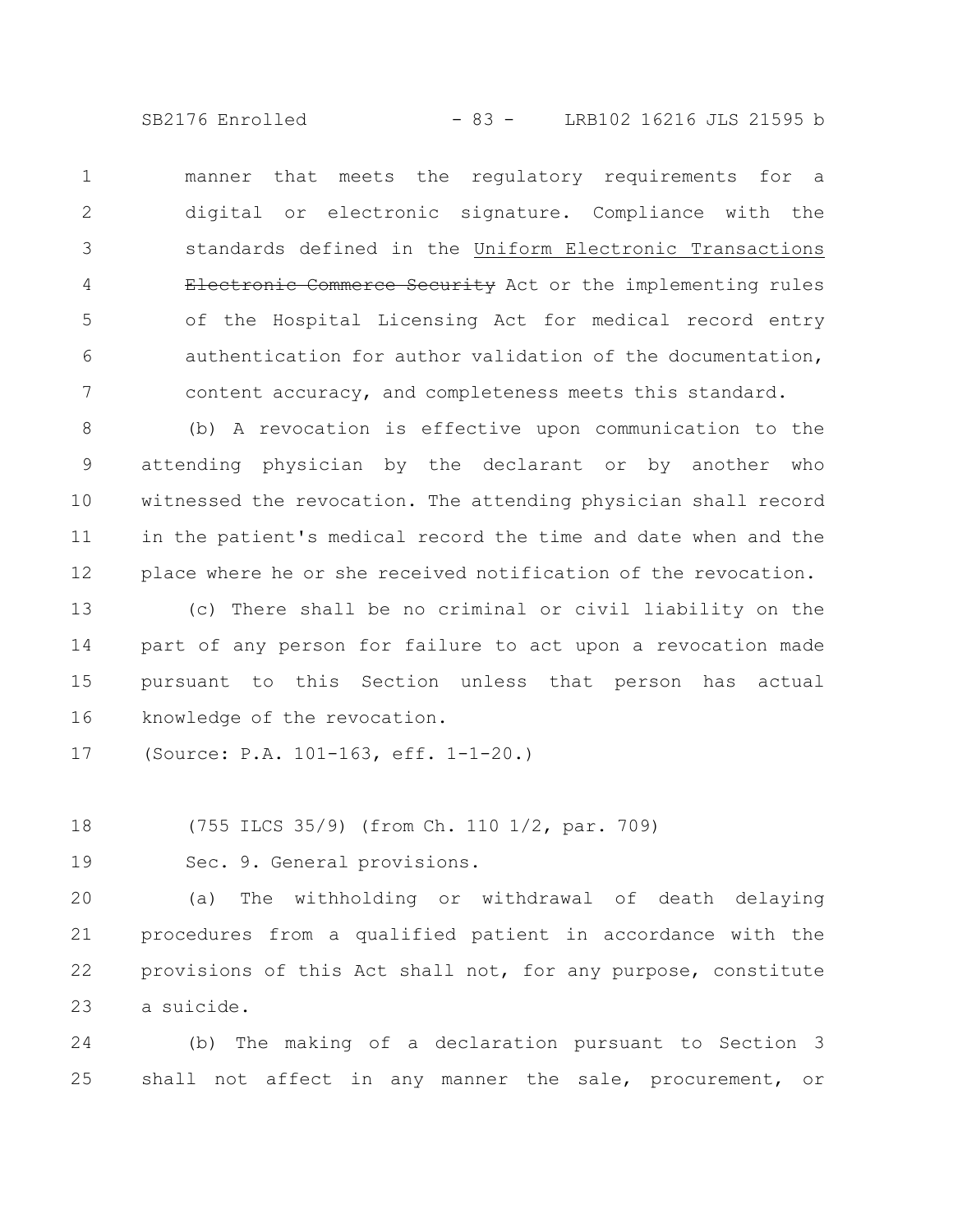manner that meets the regulatory requirements for a digital or electronic signature. Compliance with the standards defined in the <u>Uniform Electronic Transactions</u> ~~Electronic Commerce Security~~ Act or the implementing rules of the Hospital Licensing Act for medical record entry authentication for author validation of the documentation, content accuracy, and completeness meets this standard.

(b) A revocation is effective upon communication to the attending physician by the declarant or by another who witnessed the revocation. The attending physician shall record in the patient's medical record the time and date when and the place where he or she received notification of the revocation.

(c) There shall be no criminal or civil liability on the part of any person for failure to act upon a revocation made pursuant to this Section unless that person has actual knowledge of the revocation.

(Source: P.A. 101-163, eff. 1-1-20.)

(755 ILCS 35/9) (from Ch. 110 1/2, par. 709)

Sec. 9. General provisions.

(a) The withholding or withdrawal of death delaying procedures from a qualified patient in accordance with the provisions of this Act shall not, for any purpose, constitute a suicide.

(b) The making of a declaration pursuant to Section 3 shall not affect in any manner the sale, procurement, or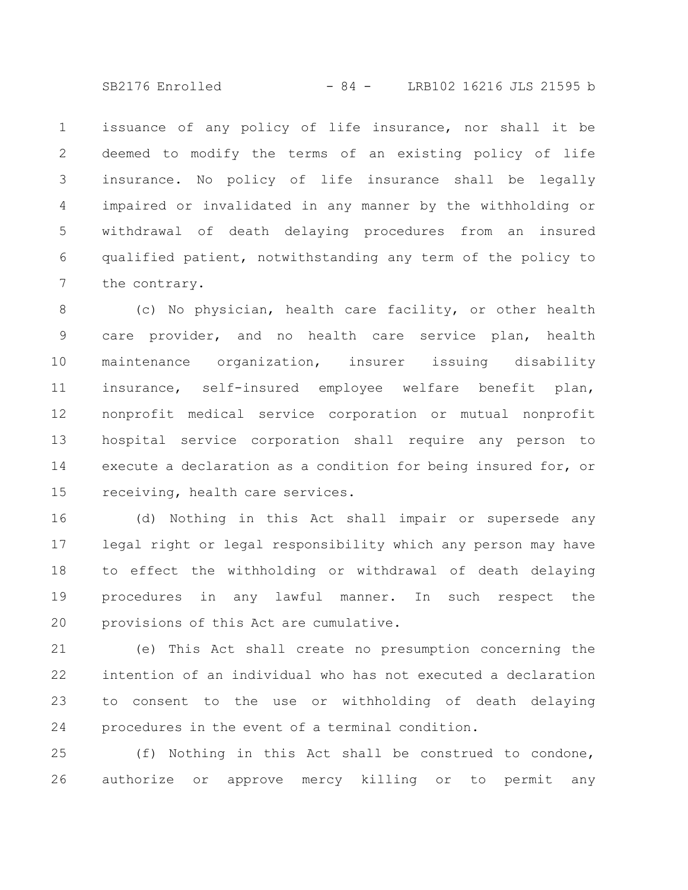issuance of any policy of life insurance, nor shall it be deemed to modify the terms of an existing policy of life insurance. No policy of life insurance shall be legally impaired or invalidated in any manner by the withholding or withdrawal of death delaying procedures from an insured qualified patient, notwithstanding any term of the policy to the contrary.

(c) No physician, health care facility, or other health care provider, and no health care service plan, health maintenance organization, insurer issuing disability insurance, self-insured employee welfare benefit plan, nonprofit medical service corporation or mutual nonprofit hospital service corporation shall require any person to execute a declaration as a condition for being insured for, or receiving, health care services.

(d) Nothing in this Act shall impair or supersede any legal right or legal responsibility which any person may have to effect the withholding or withdrawal of death delaying procedures in any lawful manner. In such respect the provisions of this Act are cumulative.

(e) This Act shall create no presumption concerning the intention of an individual who has not executed a declaration to consent to the use or withholding of death delaying procedures in the event of a terminal condition.

(f) Nothing in this Act shall be construed to condone, authorize or approve mercy killing or to permit any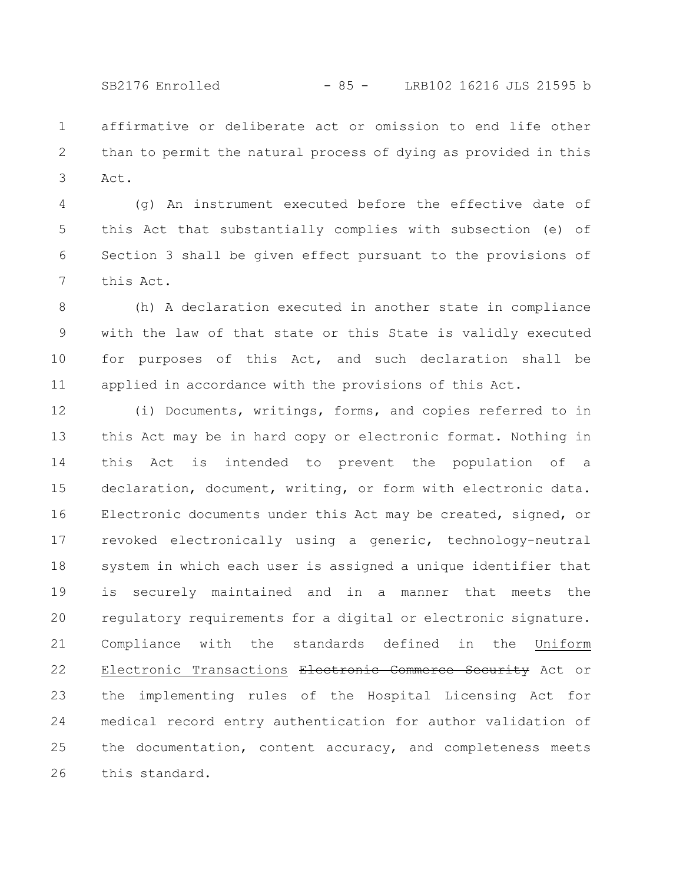affirmative or deliberate act or omission to end life other than to permit the natural process of dying as provided in this Act.

(g) An instrument executed before the effective date of this Act that substantially complies with subsection (e) of Section 3 shall be given effect pursuant to the provisions of this Act.

(h) A declaration executed in another state in compliance with the law of that state or this State is validly executed for purposes of this Act, and such declaration shall be applied in accordance with the provisions of this Act.

(i) Documents, writings, forms, and copies referred to in this Act may be in hard copy or electronic format. Nothing in this Act is intended to prevent the population of a declaration, document, writing, or form with electronic data. Electronic documents under this Act may be created, signed, or revoked electronically using a generic, technology-neutral system in which each user is assigned a unique identifier that is securely maintained and in a manner that meets the regulatory requirements for a digital or electronic signature. Compliance with the standards defined in the <u>Uniform Electronic Transactions</u> ~~Electronic Commerce Security~~ Act or the implementing rules of the Hospital Licensing Act for medical record entry authentication for author validation of the documentation, content accuracy, and completeness meets this standard.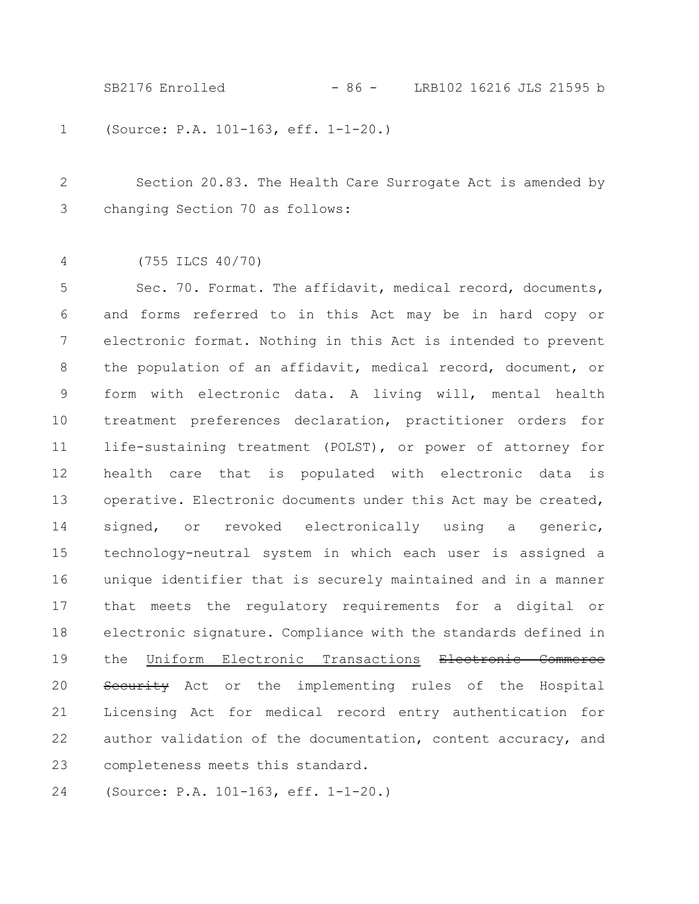(Source: P.A. 101-163, eff. 1-1-20.)

Section 20.83. The Health Care Surrogate Act is amended by changing Section 70 as follows:

(755 ILCS 40/70)

Sec. 70. Format. The affidavit, medical record, documents, and forms referred to in this Act may be in hard copy or electronic format. Nothing in this Act is intended to prevent the population of an affidavit, medical record, document, or form with electronic data. A living will, mental health treatment preferences declaration, practitioner orders for life-sustaining treatment (POLST), or power of attorney for health care that is populated with electronic data is operative. Electronic documents under this Act may be created, signed, or revoked electronically using a generic, technology-neutral system in which each user is assigned a unique identifier that is securely maintained and in a manner that meets the regulatory requirements for a digital or electronic signature. Compliance with the standards defined in the <u>Uniform Electronic Transactions</u> ~~Electronic Commerce Security~~ Act or the implementing rules of the Hospital Licensing Act for medical record entry authentication for author validation of the documentation, content accuracy, and completeness meets this standard.

(Source: P.A. 101-163, eff. 1-1-20.)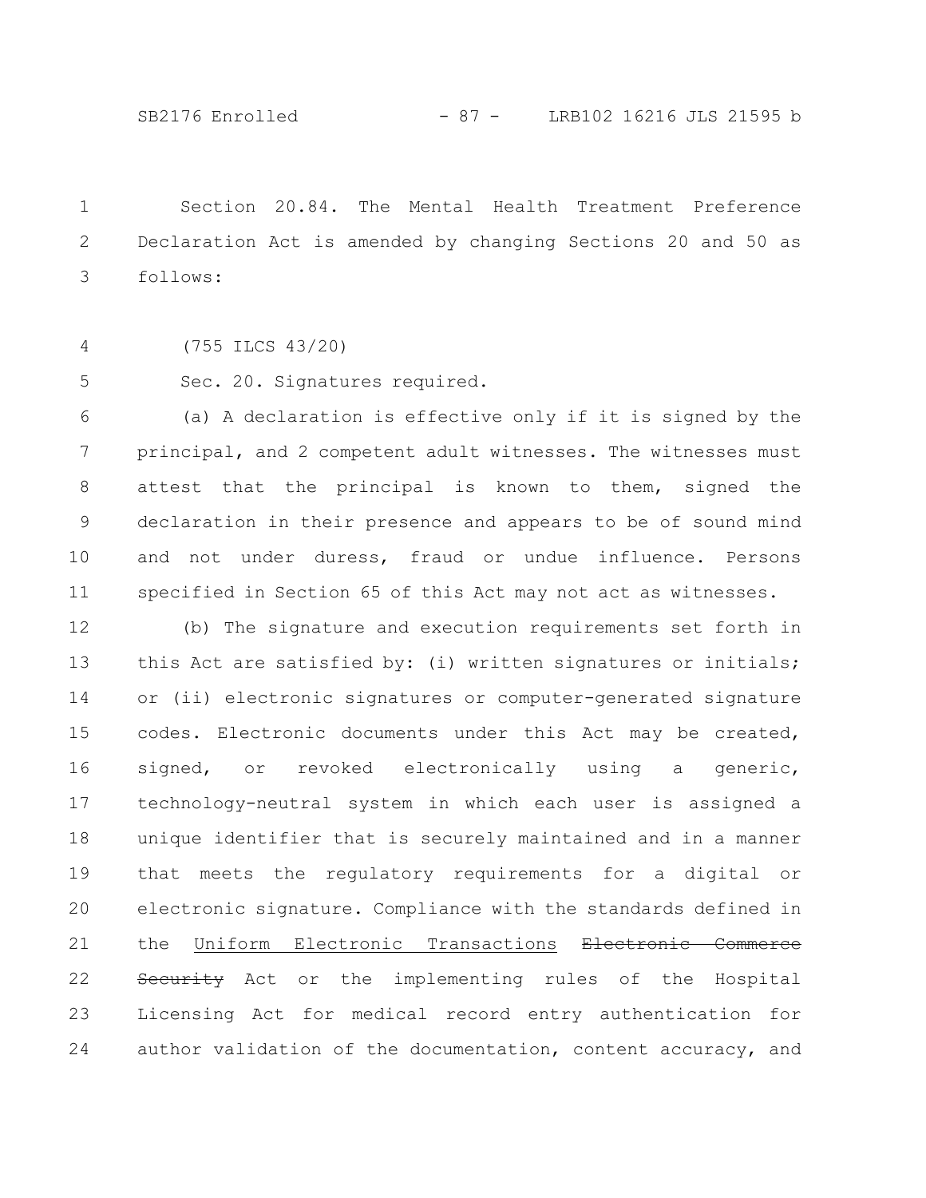Section 20.84. The Mental Health Treatment Preference Declaration Act is amended by changing Sections 20 and 50 as follows:

(755 ILCS 43/20)

Sec. 20. Signatures required.

(a) A declaration is effective only if it is signed by the principal, and 2 competent adult witnesses. The witnesses must attest that the principal is known to them, signed the declaration in their presence and appears to be of sound mind and not under duress, fraud or undue influence. Persons specified in Section 65 of this Act may not act as witnesses.

(b) The signature and execution requirements set forth in this Act are satisfied by: (i) written signatures or initials; or (ii) electronic signatures or computer-generated signature codes. Electronic documents under this Act may be created, signed, or revoked electronically using a generic, technology-neutral system in which each user is assigned a unique identifier that is securely maintained and in a manner that meets the regulatory requirements for a digital or electronic signature. Compliance with the standards defined in the <u>Uniform Electronic Transactions</u> ~~Electronic Commerce Security~~ Act or the implementing rules of the Hospital Licensing Act for medical record entry authentication for author validation of the documentation, content accuracy, and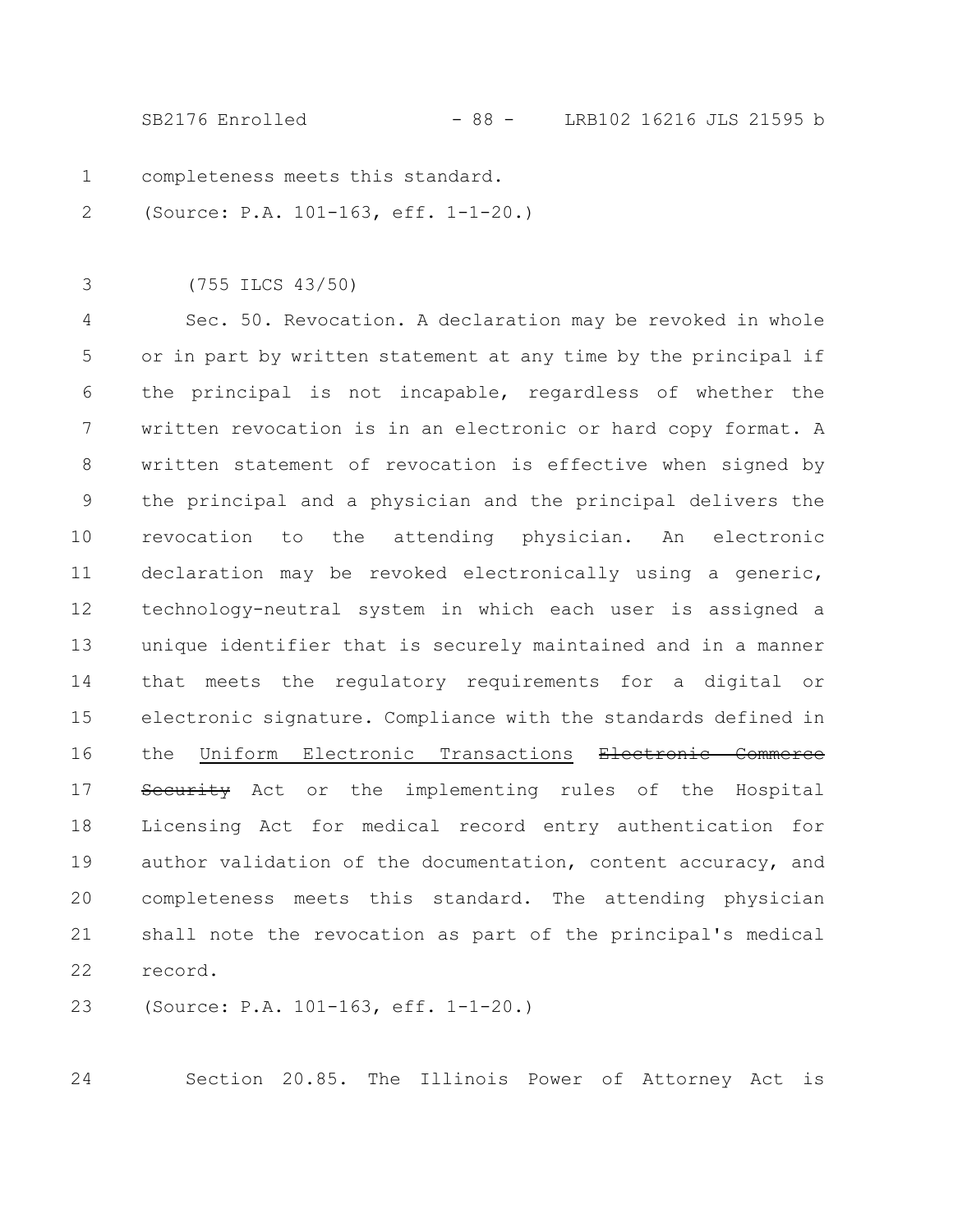completeness meets this standard.

(Source: P.A. 101-163, eff. 1-1-20.)

(755 ILCS 43/50)

Sec. 50. Revocation. A declaration may be revoked in whole or in part by written statement at any time by the principal if the principal is not incapable, regardless of whether the written revocation is in an electronic or hard copy format. A written statement of revocation is effective when signed by the principal and a physician and the principal delivers the revocation to the attending physician. An electronic declaration may be revoked electronically using a generic, technology-neutral system in which each user is assigned a unique identifier that is securely maintained and in a manner that meets the regulatory requirements for a digital or electronic signature. Compliance with the standards defined in the <u>Uniform Electronic Transactions</u> ~~Electronic Commerce Security~~ Act or the implementing rules of the Hospital Licensing Act for medical record entry authentication for author validation of the documentation, content accuracy, and completeness meets this standard. The attending physician shall note the revocation as part of the principal's medical record.

(Source: P.A. 101-163, eff. 1-1-20.)

Section 20.85. The Illinois Power of Attorney Act is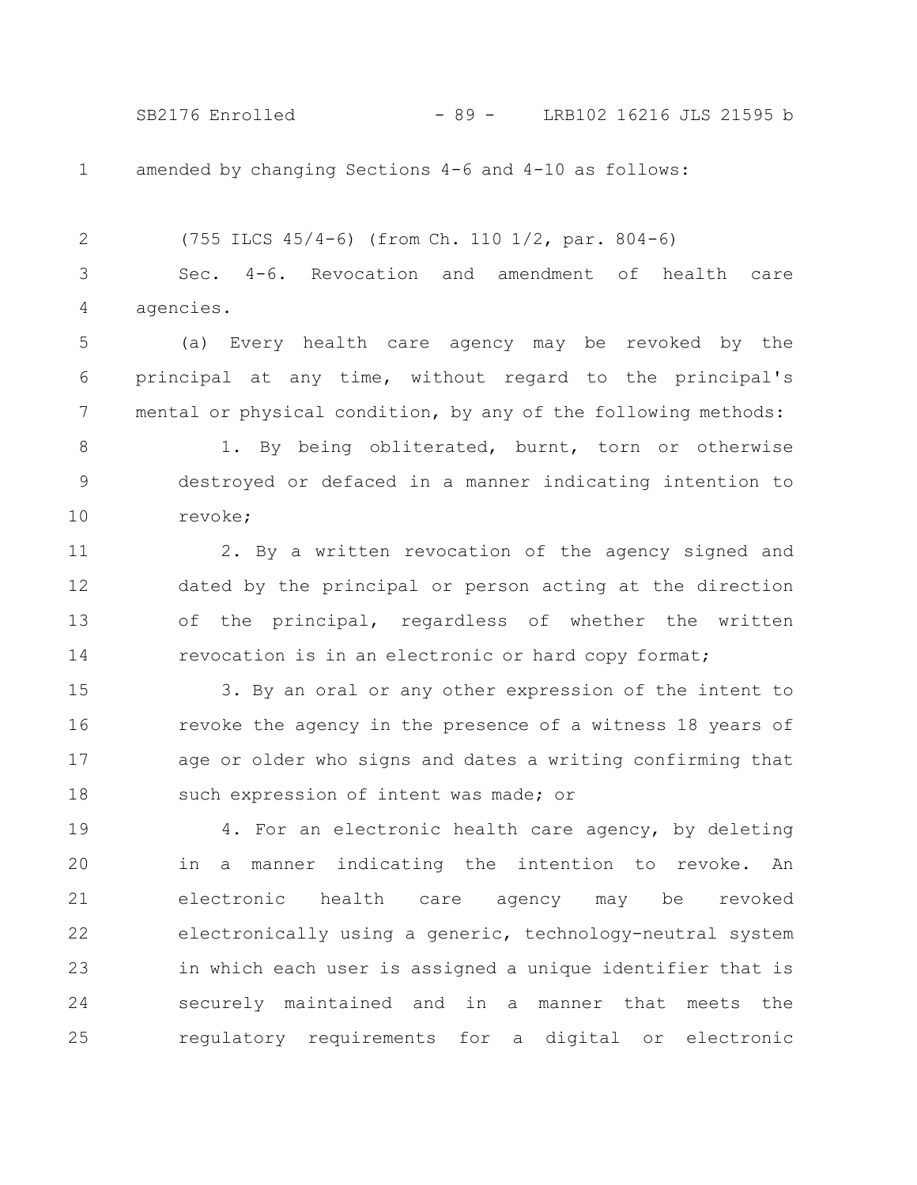amended by changing Sections 4-6 and 4-10 as follows:

(755 ILCS 45/4-6) (from Ch. 110 1/2, par. 804-6)

Sec. 4-6. Revocation and amendment of health care agencies.

(a) Every health care agency may be revoked by the principal at any time, without regard to the principal's mental or physical condition, by any of the following methods:

1. By being obliterated, burnt, torn or otherwise destroyed or defaced in a manner indicating intention to revoke;

2. By a written revocation of the agency signed and dated by the principal or person acting at the direction of the principal, regardless of whether the written revocation is in an electronic or hard copy format;

3. By an oral or any other expression of the intent to revoke the agency in the presence of a witness 18 years of age or older who signs and dates a writing confirming that such expression of intent was made; or

4. For an electronic health care agency, by deleting in a manner indicating the intention to revoke. An electronic health care agency may be revoked electronically using a generic, technology-neutral system in which each user is assigned a unique identifier that is securely maintained and in a manner that meets the regulatory requirements for a digital or electronic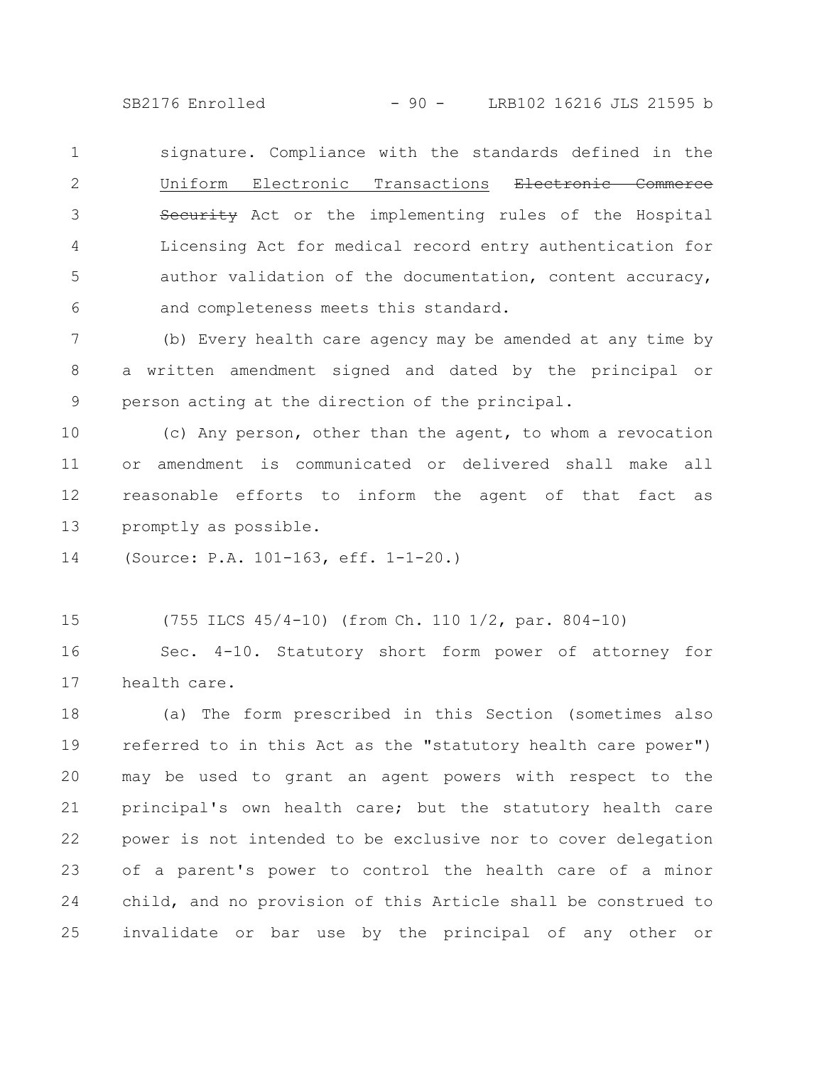signature. Compliance with the standards defined in the Uniform Electronic Transactions ~~Electronic Commerce Security~~ Act or the implementing rules of the Hospital Licensing Act for medical record entry authentication for author validation of the documentation, content accuracy, and completeness meets this standard.

(b) Every health care agency may be amended at any time by a written amendment signed and dated by the principal or person acting at the direction of the principal.

(c) Any person, other than the agent, to whom a revocation or amendment is communicated or delivered shall make all reasonable efforts to inform the agent of that fact as promptly as possible.

(Source: P.A. 101-163, eff. 1-1-20.)

(755 ILCS 45/4-10) (from Ch. 110 1/2, par. 804-10)

Sec. 4-10. Statutory short form power of attorney for health care.

(a) The form prescribed in this Section (sometimes also referred to in this Act as the "statutory health care power") may be used to grant an agent powers with respect to the principal's own health care; but the statutory health care power is not intended to be exclusive nor to cover delegation of a parent's power to control the health care of a minor child, and no provision of this Article shall be construed to invalidate or bar use by the principal of any other or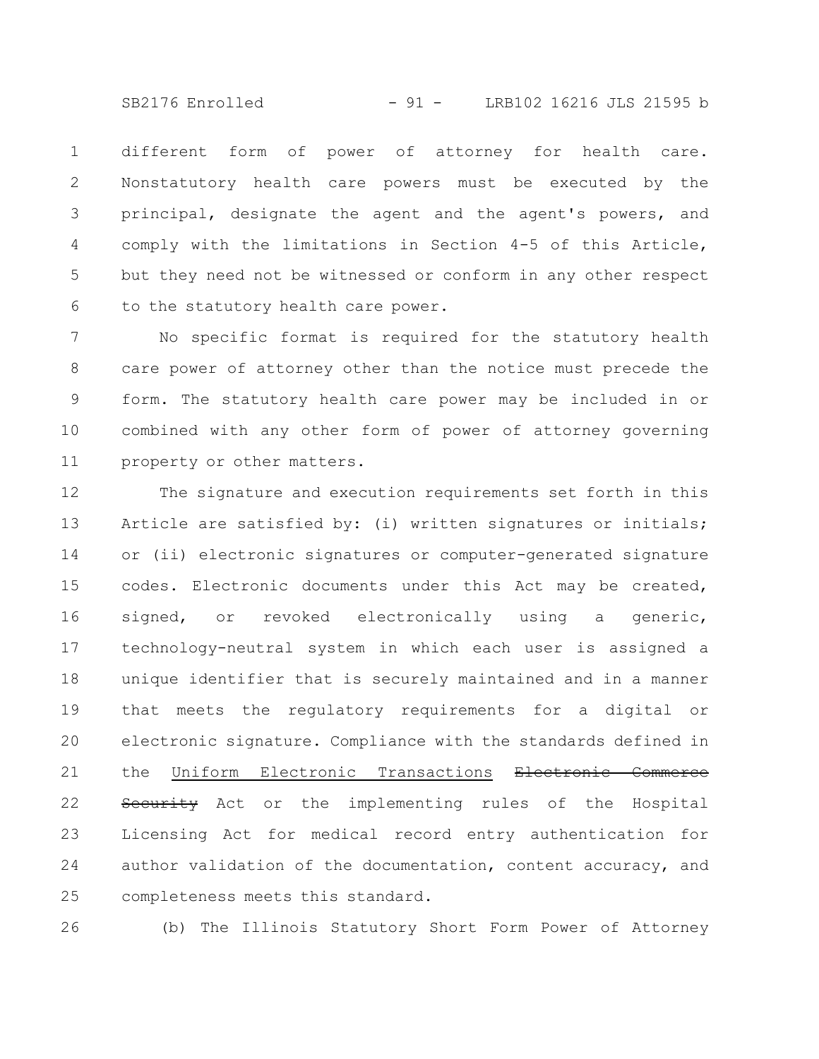different form of power of attorney for health care. Nonstatutory health care powers must be executed by the principal, designate the agent and the agent's powers, and comply with the limitations in Section 4-5 of this Article, but they need not be witnessed or conform in any other respect to the statutory health care power.

No specific format is required for the statutory health care power of attorney other than the notice must precede the form. The statutory health care power may be included in or combined with any other form of power of attorney governing property or other matters.

The signature and execution requirements set forth in this Article are satisfied by: (i) written signatures or initials; or (ii) electronic signatures or computer-generated signature codes. Electronic documents under this Act may be created, signed, or revoked electronically using a generic, technology-neutral system in which each user is assigned a unique identifier that is securely maintained and in a manner that meets the regulatory requirements for a digital or electronic signature. Compliance with the standards defined in the <u>Uniform Electronic Transactions</u> ~~Electronic Commerce Security~~ Act or the implementing rules of the Hospital Licensing Act for medical record entry authentication for author validation of the documentation, content accuracy, and completeness meets this standard.

(b) The Illinois Statutory Short Form Power of Attorney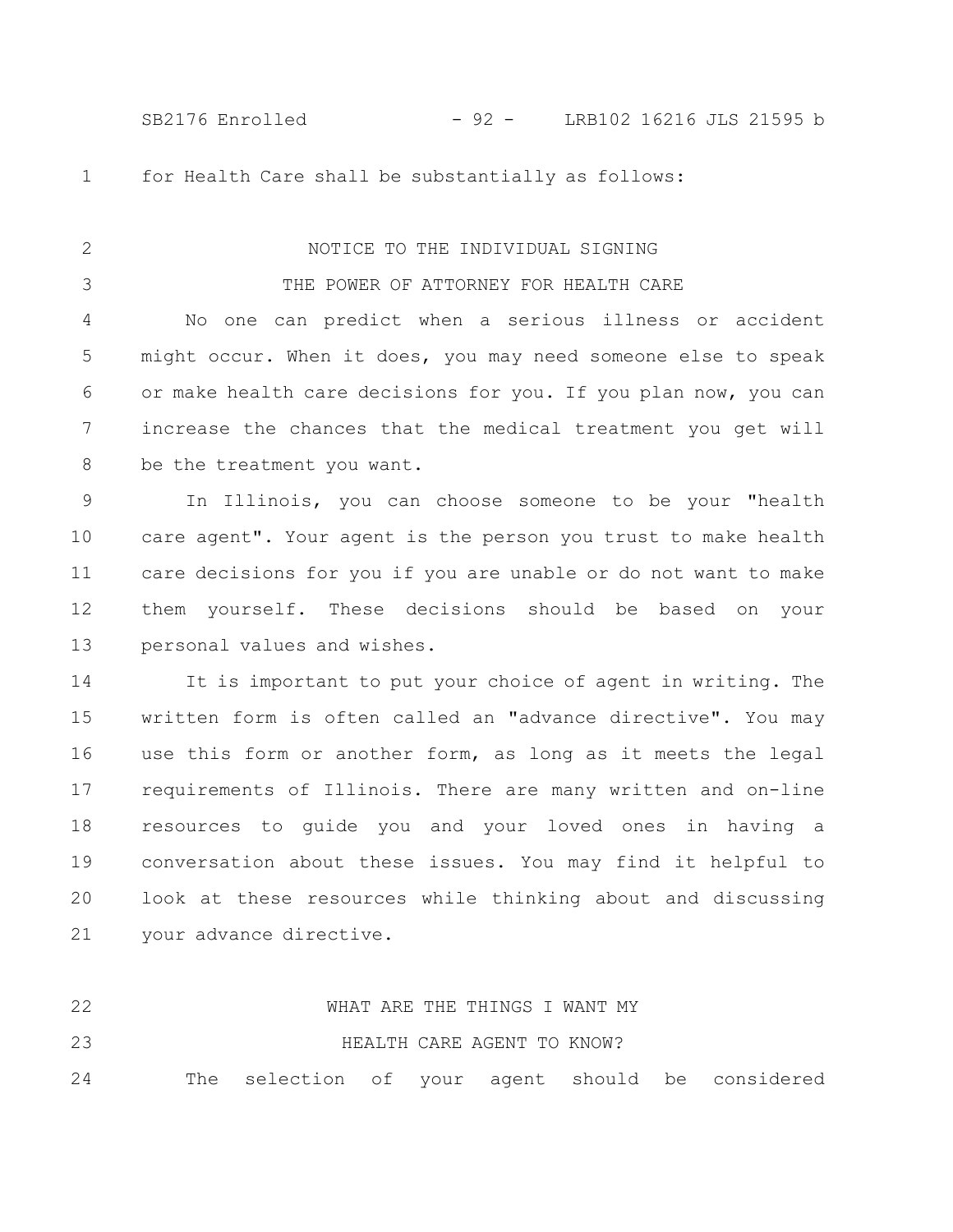for Health Care shall be substantially as follows:

NOTICE TO THE INDIVIDUAL SIGNING
THE POWER OF ATTORNEY FOR HEALTH CARE

No one can predict when a serious illness or accident might occur. When it does, you may need someone else to speak or make health care decisions for you. If you plan now, you can increase the chances that the medical treatment you get will be the treatment you want.

In Illinois, you can choose someone to be your "health care agent". Your agent is the person you trust to make health care decisions for you if you are unable or do not want to make them yourself. These decisions should be based on your personal values and wishes.

It is important to put your choice of agent in writing. The written form is often called an "advance directive". You may use this form or another form, as long as it meets the legal requirements of Illinois. There are many written and on-line resources to guide you and your loved ones in having a conversation about these issues. You may find it helpful to look at these resources while thinking about and discussing your advance directive.

WHAT ARE THE THINGS I WANT MY
HEALTH CARE AGENT TO KNOW?

The selection of your agent should be considered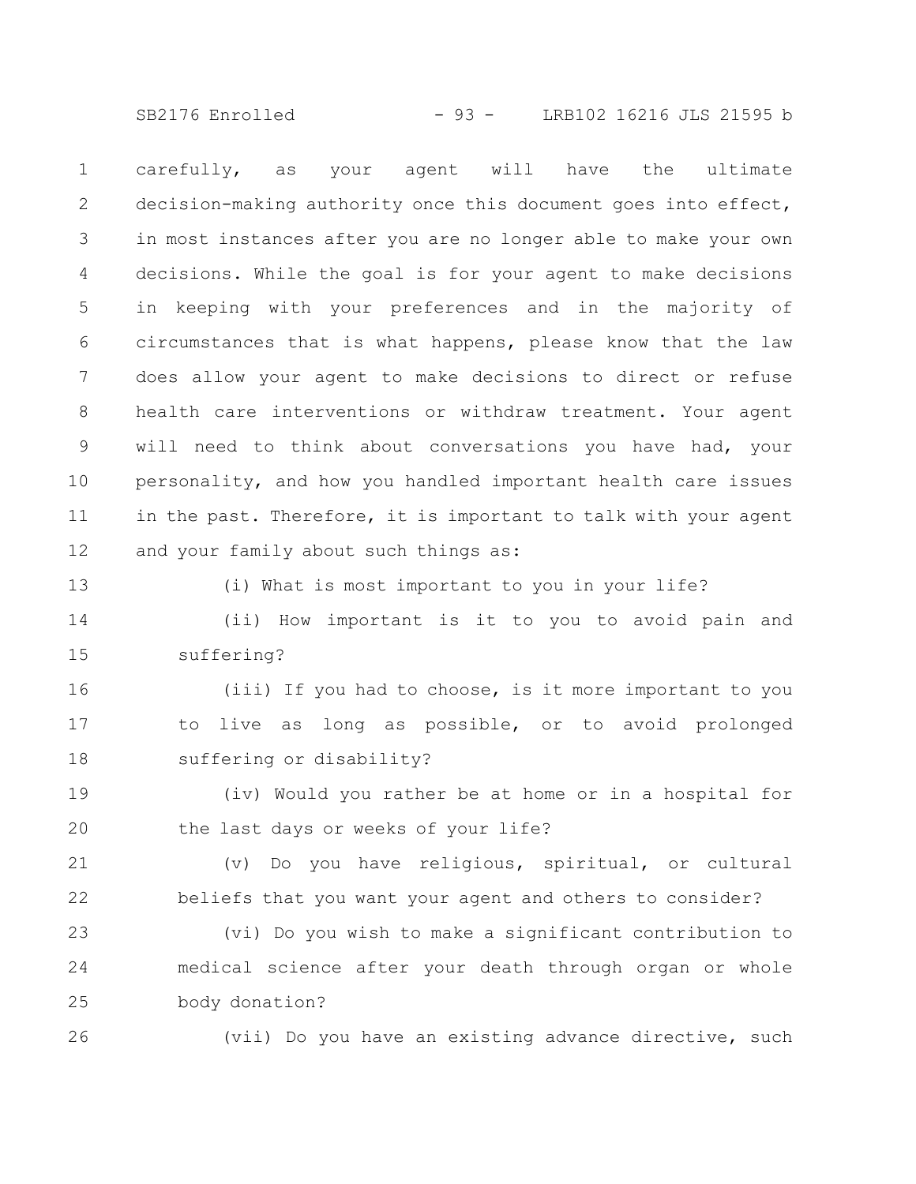carefully, as your agent will have the ultimate decision-making authority once this document goes into effect, in most instances after you are no longer able to make your own decisions. While the goal is for your agent to make decisions in keeping with your preferences and in the majority of circumstances that is what happens, please know that the law does allow your agent to make decisions to direct or refuse health care interventions or withdraw treatment. Your agent will need to think about conversations you have had, your personality, and how you handled important health care issues in the past. Therefore, it is important to talk with your agent and your family about such things as:

(i) What is most important to you in your life?

(ii) How important is it to you to avoid pain and suffering?

(iii) If you had to choose, is it more important to you to live as long as possible, or to avoid prolonged suffering or disability?

(iv) Would you rather be at home or in a hospital for the last days or weeks of your life?

(v) Do you have religious, spiritual, or cultural beliefs that you want your agent and others to consider?

(vi) Do you wish to make a significant contribution to medical science after your death through organ or whole body donation?

(vii) Do you have an existing advance directive, such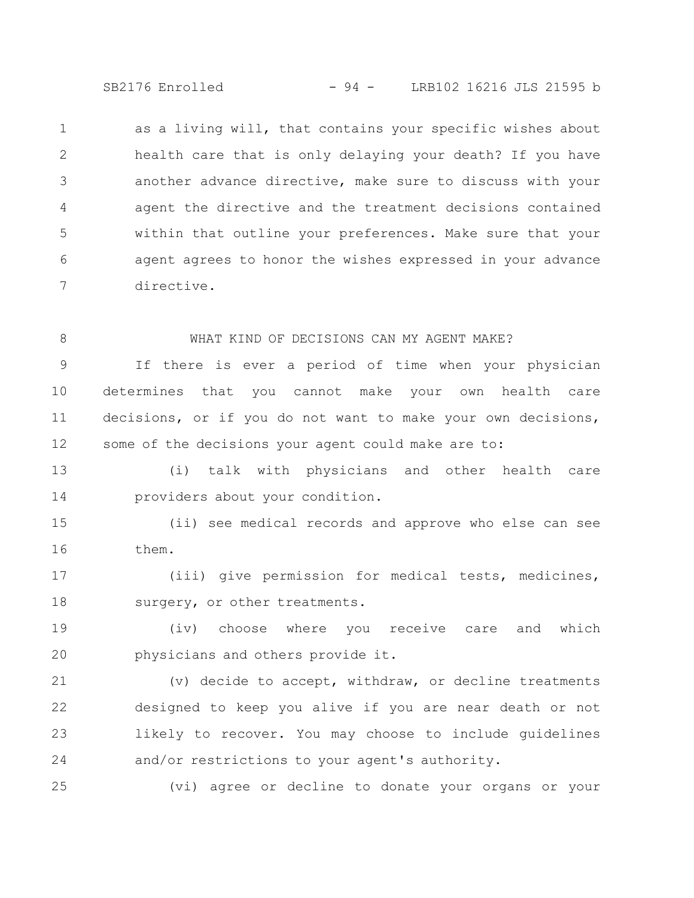as a living will, that contains your specific wishes about health care that is only delaying your death? If you have another advance directive, make sure to discuss with your agent the directive and the treatment decisions contained within that outline your preferences. Make sure that your agent agrees to honor the wishes expressed in your advance directive.

WHAT KIND OF DECISIONS CAN MY AGENT MAKE?

If there is ever a period of time when your physician determines that you cannot make your own health care decisions, or if you do not want to make your own decisions, some of the decisions your agent could make are to:

(i) talk with physicians and other health care providers about your condition.

(ii) see medical records and approve who else can see them.

(iii) give permission for medical tests, medicines, surgery, or other treatments.

(iv) choose where you receive care and which physicians and others provide it.

(v) decide to accept, withdraw, or decline treatments designed to keep you alive if you are near death or not likely to recover. You may choose to include guidelines and/or restrictions to your agent's authority.

(vi) agree or decline to donate your organs or your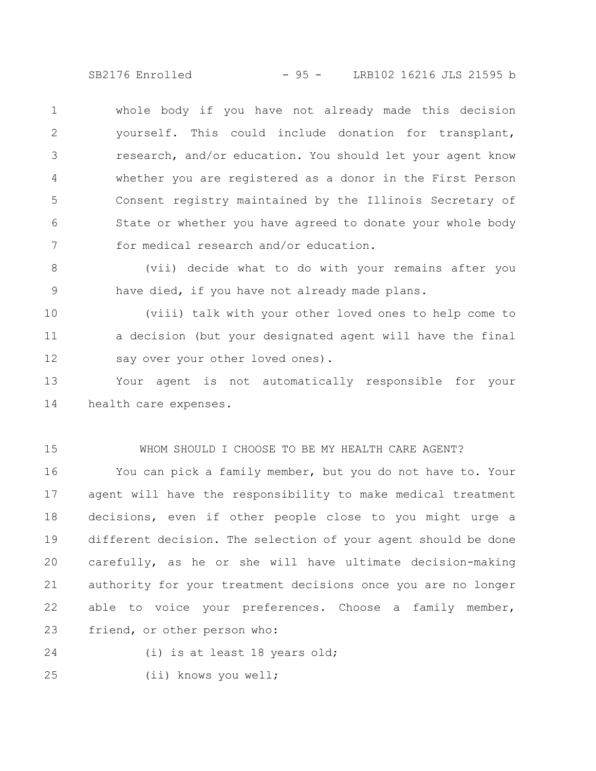whole body if you have not already made this decision yourself. This could include donation for transplant, research, and/or education. You should let your agent know whether you are registered as a donor in the First Person Consent registry maintained by the Illinois Secretary of State or whether you have agreed to donate your whole body for medical research and/or education.

(vii) decide what to do with your remains after you have died, if you have not already made plans.

(viii) talk with your other loved ones to help come to a decision (but your designated agent will have the final say over your other loved ones).

Your agent is not automatically responsible for your health care expenses.

WHOM SHOULD I CHOOSE TO BE MY HEALTH CARE AGENT?

You can pick a family member, but you do not have to. Your agent will have the responsibility to make medical treatment decisions, even if other people close to you might urge a different decision. The selection of your agent should be done carefully, as he or she will have ultimate decision-making authority for your treatment decisions once you are no longer able to voice your preferences. Choose a family member, friend, or other person who:

(i) is at least 18 years old;

(ii) knows you well;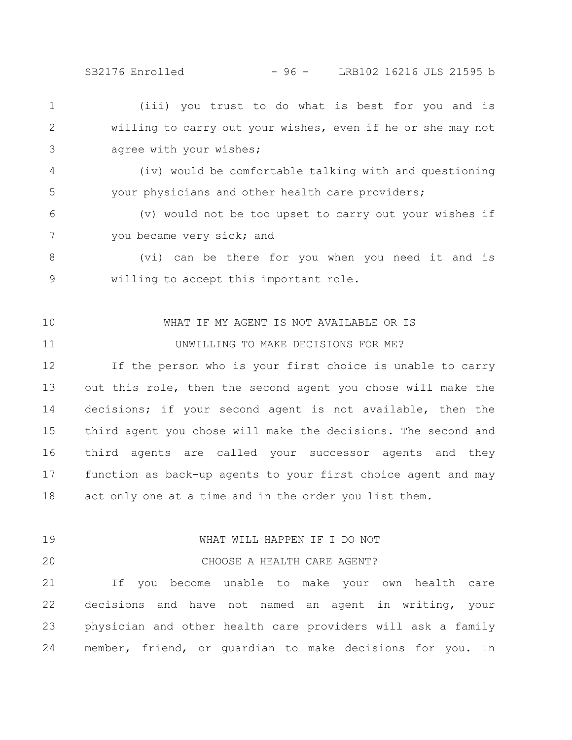(iii) you trust to do what is best for you and is willing to carry out your wishes, even if he or she may not agree with your wishes;

(iv) would be comfortable talking with and questioning your physicians and other health care providers;

(v) would not be too upset to carry out your wishes if you became very sick; and

(vi) can be there for you when you need it and is willing to accept this important role.

WHAT IF MY AGENT IS NOT AVAILABLE OR IS UNWILLING TO MAKE DECISIONS FOR ME?

If the person who is your first choice is unable to carry out this role, then the second agent you chose will make the decisions; if your second agent is not available, then the third agent you chose will make the decisions. The second and third agents are called your successor agents and they function as back-up agents to your first choice agent and may act only one at a time and in the order you list them.

WHAT WILL HAPPEN IF I DO NOT CHOOSE A HEALTH CARE AGENT?

If you become unable to make your own health care decisions and have not named an agent in writing, your physician and other health care providers will ask a family member, friend, or guardian to make decisions for you. In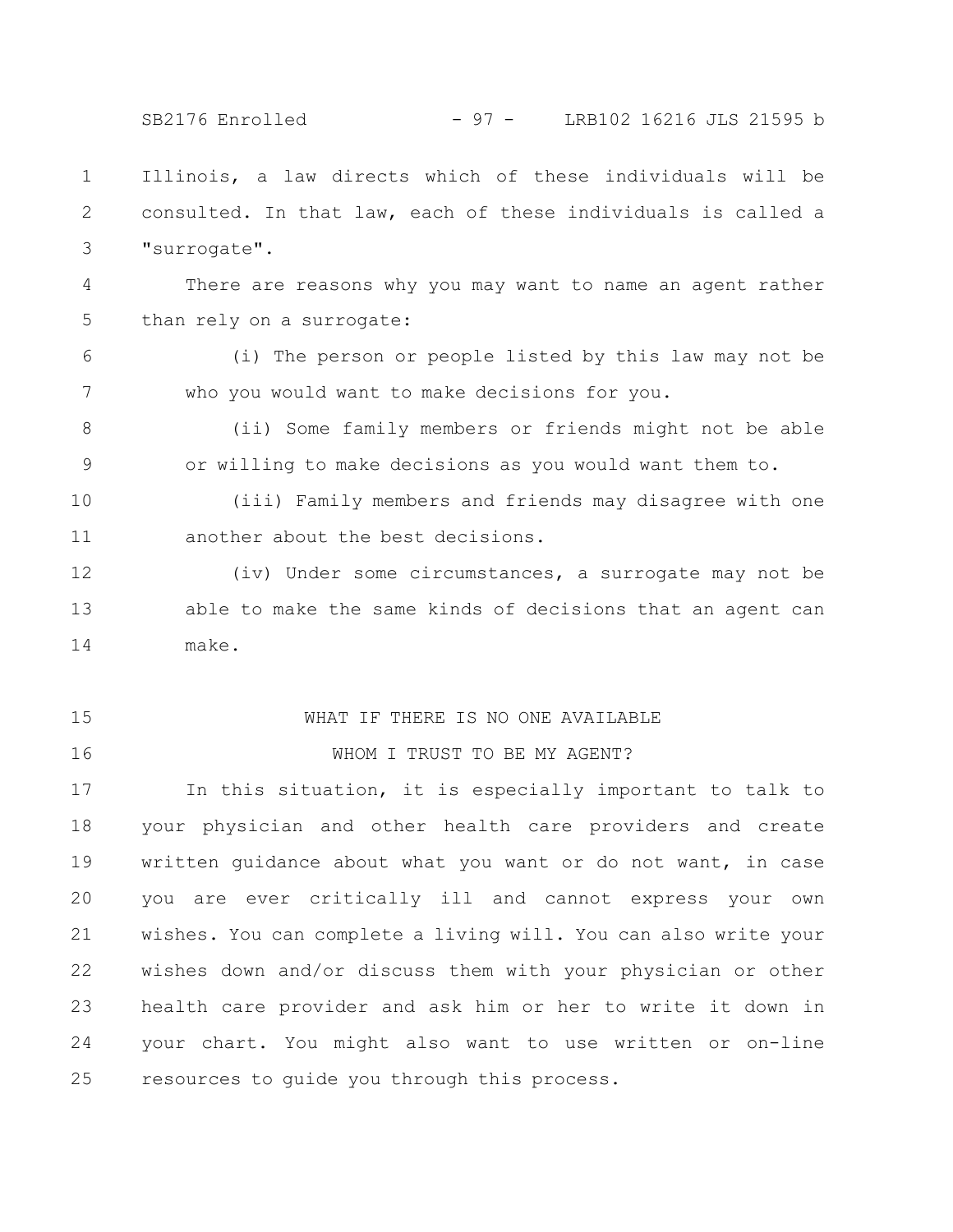Illinois, a law directs which of these individuals will be consulted. In that law, each of these individuals is called a "surrogate".

There are reasons why you may want to name an agent rather than rely on a surrogate:

(i) The person or people listed by this law may not be who you would want to make decisions for you.

(ii) Some family members or friends might not be able or willing to make decisions as you would want them to.

(iii) Family members and friends may disagree with one another about the best decisions.

(iv) Under some circumstances, a surrogate may not be able to make the same kinds of decisions that an agent can make.

WHAT IF THERE IS NO ONE AVAILABLE
WHOM I TRUST TO BE MY AGENT?

In this situation, it is especially important to talk to your physician and other health care providers and create written guidance about what you want or do not want, in case you are ever critically ill and cannot express your own wishes. You can complete a living will. You can also write your wishes down and/or discuss them with your physician or other health care provider and ask him or her to write it down in your chart. You might also want to use written or on-line resources to guide you through this process.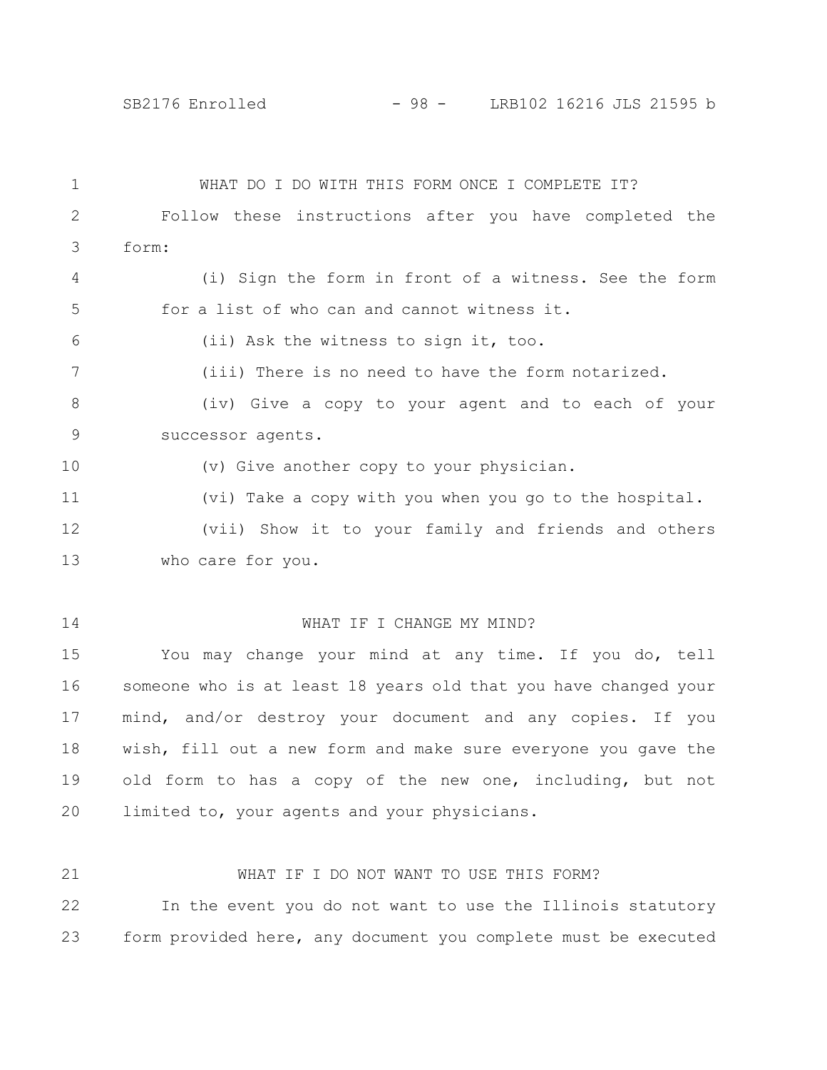WHAT DO I DO WITH THIS FORM ONCE I COMPLETE IT?

Follow these instructions after you have completed the form:

(i) Sign the form in front of a witness. See the form for a list of who can and cannot witness it.

(ii) Ask the witness to sign it, too.

(iii) There is no need to have the form notarized.

(iv) Give a copy to your agent and to each of your successor agents.

(v) Give another copy to your physician.

(vi) Take a copy with you when you go to the hospital.

(vii) Show it to your family and friends and others who care for you.

WHAT IF I CHANGE MY MIND?

You may change your mind at any time. If you do, tell someone who is at least 18 years old that you have changed your mind, and/or destroy your document and any copies. If you wish, fill out a new form and make sure everyone you gave the old form to has a copy of the new one, including, but not limited to, your agents and your physicians.

WHAT IF I DO NOT WANT TO USE THIS FORM?

In the event you do not want to use the Illinois statutory form provided here, any document you complete must be executed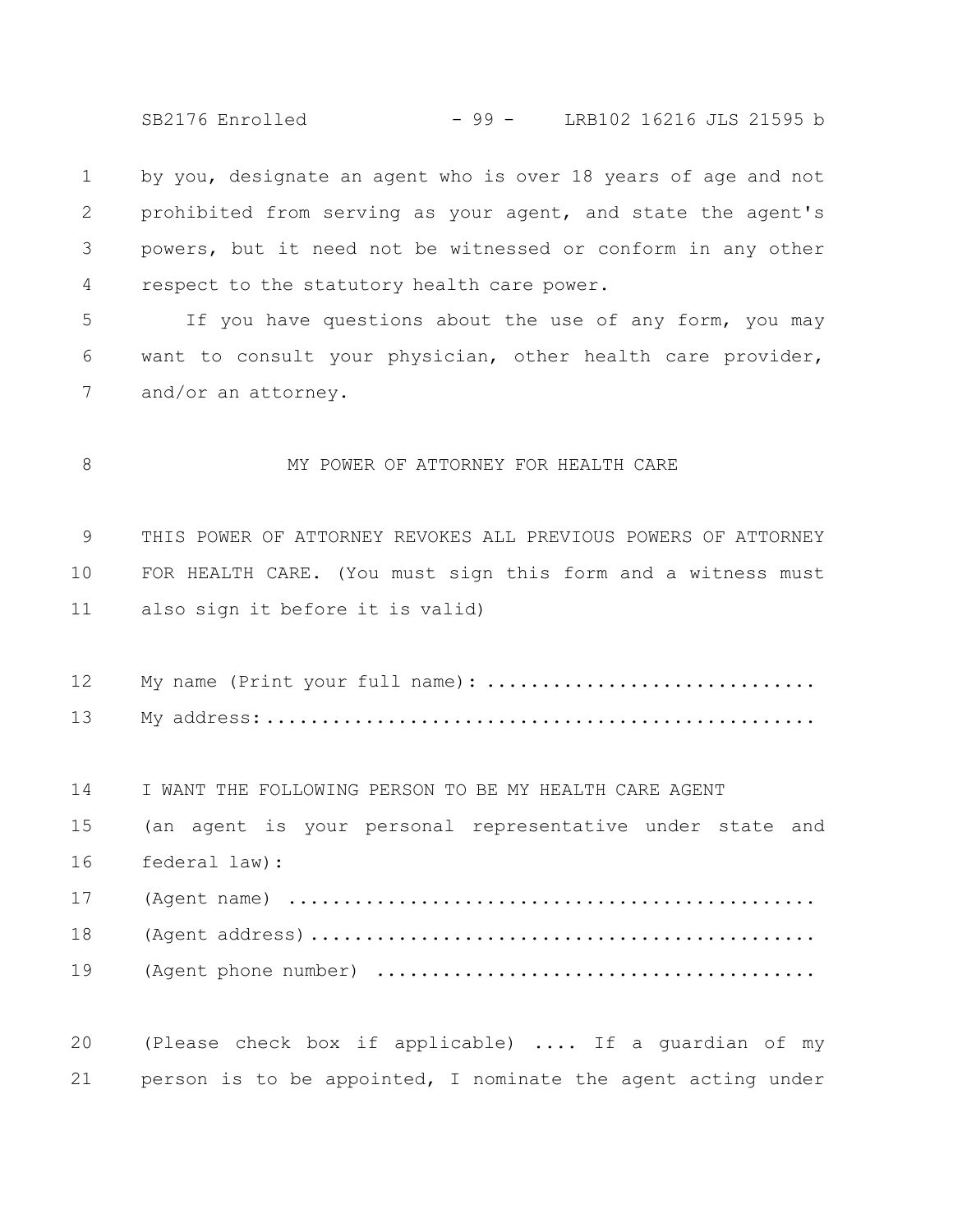by you, designate an agent who is over 18 years of age and not prohibited from serving as your agent, and state the agent's powers, but it need not be witnessed or conform in any other respect to the statutory health care power.

If you have questions about the use of any form, you may want to consult your physician, other health care provider, and/or an attorney.

MY POWER OF ATTORNEY FOR HEALTH CARE

THIS POWER OF ATTORNEY REVOKES ALL PREVIOUS POWERS OF ATTORNEY FOR HEALTH CARE. (You must sign this form and a witness must also sign it before it is valid)

My name (Print your full name): ............................
My address:.................................................

I WANT THE FOLLOWING PERSON TO BE MY HEALTH CARE AGENT
(an agent is your personal representative under state and federal law):
(Agent name) ...............................................
(Agent address).............................................
(Agent phone number) .......................................

(Please check box if applicable) .... If a guardian of my person is to be appointed, I nominate the agent acting under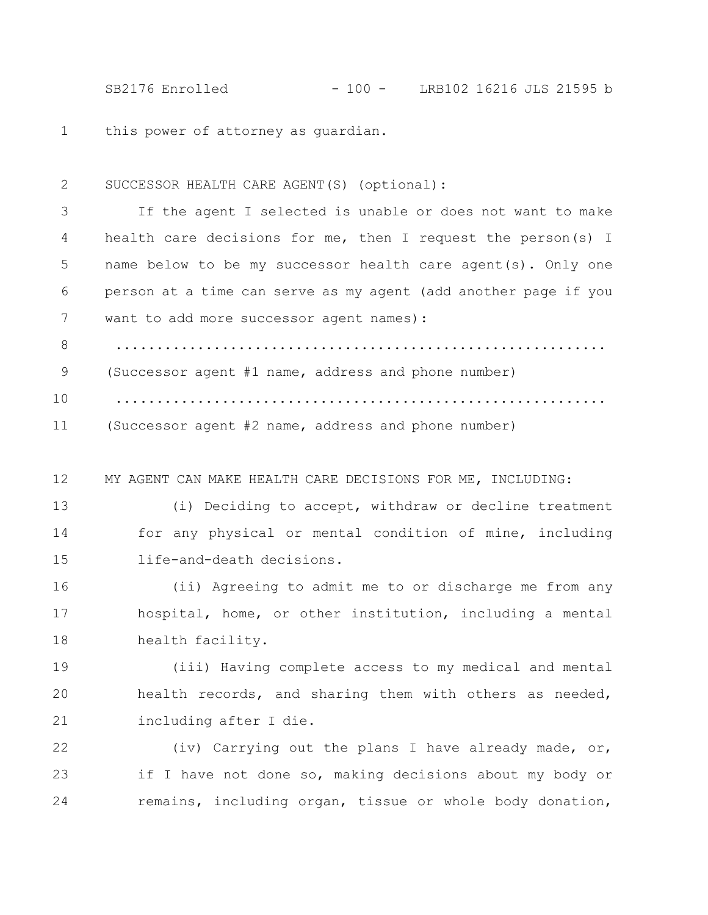this power of attorney as guardian.

SUCCESSOR HEALTH CARE AGENT(S) (optional):

If the agent I selected is unable or does not want to make health care decisions for me, then I request the person(s) I name below to be my successor health care agent(s). Only one person at a time can serve as my agent (add another page if you want to add more successor agent names):

.............................................................

(Successor agent #1 name, address and phone number)

.............................................................

(Successor agent #2 name, address and phone number)

MY AGENT CAN MAKE HEALTH CARE DECISIONS FOR ME, INCLUDING:

(i) Deciding to accept, withdraw or decline treatment for any physical or mental condition of mine, including life-and-death decisions.

(ii) Agreeing to admit me to or discharge me from any hospital, home, or other institution, including a mental health facility.

(iii) Having complete access to my medical and mental health records, and sharing them with others as needed, including after I die.

(iv) Carrying out the plans I have already made, or, if I have not done so, making decisions about my body or remains, including organ, tissue or whole body donation,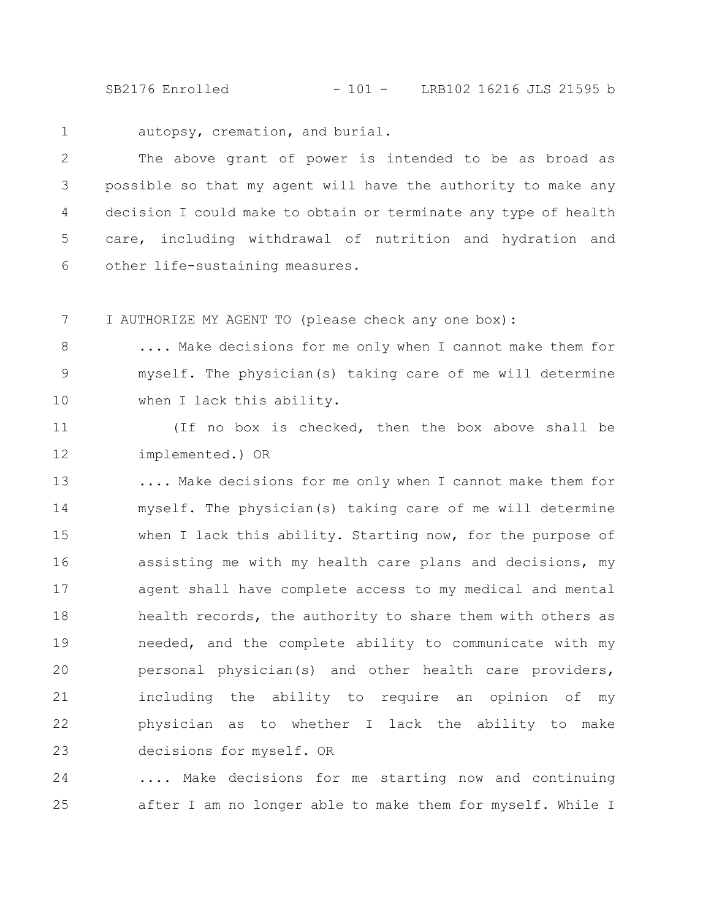autopsy, cremation, and burial.

The above grant of power is intended to be as broad as possible so that my agent will have the authority to make any decision I could make to obtain or terminate any type of health care, including withdrawal of nutrition and hydration and other life-sustaining measures.

I AUTHORIZE MY AGENT TO (please check any one box):

.... Make decisions for me only when I cannot make them for myself. The physician(s) taking care of me will determine when I lack this ability.

(If no box is checked, then the box above shall be implemented.) OR

.... Make decisions for me only when I cannot make them for myself. The physician(s) taking care of me will determine when I lack this ability. Starting now, for the purpose of assisting me with my health care plans and decisions, my agent shall have complete access to my medical and mental health records, the authority to share them with others as needed, and the complete ability to communicate with my personal physician(s) and other health care providers, including the ability to require an opinion of my physician as to whether I lack the ability to make decisions for myself. OR

.... Make decisions for me starting now and continuing after I am no longer able to make them for myself. While I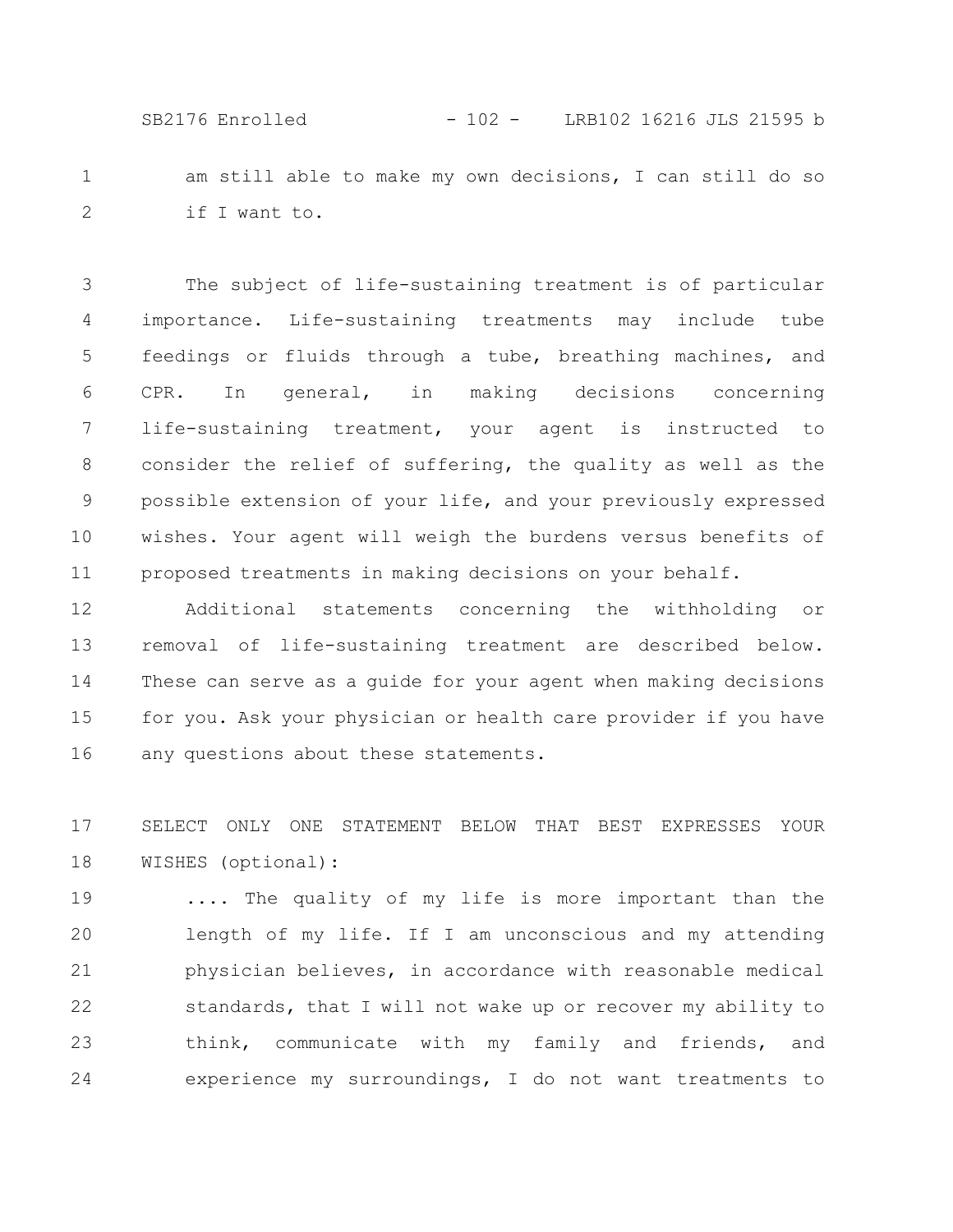am still able to make my own decisions, I can still do so if I want to.

The subject of life-sustaining treatment is of particular importance. Life-sustaining treatments may include tube feedings or fluids through a tube, breathing machines, and CPR. In general, in making decisions concerning life-sustaining treatment, your agent is instructed to consider the relief of suffering, the quality as well as the possible extension of your life, and your previously expressed wishes. Your agent will weigh the burdens versus benefits of proposed treatments in making decisions on your behalf.

Additional statements concerning the withholding or removal of life-sustaining treatment are described below. These can serve as a guide for your agent when making decisions for you. Ask your physician or health care provider if you have any questions about these statements.

SELECT ONLY ONE STATEMENT BELOW THAT BEST EXPRESSES YOUR WISHES (optional):

.... The quality of my life is more important than the length of my life. If I am unconscious and my attending physician believes, in accordance with reasonable medical standards, that I will not wake up or recover my ability to think, communicate with my family and friends, and experience my surroundings, I do not want treatments to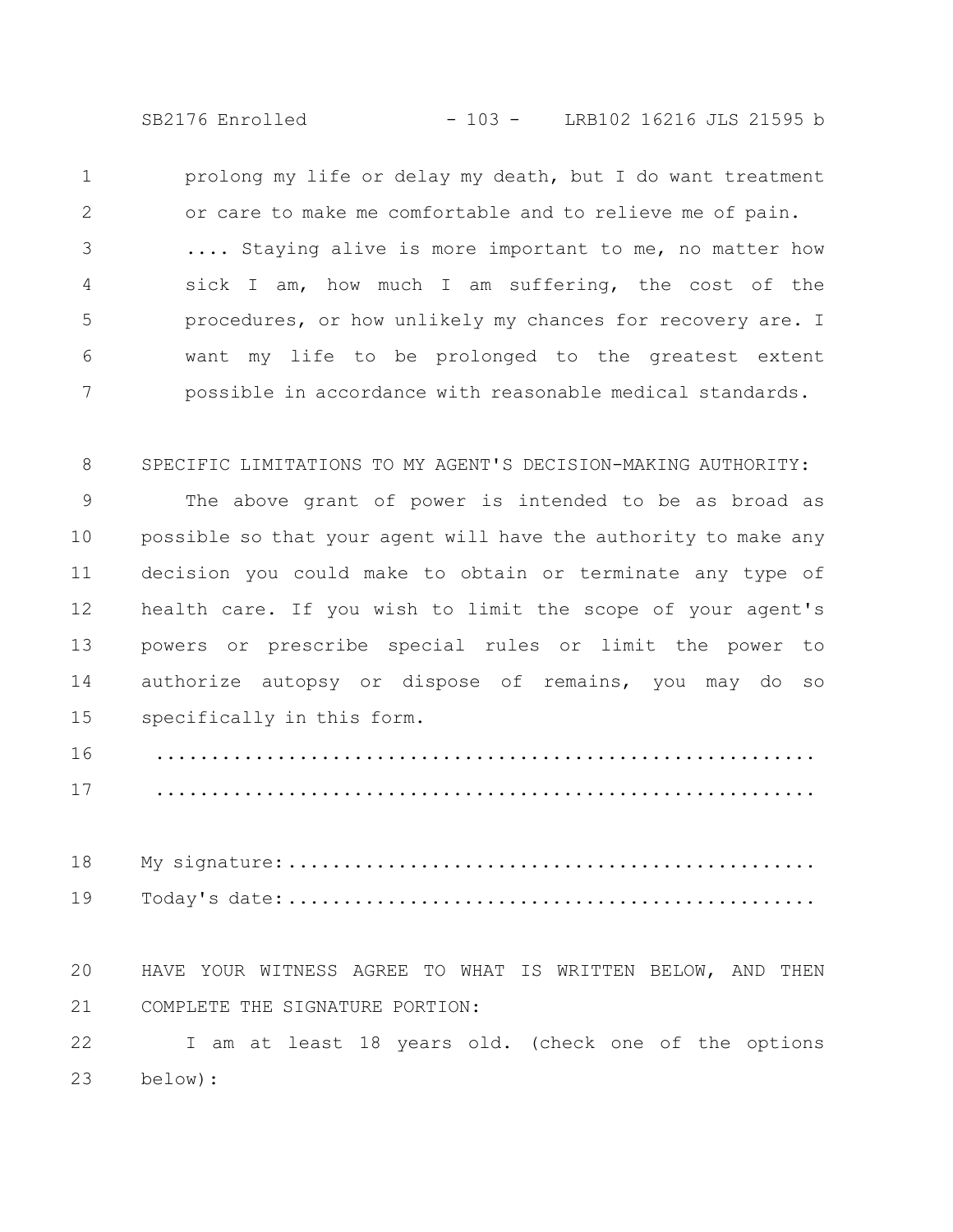prolong my life or delay my death, but I do want treatment or care to make me comfortable and to relieve me of pain.

.... Staying alive is more important to me, no matter how sick I am, how much I am suffering, the cost of the procedures, or how unlikely my chances for recovery are. I want my life to be prolonged to the greatest extent possible in accordance with reasonable medical standards.

SPECIFIC LIMITATIONS TO MY AGENT'S DECISION-MAKING AUTHORITY:

The above grant of power is intended to be as broad as possible so that your agent will have the authority to make any decision you could make to obtain or terminate any type of health care. If you wish to limit the scope of your agent's powers or prescribe special rules or limit the power to authorize autopsy or dispose of remains, you may do so specifically in this form.

..........................................................

..........................................................

My signature:...............................................

Today's date:...............................................

HAVE YOUR WITNESS AGREE TO WHAT IS WRITTEN BELOW, AND THEN COMPLETE THE SIGNATURE PORTION:

I am at least 18 years old. (check one of the options below):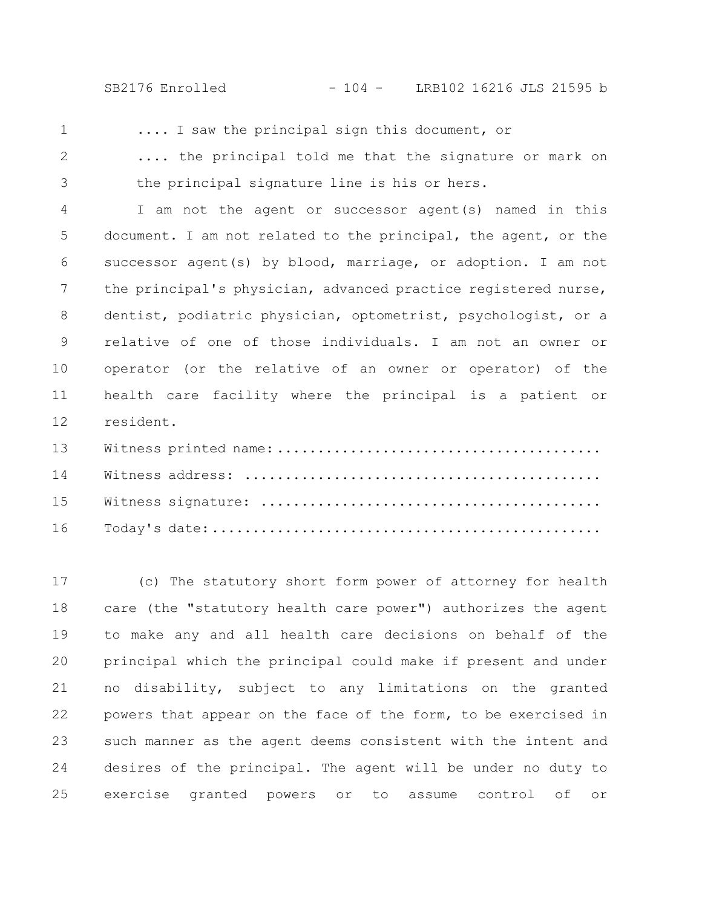.... I saw the principal sign this document, or

.... the principal told me that the signature or mark on the principal signature line is his or hers.

I am not the agent or successor agent(s) named in this document. I am not related to the principal, the agent, or the successor agent(s) by blood, marriage, or adoption. I am not the principal's physician, advanced practice registered nurse, dentist, podiatric physician, optometrist, psychologist, or a relative of one of those individuals. I am not an owner or operator (or the relative of an owner or operator) of the health care facility where the principal is a patient or resident.

Witness printed name:.......................................

Witness address: ...........................................

Witness signature: .........................................

Today's date:...............................................

(c) The statutory short form power of attorney for health care (the "statutory health care power") authorizes the agent to make any and all health care decisions on behalf of the principal which the principal could make if present and under no disability, subject to any limitations on the granted powers that appear on the face of the form, to be exercised in such manner as the agent deems consistent with the intent and desires of the principal. The agent will be under no duty to exercise granted powers or to assume control of or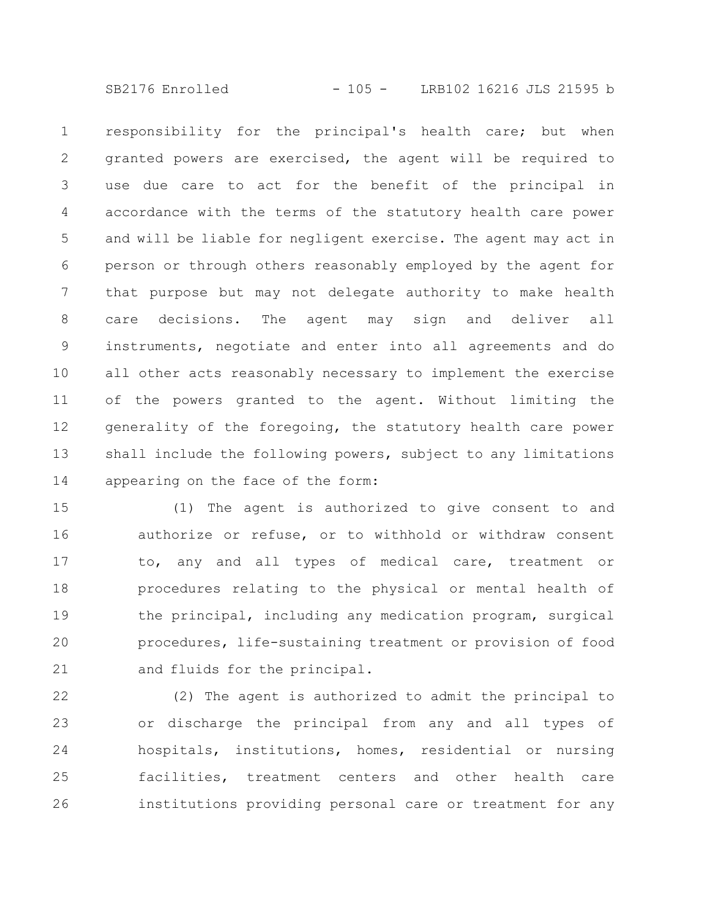responsibility for the principal's health care; but when granted powers are exercised, the agent will be required to use due care to act for the benefit of the principal in accordance with the terms of the statutory health care power and will be liable for negligent exercise. The agent may act in person or through others reasonably employed by the agent for that purpose but may not delegate authority to make health care decisions. The agent may sign and deliver all instruments, negotiate and enter into all agreements and do all other acts reasonably necessary to implement the exercise of the powers granted to the agent. Without limiting the generality of the foregoing, the statutory health care power shall include the following powers, subject to any limitations appearing on the face of the form:

(1) The agent is authorized to give consent to and authorize or refuse, or to withhold or withdraw consent to, any and all types of medical care, treatment or procedures relating to the physical or mental health of the principal, including any medication program, surgical procedures, life-sustaining treatment or provision of food and fluids for the principal.

(2) The agent is authorized to admit the principal to or discharge the principal from any and all types of hospitals, institutions, homes, residential or nursing facilities, treatment centers and other health care institutions providing personal care or treatment for any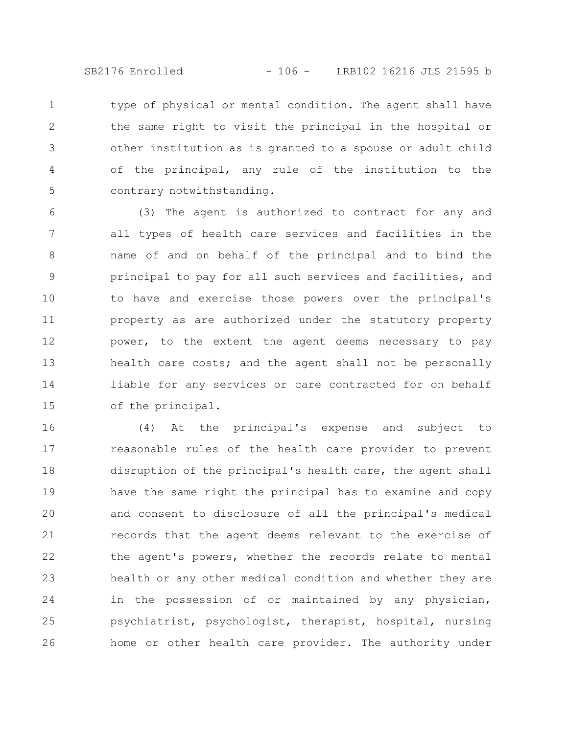type of physical or mental condition. The agent shall have the same right to visit the principal in the hospital or other institution as is granted to a spouse or adult child of the principal, any rule of the institution to the contrary notwithstanding.

(3) The agent is authorized to contract for any and all types of health care services and facilities in the name of and on behalf of the principal and to bind the principal to pay for all such services and facilities, and to have and exercise those powers over the principal's property as are authorized under the statutory property power, to the extent the agent deems necessary to pay health care costs; and the agent shall not be personally liable for any services or care contracted for on behalf of the principal.

(4) At the principal's expense and subject to reasonable rules of the health care provider to prevent disruption of the principal's health care, the agent shall have the same right the principal has to examine and copy and consent to disclosure of all the principal's medical records that the agent deems relevant to the exercise of the agent's powers, whether the records relate to mental health or any other medical condition and whether they are in the possession of or maintained by any physician, psychiatrist, psychologist, therapist, hospital, nursing home or other health care provider. The authority under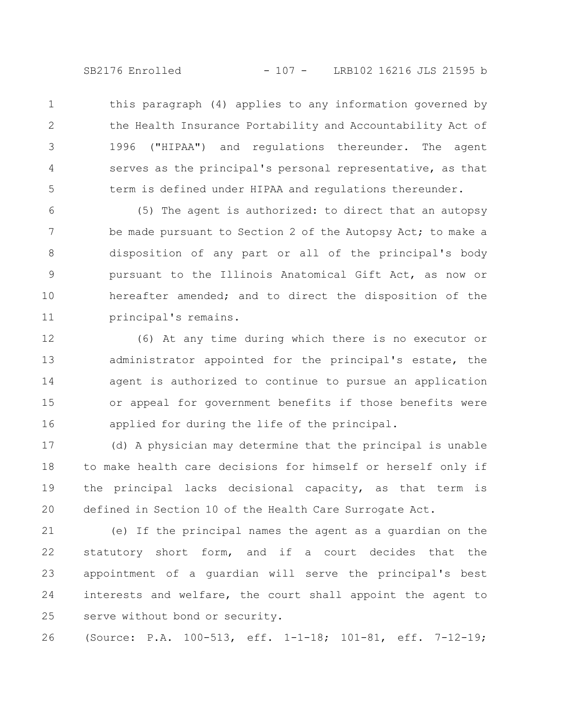this paragraph (4) applies to any information governed by the Health Insurance Portability and Accountability Act of 1996 ("HIPAA") and regulations thereunder. The agent serves as the principal's personal representative, as that term is defined under HIPAA and regulations thereunder.

(5) The agent is authorized: to direct that an autopsy be made pursuant to Section 2 of the Autopsy Act; to make a disposition of any part or all of the principal's body pursuant to the Illinois Anatomical Gift Act, as now or hereafter amended; and to direct the disposition of the principal's remains.

(6) At any time during which there is no executor or administrator appointed for the principal's estate, the agent is authorized to continue to pursue an application or appeal for government benefits if those benefits were applied for during the life of the principal.

(d) A physician may determine that the principal is unable to make health care decisions for himself or herself only if the principal lacks decisional capacity, as that term is defined in Section 10 of the Health Care Surrogate Act.

(e) If the principal names the agent as a guardian on the statutory short form, and if a court decides that the appointment of a guardian will serve the principal's best interests and welfare, the court shall appoint the agent to serve without bond or security.

(Source: P.A. 100-513, eff. 1-1-18; 101-81, eff. 7-12-19;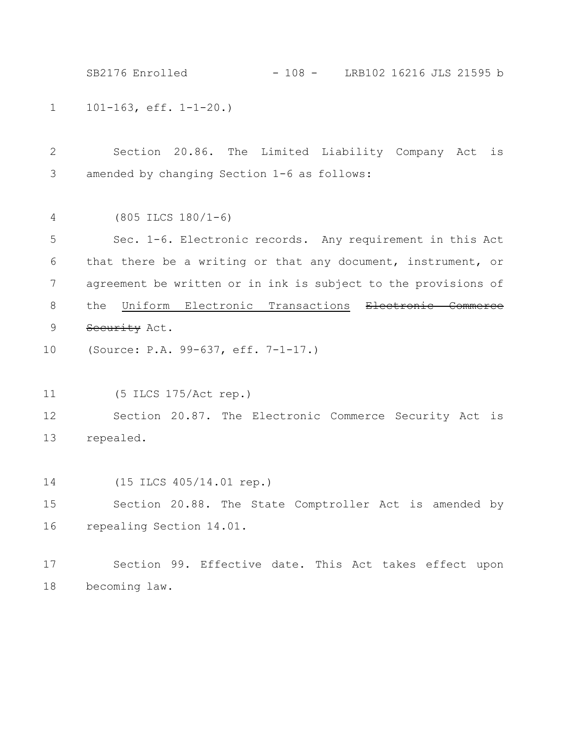101-163, eff. 1-1-20.)

Section 20.86. The Limited Liability Company Act is amended by changing Section 1-6 as follows:

(805 ILCS 180/1-6)

Sec. 1-6. Electronic records. Any requirement in this Act that there be a writing or that any document, instrument, or agreement be written or in ink is subject to the provisions of the <u>Uniform Electronic Transactions</u> ~~Electronic Commerce Security~~ Act.

(Source: P.A. 99-637, eff. 7-1-17.)

(5 ILCS 175/Act rep.)

Section 20.87. The Electronic Commerce Security Act is repealed.

(15 ILCS 405/14.01 rep.)

Section 20.88. The State Comptroller Act is amended by repealing Section 14.01.

Section 99. Effective date. This Act takes effect upon becoming law.